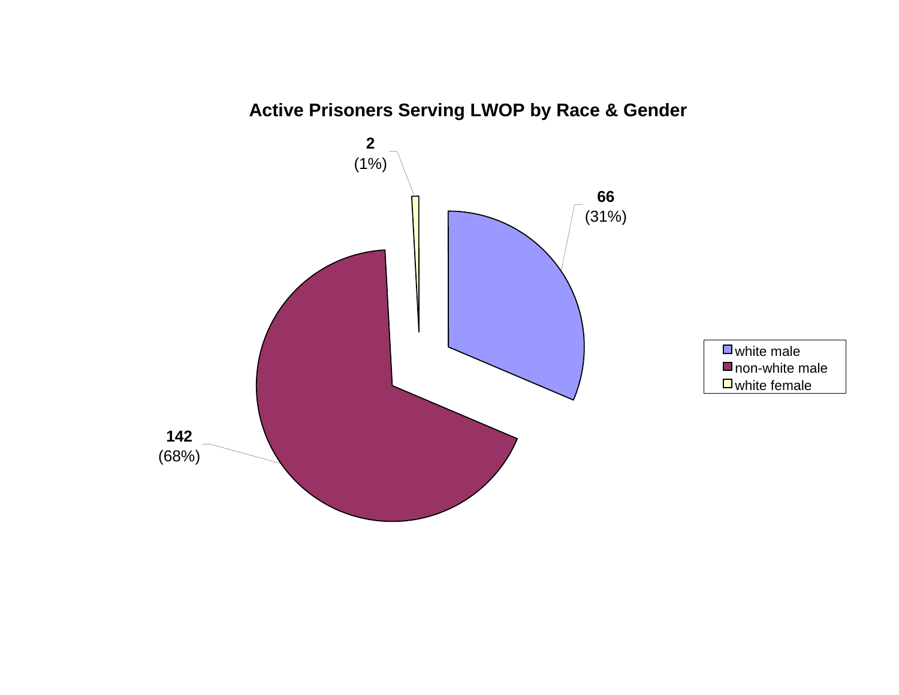## Active Prisoners Serving LWOP by Race & Gender

| Category | Count | Percent |
|---|---|---|
| white male | 66 | (31%) |
| non-white male | 142 | (68%) |
| white female | 2 | (1%) |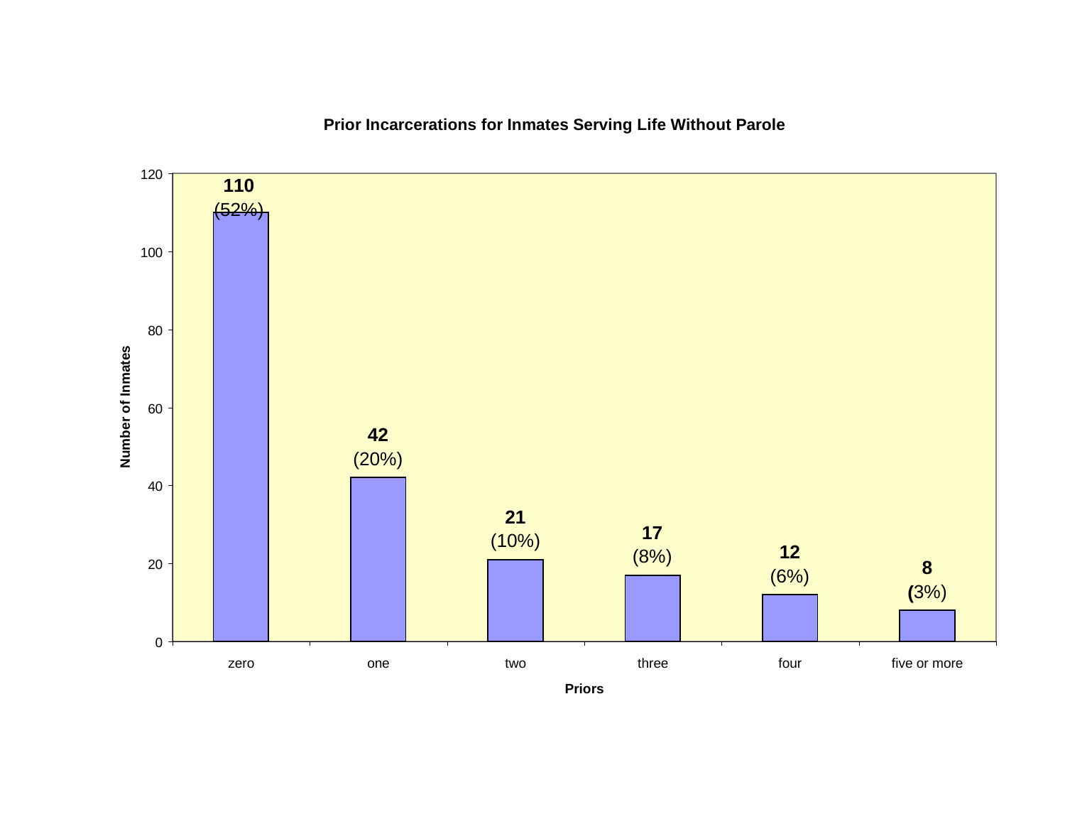**Prior Incarcerations for Inmates Serving Life Without Parole**

| Priors | Number of Inmates | Percent |
|---|---|---|
| zero | 110 | (52%) |
| one | 42 | (20%) |
| two | 21 | (10%) |
| three | 17 | (8%) |
| four | 12 | (6%) |
| five or more | 8 | (3%) |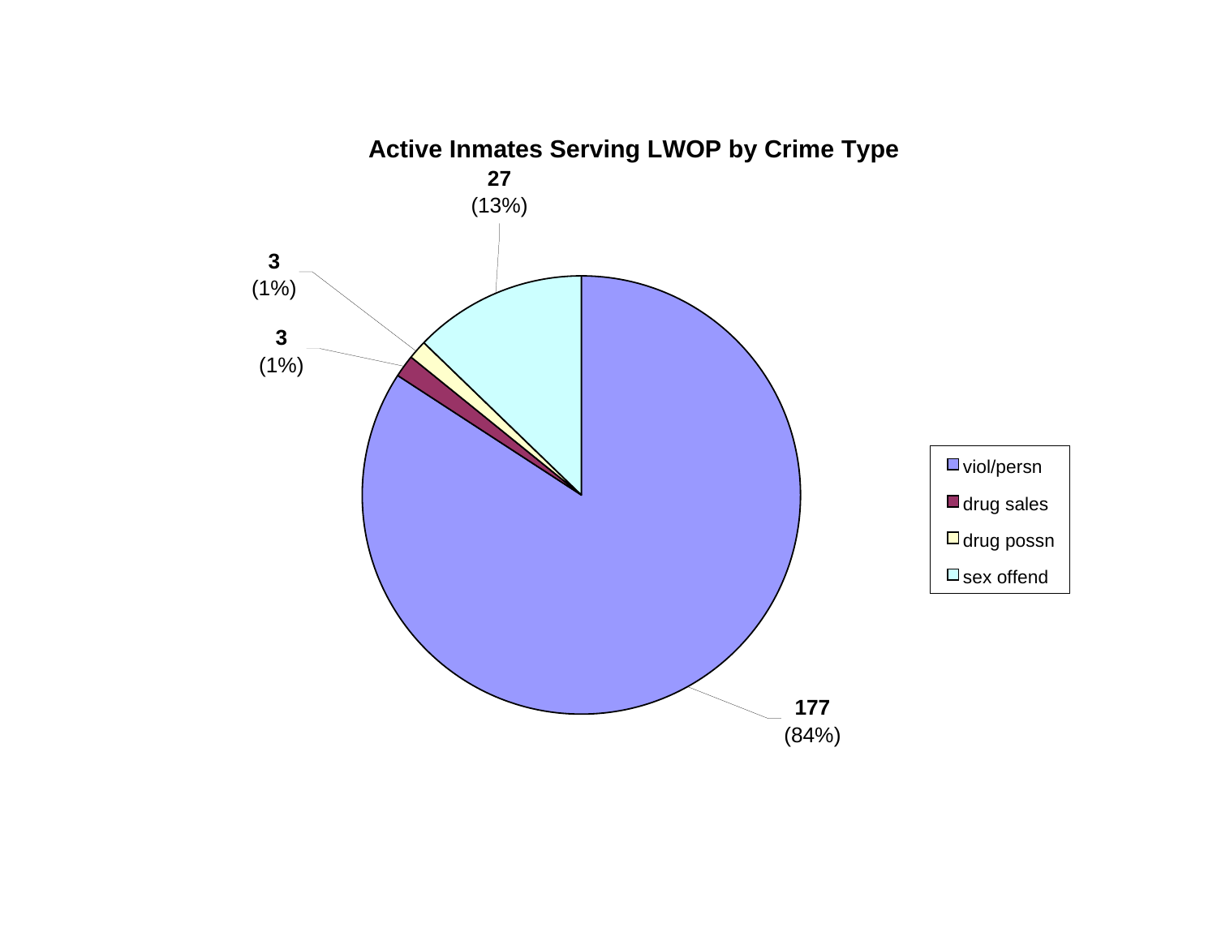## Active Inmates Serving LWOP by Crime Type

| Crime Type | Count | Percent |
|---|---|---|
| viol/persn | 177 | (84%) |
| drug sales | 3 | (1%) |
| drug possn | 3 | (1%) |
| sex offend | 27 | (13%) |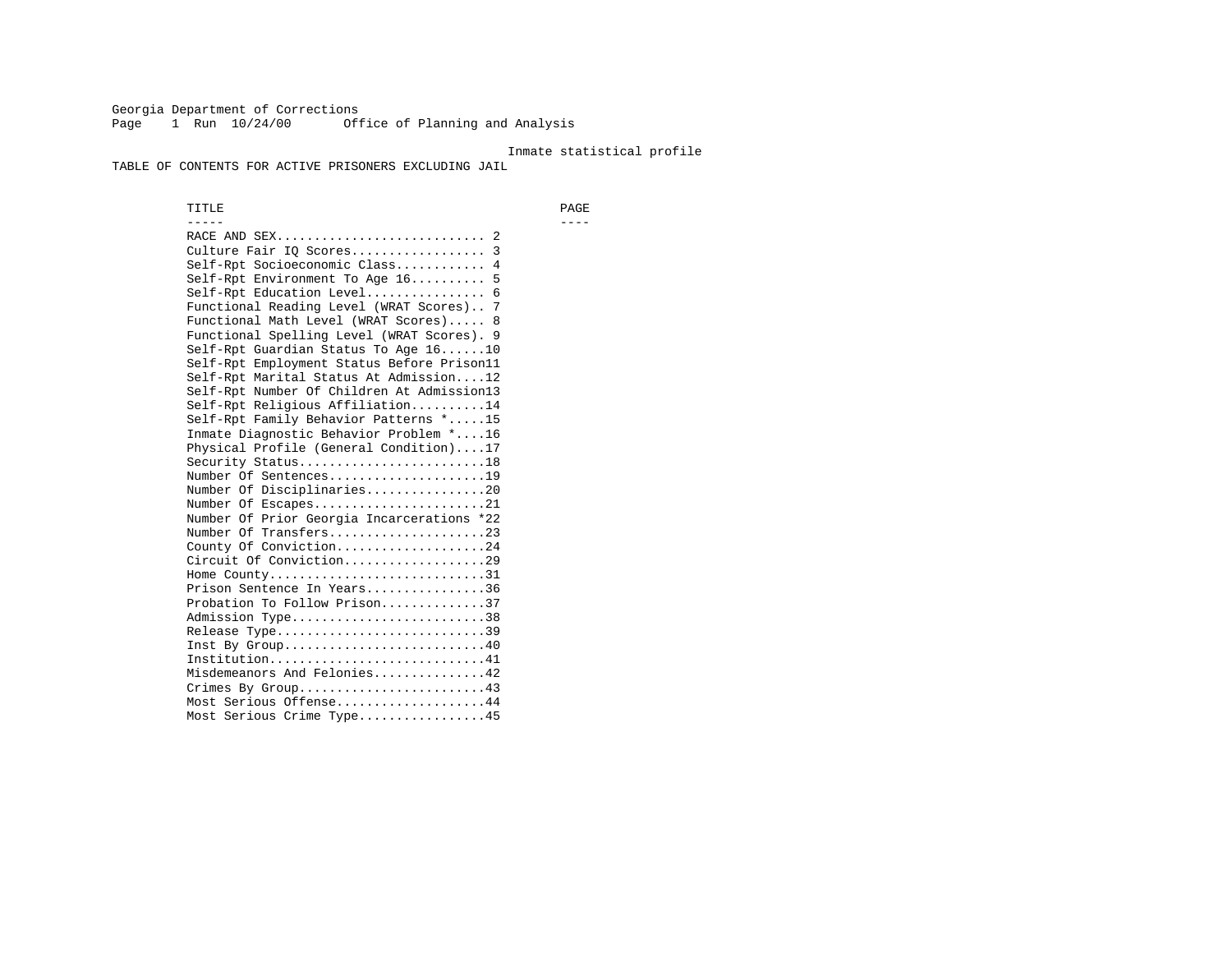Georgia Department of Corrections
Office of Planning and Analysis

Inmate statistical profile

TABLE OF CONTENTS FOR ACTIVE PRISONERS EXCLUDING JAIL

| TITLE | PAGE |
|---|---|
| RACE AND SEX | 2 |
| Culture Fair IQ Scores | 3 |
| Self-Rpt Socioeconomic Class | 4 |
| Self-Rpt Environment To Age 16 | 5 |
| Self-Rpt Education Level | 6 |
| Functional Reading Level (WRAT Scores) | 7 |
| Functional Math Level (WRAT Scores) | 8 |
| Functional Spelling Level (WRAT Scores) | 9 |
| Self-Rpt Guardian Status To Age 16 | 10 |
| Self-Rpt Employment Status Before Prison | 11 |
| Self-Rpt Marital Status At Admission | 12 |
| Self-Rpt Number Of Children At Admission | 13 |
| Self-Rpt Religious Affiliation | 14 |
| Self-Rpt Family Behavior Patterns * | 15 |
| Inmate Diagnostic Behavior Problem * | 16 |
| Physical Profile (General Condition) | 17 |
| Security Status | 18 |
| Number Of Sentences | 19 |
| Number Of Disciplinaries | 20 |
| Number Of Escapes | 21 |
| Number Of Prior Georgia Incarcerations * | 22 |
| Number Of Transfers | 23 |
| County Of Conviction | 24 |
| Circuit Of Conviction | 29 |
| Home County | 31 |
| Prison Sentence In Years | 36 |
| Probation To Follow Prison | 37 |
| Admission Type | 38 |
| Release Type | 39 |
| Inst By Group | 40 |
| Institution | 41 |
| Misdemeanors And Felonies | 42 |
| Crimes By Group | 43 |
| Most Serious Offense | 44 |
| Most Serious Crime Type | 45 |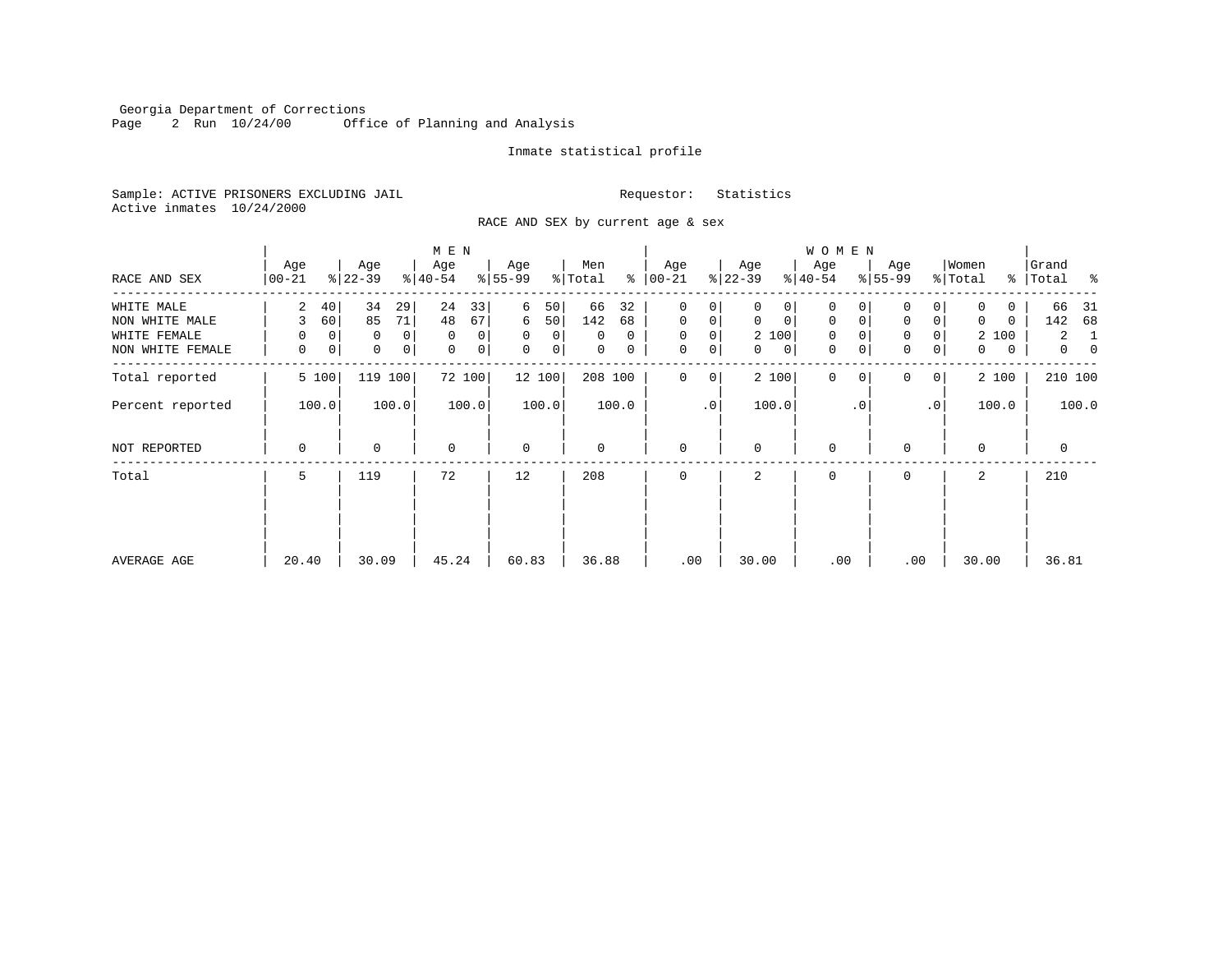Georgia Department of Corrections
Office of Planning and Analysis

Inmate statistical profile

Sample: ACTIVE PRISONERS EXCLUDING JAIL    Requestor: Statistics
Active inmates 10/24/2000

RACE AND SEX by current age & sex

| RACE AND SEX | MEN Age 00-21 | % | Age 22-39 | % | Age 40-54 | % | Age 55-99 | % | Men Total | % | WOMEN Age 00-21 | % | Age 22-39 | % | Age 40-54 | % | Age 55-99 | % | Women Total | % | Grand Total | % |
|---|---|---|---|---|---|---|---|---|---|---|---|---|---|---|---|---|---|---|---|---|---|---|
| WHITE MALE | 2 | 40 | 34 | 29 | 24 | 33 | 6 | 50 | 66 | 32 | 0 | 0 | 0 | 0 | 0 | 0 | 0 | 0 | 0 | 0 | 66 | 31 |
| NON WHITE MALE | 3 | 60 | 85 | 71 | 48 | 67 | 6 | 50 | 142 | 68 | 0 | 0 | 0 | 0 | 0 | 0 | 0 | 0 | 0 | 0 | 142 | 68 |
| WHITE FEMALE | 0 | 0 | 0 | 0 | 0 | 0 | 0 | 0 | 0 | 0 | 0 | 0 | 2 | 100 | 0 | 0 | 0 | 0 | 2 | 100 | 2 | 1 |
| NON WHITE FEMALE | 0 | 0 | 0 | 0 | 0 | 0 | 0 | 0 | 0 | 0 | 0 | 0 | 0 | 0 | 0 | 0 | 0 | 0 | 0 | 0 | 0 | 0 |
| Total reported | 5 | 100 | 119 | 100 | 72 | 100 | 12 | 100 | 208 | 100 | 0 | 0 | 2 | 100 | 0 | 0 | 0 | 0 | 2 | 100 | 210 | 100 |
| Percent reported | | 100.0 | | 100.0 | | 100.0 | | 100.0 | | 100.0 | | .0 | | 100.0 | | .0 | | .0 | | 100.0 | | 100.0 |
| NOT REPORTED | 0 | | 0 | | 0 | | 0 | | 0 | | 0 | | 0 | | 0 | | 0 | | 0 | | 0 | |
| Total | 5 | | 119 | | 72 | | 12 | | 208 | | 0 | | 2 | | 0 | | 0 | | 2 | | 210 | |
| AVERAGE AGE | 20.40 | | 30.09 | | 45.24 | | 60.83 | | 36.88 | | .00 | | 30.00 | | .00 | | .00 | | 30.00 | | 36.81 | |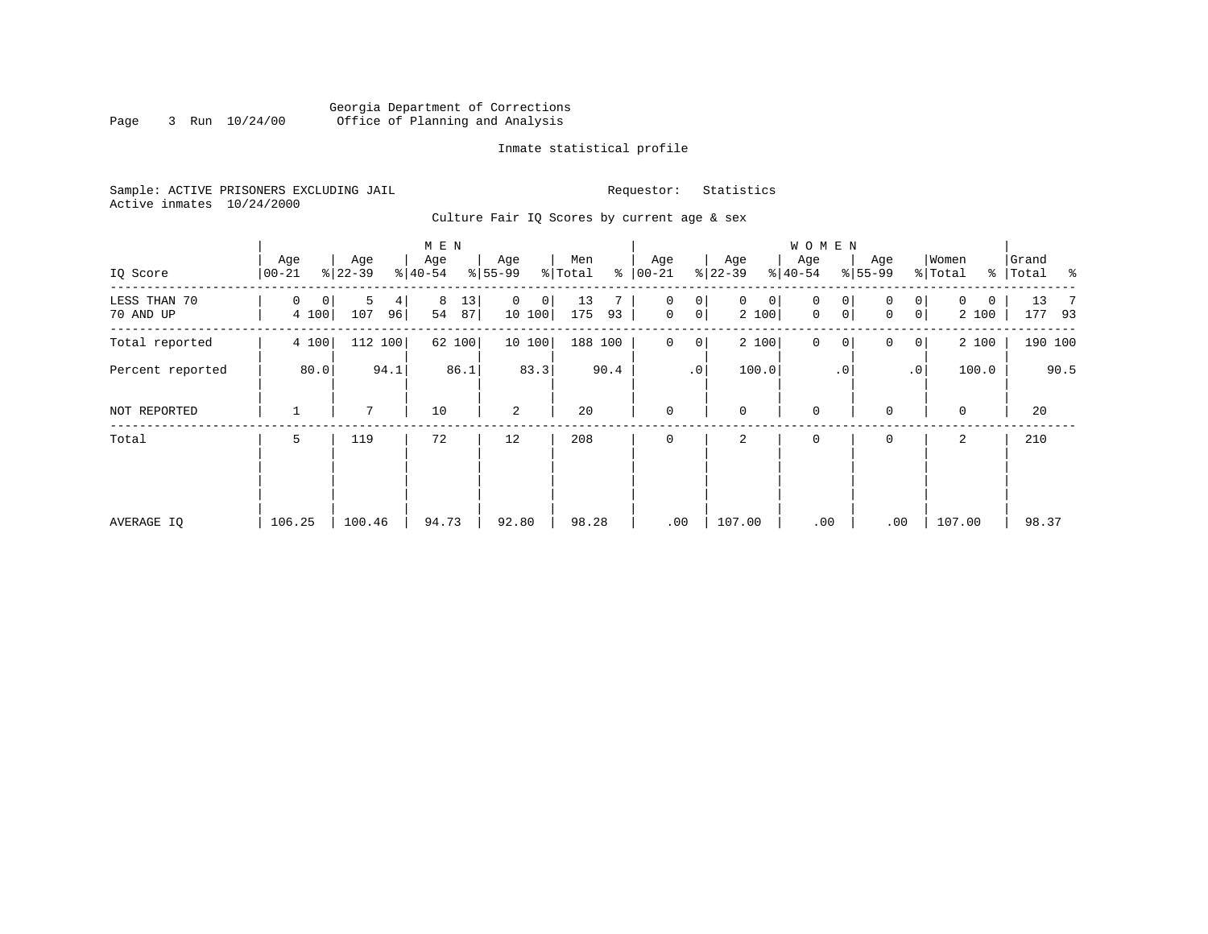Georgia Department of Corrections
Office of Planning and Analysis

Inmate statistical profile

Sample: ACTIVE PRISONERS EXCLUDING JAIL    Requestor: Statistics
Active inmates 10/24/2000

Culture Fair IQ Scores by current age & sex

| IQ Score | MEN Age 00-21 | % | Age 22-39 | % | Age 40-54 | % | Age 55-99 | % | Men Total | % | WOMEN Age 00-21 | % | Age 22-39 | % | Age 40-54 | % | Age 55-99 | % | Women Total | % | Grand Total | % |
|---|---|---|---|---|---|---|---|---|---|---|---|---|---|---|---|---|---|---|---|---|---|---|
| LESS THAN 70 | 0 | 0 | 5 | 4 | 8 | 13 | 0 | 0 | 13 | 7 | 0 | 0 | 0 | 0 | 0 | 0 | 0 | 0 | 0 | 0 | 13 | 7 |
| 70 AND UP | 4 | 100 | 107 | 96 | 54 | 87 | 10 | 100 | 175 | 93 | 0 | 0 | 2 | 100 | 0 | 0 | 0 | 0 | 2 | 100 | 177 | 93 |
| Total reported | 4 | 100 | 112 | 100 | 62 | 100 | 10 | 100 | 188 | 100 | 0 | 0 | 2 | 100 | 0 | 0 | 0 | 0 | 2 | 100 | 190 | 100 |
| Percent reported | | 80.0 | | 94.1 | | 86.1 | | 83.3 | | 90.4 | | .0 | | 100.0 | | .0 | | .0 | | 100.0 | | 90.5 |
| NOT REPORTED | 1 | | 7 | | 10 | | 2 | | 20 | | 0 | | 0 | | 0 | | 0 | | 0 | | 20 | |
| Total | 5 | | 119 | | 72 | | 12 | | 208 | | 0 | | 2 | | 0 | | 0 | | 2 | | 210 | |
| AVERAGE IQ | 106.25 | | 100.46 | | 94.73 | | 92.80 | | 98.28 | | .00 | | 107.00 | | .00 | | .00 | | 107.00 | | 98.37 | |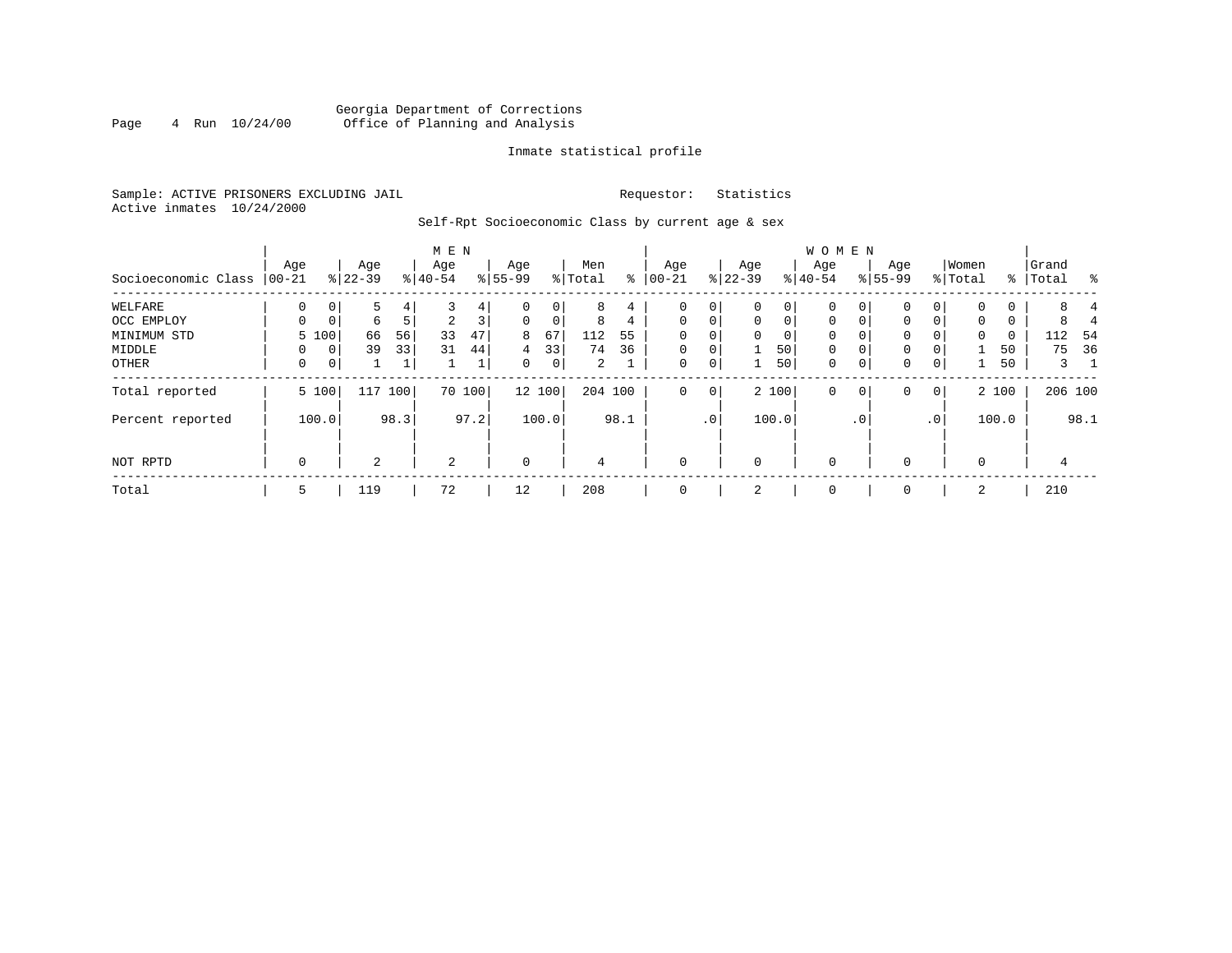Georgia Department of Corrections
Office of Planning and Analysis

Inmate statistical profile

Sample: ACTIVE PRISONERS EXCLUDING JAIL　　　　Requestor: Statistics
Active inmates 10/24/2000

Self-Rpt Socioeconomic Class by current age & sex

| | MEN | | | | | | | | | | WOMEN | | | | | | | | | | | |
|---|---|---|---|---|---|---|---|---|---|---|---|---|---|---|---|---|---|---|---|---|---|---|
| Socioeconomic Class | Age 00-21 | % | Age 22-39 | % | Age 40-54 | % | Age 55-99 | % | Men Total | % | Age 00-21 | % | Age 22-39 | % | Age 40-54 | % | Age 55-99 | % | Women Total | % | Grand Total | % |
| WELFARE | 0 | 0 | 5 | 4 | 3 | 4 | 0 | 0 | 8 | 4 | 0 | 0 | 0 | 0 | 0 | 0 | 0 | 0 | 0 | 0 | 8 | 4 |
| OCC EMPLOY | 0 | 0 | 6 | 5 | 2 | 3 | 0 | 0 | 8 | 4 | 0 | 0 | 0 | 0 | 0 | 0 | 0 | 0 | 0 | 0 | 8 | 4 |
| MINIMUM STD | 5 | 100 | 66 | 56 | 33 | 47 | 8 | 67 | 112 | 55 | 0 | 0 | 0 | 0 | 0 | 0 | 0 | 0 | 0 | 0 | 112 | 54 |
| MIDDLE | 0 | 0 | 39 | 33 | 31 | 44 | 4 | 33 | 74 | 36 | 0 | 0 | 1 | 50 | 0 | 0 | 0 | 0 | 1 | 50 | 75 | 36 |
| OTHER | 0 | 0 | 1 | 1 | 1 | 1 | 0 | 0 | 2 | 1 | 0 | 0 | 1 | 50 | 0 | 0 | 0 | 0 | 1 | 50 | 3 | 1 |
| Total reported | 5 | 100 | 117 | 100 | 70 | 100 | 12 | 100 | 204 | 100 | 0 | 0 | 2 | 100 | 0 | 0 | 0 | 0 | 2 | 100 | 206 | 100 |
| Percent reported | | 100.0 | | 98.3 | | 97.2 | | 100.0 | | 98.1 | | .0 | | 100.0 | | .0 | | .0 | | 100.0 | | 98.1 |
| NOT RPTD | 0 | | 2 | | 2 | | 0 | | 4 | | 0 | | 0 | | 0 | | 0 | | 0 | | 4 | |
| Total | 5 | | 119 | | 72 | | 12 | | 208 | | 0 | | 2 | | 0 | | 0 | | 2 | | 210 | |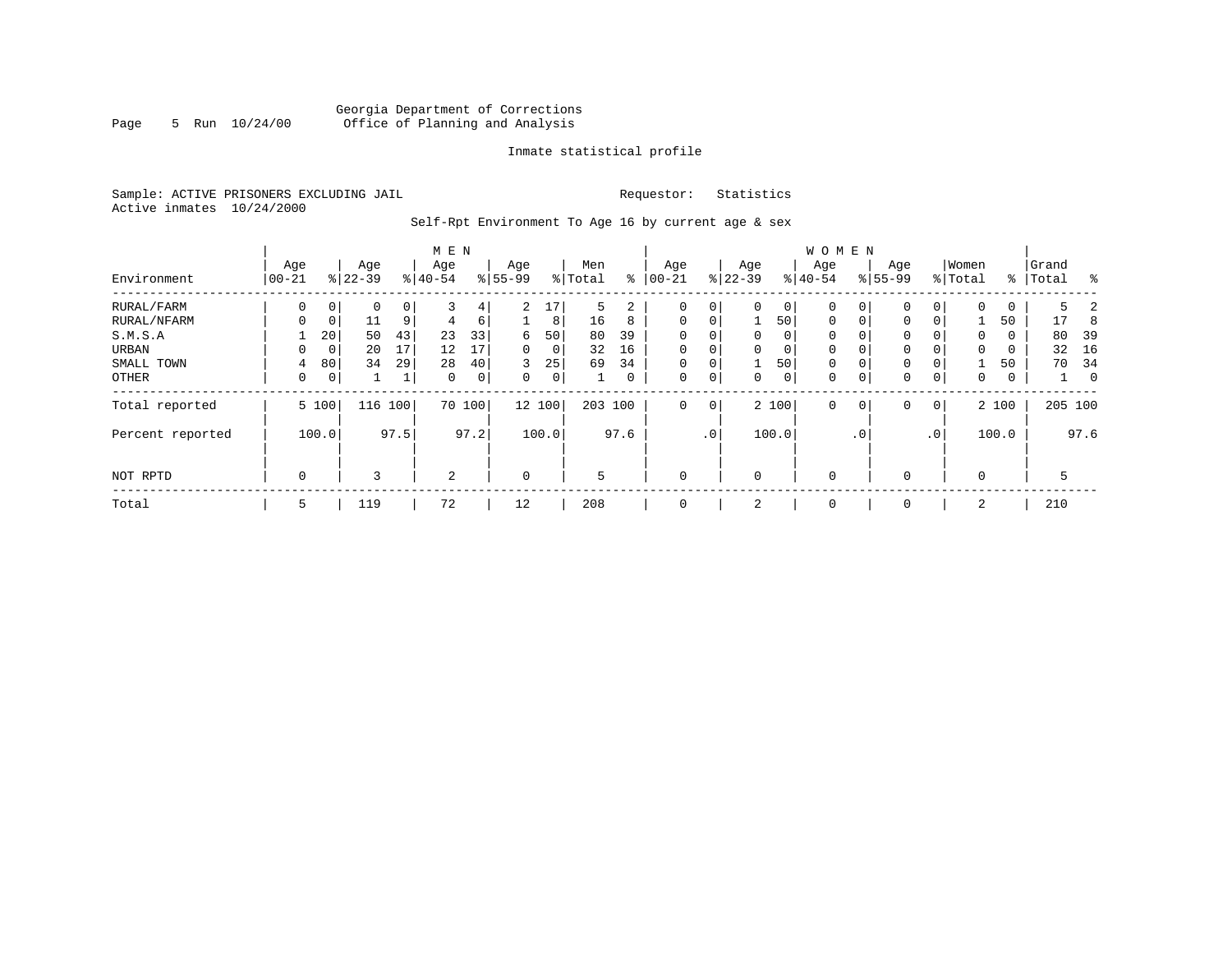Georgia Department of Corrections
Office of Planning and Analysis

Inmate statistical profile

Sample: ACTIVE PRISONERS EXCLUDING JAIL

Requestor: Statistics

Active inmates 10/24/2000

Self-Rpt Environment To Age 16 by current age & sex

| Environment | MEN Age 00-21 | % | Age 22-39 | % | Age 40-54 | % | Age 55-99 | % | Men Total | % | WOMEN Age 00-21 | % | Age 22-39 | % | Age 40-54 | % | Age 55-99 | % | Women Total | % | Grand Total | % |
|---|---|---|---|---|---|---|---|---|---|---|---|---|---|---|---|---|---|---|---|---|---|---|
| RURAL/FARM | 0 | 0 | 0 | 0 | 3 | 4 | 2 | 17 | 5 | 2 | 0 | 0 | 0 | 0 | 0 | 0 | 0 | 0 | 0 | 0 | 5 | 2 |
| RURAL/NFARM | 0 | 0 | 11 | 9 | 4 | 6 | 1 | 8 | 16 | 8 | 0 | 0 | 1 | 50 | 0 | 0 | 0 | 0 | 1 | 50 | 17 | 8 |
| S.M.S.A | 1 | 20 | 50 | 43 | 23 | 33 | 6 | 50 | 80 | 39 | 0 | 0 | 0 | 0 | 0 | 0 | 0 | 0 | 0 | 0 | 80 | 39 |
| URBAN | 0 | 0 | 20 | 17 | 12 | 17 | 0 | 0 | 32 | 16 | 0 | 0 | 0 | 0 | 0 | 0 | 0 | 0 | 0 | 0 | 32 | 16 |
| SMALL TOWN | 4 | 80 | 34 | 29 | 28 | 40 | 3 | 25 | 69 | 34 | 0 | 0 | 1 | 50 | 0 | 0 | 0 | 0 | 1 | 50 | 70 | 34 |
| OTHER | 0 | 0 | 1 | 1 | 0 | 0 | 0 | 0 | 1 | 0 | 0 | 0 | 0 | 0 | 0 | 0 | 0 | 0 | 0 | 0 | 1 | 0 |
| Total reported | 5 | 100 | 116 | 100 | 70 | 100 | 12 | 100 | 203 | 100 | 0 | 0 | 2 | 100 | 0 | 0 | 0 | 0 | 2 | 100 | 205 | 100 |
| Percent reported | | 100.0 | | 97.5 | | 97.2 | | 100.0 | | 97.6 | | .0 | | 100.0 | | .0 | | .0 | | 100.0 | | 97.6 |
| NOT RPTD | 0 | | 3 | | 2 | | 0 | | 5 | | 0 | | 0 | | 0 | | 0 | | 0 | | 5 | |
| Total | 5 | | 119 | | 72 | | 12 | | 208 | | 0 | | 2 | | 0 | | 0 | | 2 | | 210 | |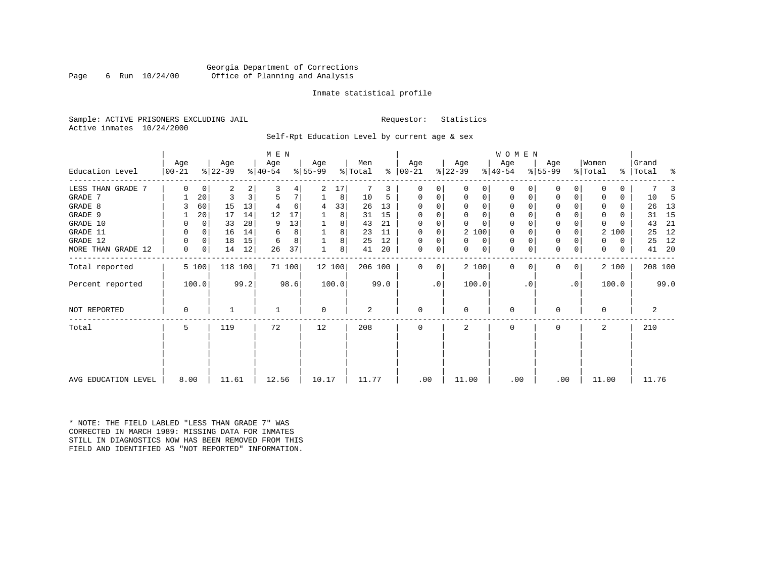Georgia Department of Corrections
Office of Planning and Analysis

Inmate statistical profile

Sample: ACTIVE PRISONERS EXCLUDING JAIL    Requestor: Statistics
Active inmates 10/24/2000

Self-Rpt Education Level by current age & sex

| Education Level | MEN Age 00-21 | % | Age 22-39 | % | Age 40-54 | % | Age 55-99 | % | Men Total | % | WOMEN Age 00-21 | % | Age 22-39 | % | Age 40-54 | % | Age 55-99 | % | Women Total | % | Grand Total | % |
|---|---|---|---|---|---|---|---|---|---|---|---|---|---|---|---|---|---|---|---|---|---|---|
| LESS THAN GRADE 7 | 0 | 0 | 2 | 2 | 3 | 4 | 2 | 17 | 7 | 3 | 0 | 0 | 0 | 0 | 0 | 0 | 0 | 0 | 0 | 0 | 7 | 3 |
| GRADE 7 | 1 | 20 | 3 | 3 | 5 | 7 | 1 | 8 | 10 | 5 | 0 | 0 | 0 | 0 | 0 | 0 | 0 | 0 | 0 | 0 | 10 | 5 |
| GRADE 8 | 3 | 60 | 15 | 13 | 4 | 6 | 4 | 33 | 26 | 13 | 0 | 0 | 0 | 0 | 0 | 0 | 0 | 0 | 0 | 0 | 26 | 13 |
| GRADE 9 | 1 | 20 | 17 | 14 | 12 | 17 | 1 | 8 | 31 | 15 | 0 | 0 | 0 | 0 | 0 | 0 | 0 | 0 | 0 | 0 | 31 | 15 |
| GRADE 10 | 0 | 0 | 33 | 28 | 9 | 13 | 1 | 8 | 43 | 21 | 0 | 0 | 0 | 0 | 0 | 0 | 0 | 0 | 0 | 0 | 43 | 21 |
| GRADE 11 | 0 | 0 | 16 | 14 | 6 | 8 | 1 | 8 | 23 | 11 | 0 | 0 | 2 | 100 | 0 | 0 | 0 | 0 | 2 | 100 | 25 | 12 |
| GRADE 12 | 0 | 0 | 18 | 15 | 6 | 8 | 1 | 8 | 25 | 12 | 0 | 0 | 0 | 0 | 0 | 0 | 0 | 0 | 0 | 0 | 25 | 12 |
| MORE THAN GRADE 12 | 0 | 0 | 14 | 12 | 26 | 37 | 1 | 8 | 41 | 20 | 0 | 0 | 0 | 0 | 0 | 0 | 0 | 0 | 0 | 0 | 41 | 20 |
| Total reported | 5 | 100 | 118 | 100 | 71 | 100 | 12 | 100 | 206 | 100 | 0 | 0 | 2 | 100 | 0 | 0 | 0 | 0 | 2 | 100 | 208 | 100 |
| Percent reported | 100.0 | | 99.2 | | 98.6 | | 100.0 | | 99.0 | | .0 | | 100.0 | | .0 | | .0 | | 100.0 | | 99.0 | |
| NOT REPORTED | 0 | | 1 | | 1 | | 0 | | 2 | | 0 | | 0 | | 0 | | 0 | | 0 | | 2 | |
| Total | 5 | | 119 | | 72 | | 12 | | 208 | | 0 | | 2 | | 0 | | 0 | | 2 | | 210 | |
| AVG EDUCATION LEVEL | 8.00 | | 11.61 | | 12.56 | | 10.17 | | 11.77 | | .00 | | 11.00 | | .00 | | .00 | | 11.00 | | 11.76 | |

* NOTE: THE FIELD LABLED "LESS THAN GRADE 7" WAS CORRECTED IN MARCH 1989: MISSING DATA FOR INMATES STILL IN DIAGNOSTICS NOW HAS BEEN REMOVED FROM THIS FIELD AND IDENTIFIED AS "NOT REPORTED" INFORMATION.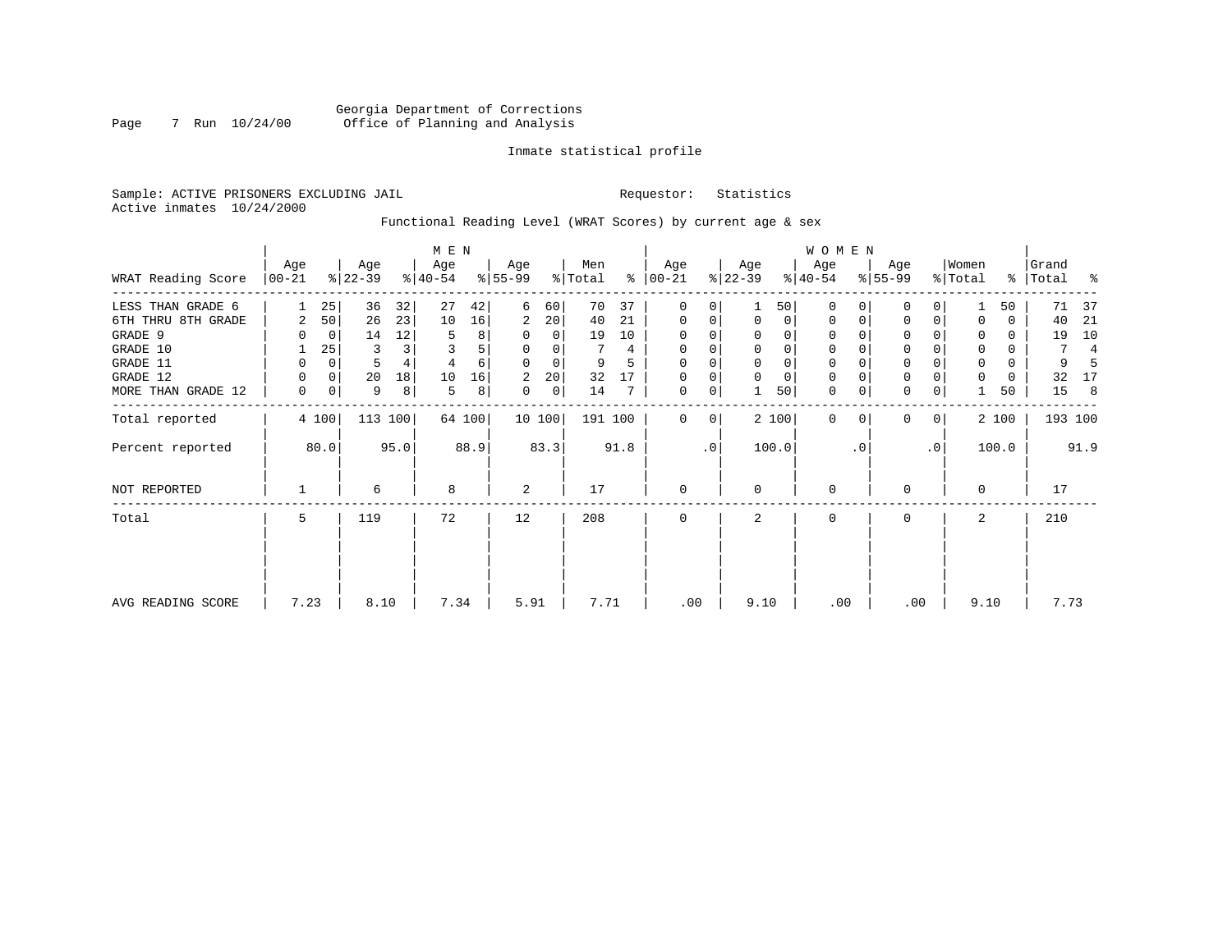Georgia Department of Corrections
Office of Planning and Analysis

Inmate statistical profile

Sample: ACTIVE PRISONERS EXCLUDING JAIL    Requestor: Statistics
Active inmates 10/24/2000

Functional Reading Level (WRAT Scores) by current age & sex

| WRAT Reading Score | MEN Age 00-21 | % | Age 22-39 | % | Age 40-54 | % | Age 55-99 | % | Men Total | % | WOMEN Age 00-21 | % | Age 22-39 | % | Age 40-54 | % | Age 55-99 | % | Women Total | % | Grand Total | % |
|---|---|---|---|---|---|---|---|---|---|---|---|---|---|---|---|---|---|---|---|---|---|---|
| LESS THAN GRADE 6 | 1 | 25 | 36 | 32 | 27 | 42 | 6 | 60 | 70 | 37 | 0 | 0 | 1 | 50 | 0 | 0 | 0 | 0 | 1 | 50 | 71 | 37 |
| 6TH THRU 8TH GRADE | 2 | 50 | 26 | 23 | 10 | 16 | 2 | 20 | 40 | 21 | 0 | 0 | 0 | 0 | 0 | 0 | 0 | 0 | 0 | 0 | 40 | 21 |
| GRADE 9 | 0 | 0 | 14 | 12 | 5 | 8 | 0 | 0 | 19 | 10 | 0 | 0 | 0 | 0 | 0 | 0 | 0 | 0 | 0 | 0 | 19 | 10 |
| GRADE 10 | 1 | 25 | 3 | 3 | 3 | 5 | 0 | 0 | 7 | 4 | 0 | 0 | 0 | 0 | 0 | 0 | 0 | 0 | 0 | 0 | 7 | 4 |
| GRADE 11 | 0 | 0 | 5 | 4 | 4 | 6 | 0 | 0 | 9 | 5 | 0 | 0 | 0 | 0 | 0 | 0 | 0 | 0 | 0 | 0 | 9 | 5 |
| GRADE 12 | 0 | 0 | 20 | 18 | 10 | 16 | 2 | 20 | 32 | 17 | 0 | 0 | 0 | 0 | 0 | 0 | 0 | 0 | 0 | 0 | 32 | 17 |
| MORE THAN GRADE 12 | 0 | 0 | 9 | 8 | 5 | 8 | 0 | 0 | 14 | 7 | 0 | 0 | 1 | 50 | 0 | 0 | 0 | 0 | 1 | 50 | 15 | 8 |
| Total reported | 4 | 100 | 113 | 100 | 64 | 100 | 10 | 100 | 191 | 100 | 0 | 0 | 2 | 100 | 0 | 0 | 0 | 0 | 2 | 100 | 193 | 100 |
| Percent reported | | 80.0 | | 95.0 | | 88.9 | | 83.3 | | 91.8 | | .0 | | 100.0 | | .0 | | .0 | | 100.0 | | 91.9 |
| NOT REPORTED | 1 | | 6 | | 8 | | 2 | | 17 | | 0 | | 0 | | 0 | | 0 | | 0 | | 17 | |
| Total | 5 | | 119 | | 72 | | 12 | | 208 | | 0 | | 2 | | 0 | | 0 | | 2 | | 210 | |
| AVG READING SCORE | 7.23 | | 8.10 | | 7.34 | | 5.91 | | 7.71 | | .00 | | 9.10 | | .00 | | .00 | | 9.10 | | 7.73 | |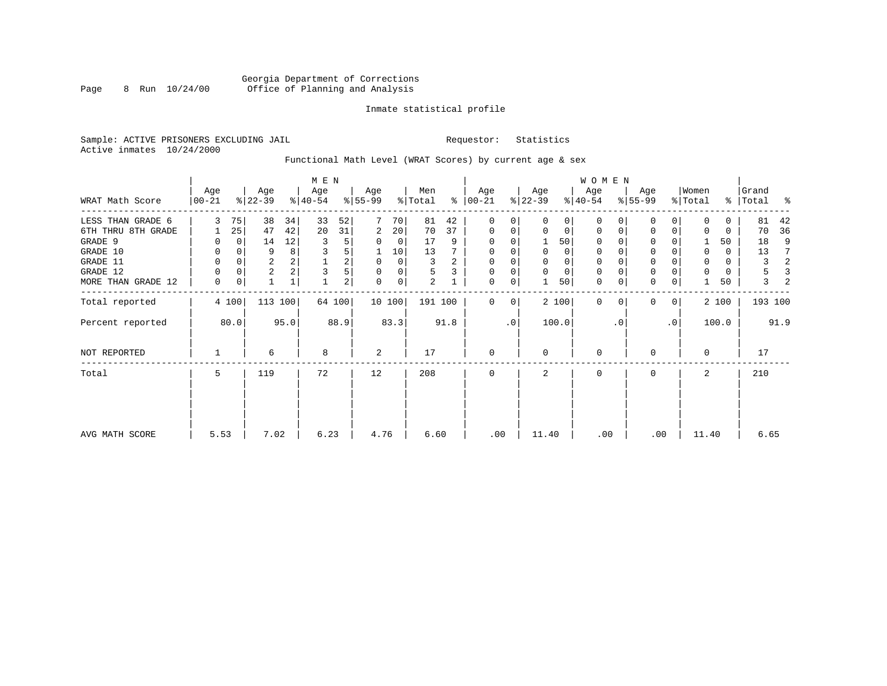Georgia Department of Corrections
Office of Planning and Analysis

Inmate statistical profile

Sample: ACTIVE PRISONERS EXCLUDING JAIL  Requestor: Statistics
Active inmates 10/24/2000

Functional Math Level (WRAT Scores) by current age & sex

| WRAT Math Score | MEN Age 00-21 | % | Age 22-39 | % | Age 40-54 | % | Age 55-99 | % | Men Total | % | WOMEN Age 00-21 | % | Age 22-39 | % | Age 40-54 | % | Age 55-99 | % | Women Total | % | Grand Total | % |
|---|---|---|---|---|---|---|---|---|---|---|---|---|---|---|---|---|---|---|---|---|---|---|
| LESS THAN GRADE 6 | 3 | 75 | 38 | 34 | 33 | 52 | 7 | 70 | 81 | 42 | 0 | 0 | 0 | 0 | 0 | 0 | 0 | 0 | 0 | 0 | 81 | 42 |
| 6TH THRU 8TH GRADE | 1 | 25 | 47 | 42 | 20 | 31 | 2 | 20 | 70 | 37 | 0 | 0 | 0 | 0 | 0 | 0 | 0 | 0 | 0 | 0 | 70 | 36 |
| GRADE 9 | 0 | 0 | 14 | 12 | 3 | 5 | 0 | 0 | 17 | 9 | 0 | 0 | 1 | 50 | 0 | 0 | 0 | 0 | 1 | 50 | 18 | 9 |
| GRADE 10 | 0 | 0 | 9 | 8 | 3 | 5 | 1 | 10 | 13 | 7 | 0 | 0 | 0 | 0 | 0 | 0 | 0 | 0 | 0 | 0 | 13 | 7 |
| GRADE 11 | 0 | 0 | 2 | 2 | 1 | 2 | 0 | 0 | 3 | 2 | 0 | 0 | 0 | 0 | 0 | 0 | 0 | 0 | 0 | 0 | 3 | 2 |
| GRADE 12 | 0 | 0 | 2 | 2 | 3 | 5 | 0 | 0 | 5 | 3 | 0 | 0 | 0 | 0 | 0 | 0 | 0 | 0 | 0 | 0 | 5 | 3 |
| MORE THAN GRADE 12 | 0 | 0 | 1 | 1 | 1 | 2 | 0 | 0 | 2 | 1 | 0 | 0 | 1 | 50 | 0 | 0 | 0 | 0 | 1 | 50 | 3 | 2 |
| Total reported | 4 | 100 | 113 | 100 | 64 | 100 | 10 | 100 | 191 | 100 | 0 | 0 | 2 | 100 | 0 | 0 | 0 | 0 | 2 | 100 | 193 | 100 |
| Percent reported | | 80.0 | | 95.0 | | 88.9 | | 83.3 | | 91.8 | | .0 | | 100.0 | | .0 | | .0 | | 100.0 | | 91.9 |
| NOT REPORTED | 1 | | 6 | | 8 | | 2 | | 17 | | 0 | | 0 | | 0 | | 0 | | 0 | | 17 | |
| Total | 5 | | 119 | | 72 | | 12 | | 208 | | 0 | | 2 | | 0 | | 0 | | 2 | | 210 | |
| AVG MATH SCORE | 5.53 | | 7.02 | | 6.23 | | 4.76 | | 6.60 | | .00 | | 11.40 | | .00 | | .00 | | 11.40 | | 6.65 | |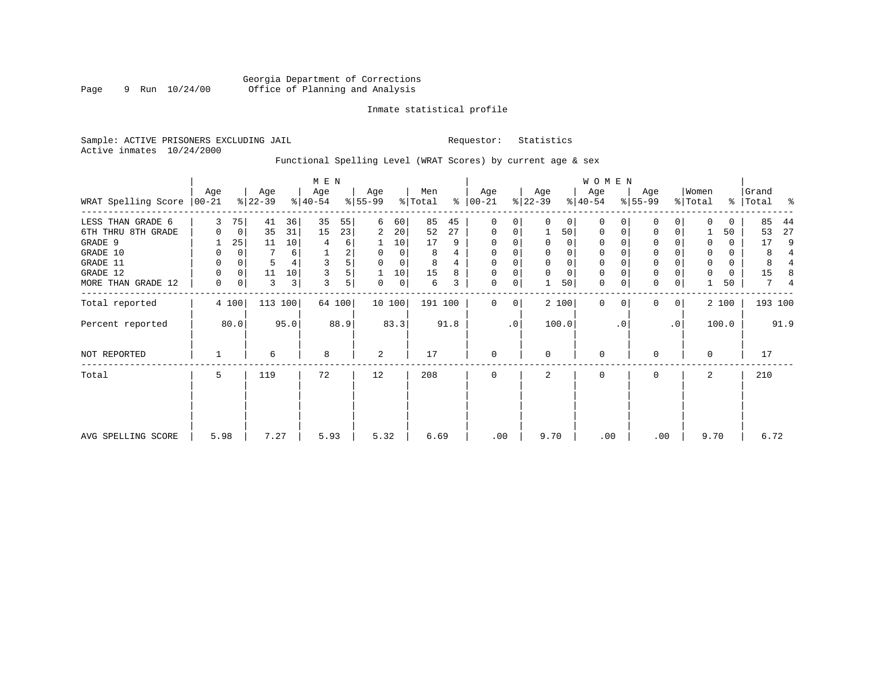Georgia Department of Corrections
Office of Planning and Analysis

Inmate statistical profile

Sample: ACTIVE PRISONERS EXCLUDING JAIL

Requestor: Statistics

Active inmates 10/24/2000

Functional Spelling Level (WRAT Scores) by current age & sex

| WRAT Spelling Score | MEN Age 00-21 | % | Age 22-39 | % | Age 40-54 | % | Age 55-99 | % | Men Total | % | WOMEN Age 00-21 | % | Age 22-39 | % | Age 40-54 | % | Age 55-99 | % | Women Total | % | Grand Total | % |
|---|---|---|---|---|---|---|---|---|---|---|---|---|---|---|---|---|---|---|---|---|---|---|
| LESS THAN GRADE 6 | 3 | 75 | 41 | 36 | 35 | 55 | 6 | 60 | 85 | 45 | 0 | 0 | 0 | 0 | 0 | 0 | 0 | 0 | 0 | 0 | 85 | 44 |
| 6TH THRU 8TH GRADE | 0 | 0 | 35 | 31 | 15 | 23 | 2 | 20 | 52 | 27 | 0 | 0 | 1 | 50 | 0 | 0 | 0 | 0 | 1 | 50 | 53 | 27 |
| GRADE 9 | 1 | 25 | 11 | 10 | 4 | 6 | 1 | 10 | 17 | 9 | 0 | 0 | 0 | 0 | 0 | 0 | 0 | 0 | 0 | 0 | 17 | 9 |
| GRADE 10 | 0 | 0 | 7 | 6 | 1 | 2 | 0 | 0 | 8 | 4 | 0 | 0 | 0 | 0 | 0 | 0 | 0 | 0 | 0 | 0 | 8 | 4 |
| GRADE 11 | 0 | 0 | 5 | 4 | 3 | 5 | 0 | 0 | 8 | 4 | 0 | 0 | 0 | 0 | 0 | 0 | 0 | 0 | 0 | 0 | 8 | 4 |
| GRADE 12 | 0 | 0 | 11 | 10 | 3 | 5 | 1 | 10 | 15 | 8 | 0 | 0 | 0 | 0 | 0 | 0 | 0 | 0 | 0 | 0 | 15 | 8 |
| MORE THAN GRADE 12 | 0 | 0 | 3 | 3 | 3 | 5 | 0 | 0 | 6 | 3 | 0 | 0 | 1 | 50 | 0 | 0 | 0 | 0 | 1 | 50 | 7 | 4 |
| Total reported | 4 | 100 | 113 | 100 | 64 | 100 | 10 | 100 | 191 | 100 | 0 | 0 | 2 | 100 | 0 | 0 | 0 | 0 | 2 | 100 | 193 | 100 |
| Percent reported | | 80.0 | | 95.0 | | 88.9 | | 83.3 | | 91.8 | | .0 | | 100.0 | | .0 | | .0 | | 100.0 | | 91.9 |
| NOT REPORTED | 1 | | 6 | | 8 | | 2 | | 17 | | 0 | | 0 | | 0 | | 0 | | 0 | | 17 | |
| Total | 5 | | 119 | | 72 | | 12 | | 208 | | 0 | | 2 | | 0 | | 0 | | 2 | | 210 | |
| AVG SPELLING SCORE | 5.98 | | 7.27 | | 5.93 | | 5.32 | | 6.69 | | .00 | | 9.70 | | .00 | | .00 | | 9.70 | | 6.72 | |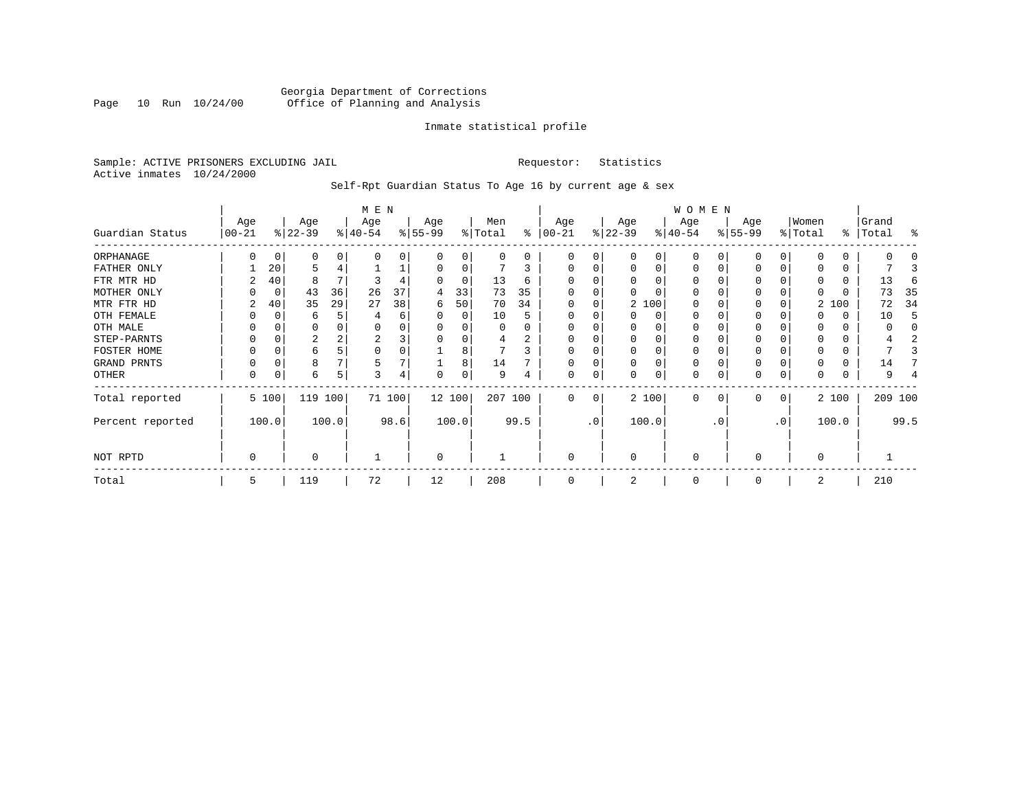Georgia Department of Corrections
Office of Planning and Analysis

Inmate statistical profile

Sample: ACTIVE PRISONERS EXCLUDING JAIL    Requestor: Statistics
Active inmates 10/24/2000

Self-Rpt Guardian Status To Age 16 by current age & sex

| Guardian Status | MEN Age 00-21 | % | Age 22-39 | % | Age 40-54 | % | Age 55-99 | % | Men Total | % | WOMEN Age 00-21 | % | Age 22-39 | % | Age 40-54 | % | Age 55-99 | % | Women Total | % | Grand Total | % |
|---|---|---|---|---|---|---|---|---|---|---|---|---|---|---|---|---|---|---|---|---|---|---|
| ORPHANAGE | 0 | 0 | 0 | 0 | 0 | 0 | 0 | 0 | 0 | 0 | 0 | 0 | 0 | 0 | 0 | 0 | 0 | 0 | 0 | 0 | 0 | 0 |
| FATHER ONLY | 1 | 20 | 5 | 4 | 1 | 1 | 0 | 0 | 7 | 3 | 0 | 0 | 0 | 0 | 0 | 0 | 0 | 0 | 0 | 0 | 7 | 3 |
| FTR MTR HD | 2 | 40 | 8 | 7 | 3 | 4 | 0 | 0 | 13 | 6 | 0 | 0 | 0 | 0 | 0 | 0 | 0 | 0 | 0 | 0 | 13 | 6 |
| MOTHER ONLY | 0 | 0 | 43 | 36 | 26 | 37 | 4 | 33 | 73 | 35 | 0 | 0 | 0 | 0 | 0 | 0 | 0 | 0 | 0 | 0 | 73 | 35 |
| MTR FTR HD | 2 | 40 | 35 | 29 | 27 | 38 | 6 | 50 | 70 | 34 | 0 | 0 | 2 | 100 | 0 | 0 | 0 | 0 | 2 | 100 | 72 | 34 |
| OTH FEMALE | 0 | 0 | 6 | 5 | 4 | 6 | 0 | 0 | 10 | 5 | 0 | 0 | 0 | 0 | 0 | 0 | 0 | 0 | 0 | 0 | 10 | 5 |
| OTH MALE | 0 | 0 | 0 | 0 | 0 | 0 | 0 | 0 | 0 | 0 | 0 | 0 | 0 | 0 | 0 | 0 | 0 | 0 | 0 | 0 | 0 | 0 |
| STEP-PARNTS | 0 | 0 | 2 | 2 | 2 | 3 | 0 | 0 | 4 | 2 | 0 | 0 | 0 | 0 | 0 | 0 | 0 | 0 | 0 | 0 | 4 | 2 |
| FOSTER HOME | 0 | 0 | 6 | 5 | 0 | 0 | 1 | 8 | 7 | 3 | 0 | 0 | 0 | 0 | 0 | 0 | 0 | 0 | 0 | 0 | 7 | 3 |
| GRAND PRNTS | 0 | 0 | 8 | 7 | 5 | 7 | 1 | 8 | 14 | 7 | 0 | 0 | 0 | 0 | 0 | 0 | 0 | 0 | 0 | 0 | 14 | 7 |
| OTHER | 0 | 0 | 6 | 5 | 3 | 4 | 0 | 0 | 9 | 4 | 0 | 0 | 0 | 0 | 0 | 0 | 0 | 0 | 0 | 0 | 9 | 4 |
| Total reported | 5 | 100 | 119 | 100 | 71 | 100 | 12 | 100 | 207 | 100 | 0 | 0 | 2 | 100 | 0 | 0 | 0 | 0 | 2 | 100 | 209 | 100 |
| Percent reported | | 100.0 | | 100.0 | | 98.6 | | 100.0 | | 99.5 | | .0 | | 100.0 | | .0 | | .0 | | 100.0 | | 99.5 |
| NOT RPTD | 0 | | 0 | | 1 | | 0 | | 1 | | 0 | | 0 | | 0 | | 0 | | 0 | | 1 | |
| Total | 5 | | 119 | | 72 | | 12 | | 208 | | 0 | | 2 | | 0 | | 0 | | 2 | | 210 | |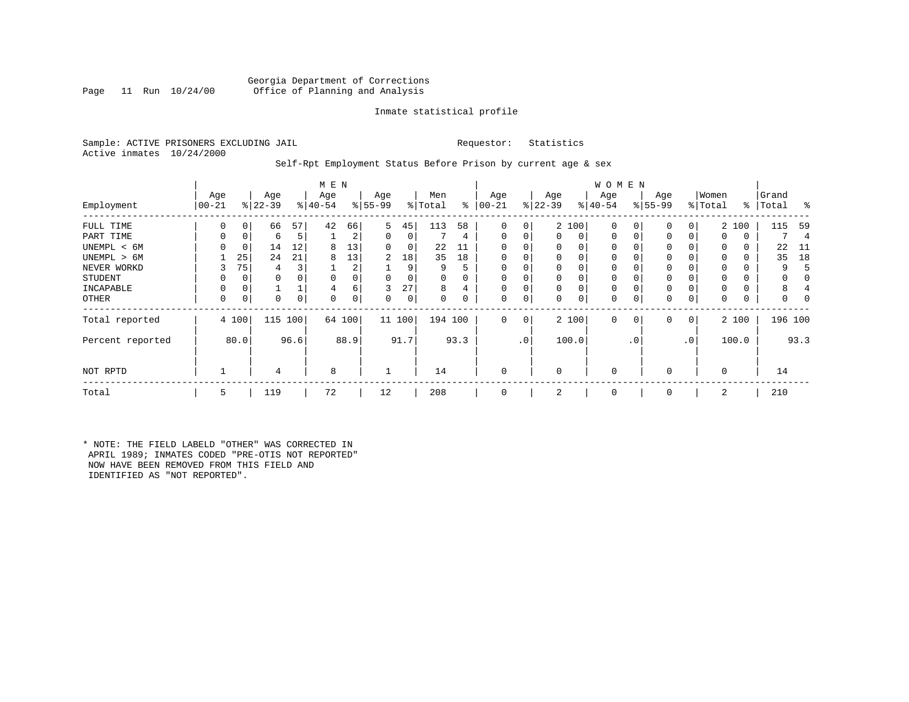Georgia Department of Corrections
Office of Planning and Analysis

Inmate statistical profile

Sample: ACTIVE PRISONERS EXCLUDING JAIL

Requestor: Statistics

Active inmates 10/24/2000

Self-Rpt Employment Status Before Prison by current age & sex

| Employment | MEN Age 00-21 | % | Age 22-39 | % | Age 40-54 | % | Age 55-99 | % | Men Total | % | WOMEN Age 00-21 | % | Age 22-39 | % | Age 40-54 | % | Age 55-99 | % | Women Total | % | Grand Total | % |
|---|---|---|---|---|---|---|---|---|---|---|---|---|---|---|---|---|---|---|---|---|---|---|
| FULL TIME | 0 | 0 | 66 | 57 | 42 | 66 | 5 | 45 | 113 | 58 | 0 | 0 | 2 | 100 | 0 | 0 | 0 | 0 | 2 | 100 | 115 | 59 |
| PART TIME | 0 | 0 | 6 | 5 | 1 | 2 | 0 | 0 | 7 | 4 | 0 | 0 | 0 | 0 | 0 | 0 | 0 | 0 | 0 | 0 | 7 | 4 |
| UNEMPL < 6M | 0 | 0 | 14 | 12 | 8 | 13 | 0 | 0 | 22 | 11 | 0 | 0 | 0 | 0 | 0 | 0 | 0 | 0 | 0 | 0 | 22 | 11 |
| UNEMPL > 6M | 1 | 25 | 24 | 21 | 8 | 13 | 2 | 18 | 35 | 18 | 0 | 0 | 0 | 0 | 0 | 0 | 0 | 0 | 0 | 0 | 35 | 18 |
| NEVER WORKD | 3 | 75 | 4 | 3 | 1 | 2 | 1 | 9 | 9 | 5 | 0 | 0 | 0 | 0 | 0 | 0 | 0 | 0 | 0 | 0 | 9 | 5 |
| STUDENT | 0 | 0 | 0 | 0 | 0 | 0 | 0 | 0 | 0 | 0 | 0 | 0 | 0 | 0 | 0 | 0 | 0 | 0 | 0 | 0 | 0 | 0 |
| INCAPABLE | 0 | 0 | 1 | 1 | 4 | 6 | 3 | 27 | 8 | 4 | 0 | 0 | 0 | 0 | 0 | 0 | 0 | 0 | 0 | 0 | 8 | 4 |
| OTHER | 0 | 0 | 0 | 0 | 0 | 0 | 0 | 0 | 0 | 0 | 0 | 0 | 0 | 0 | 0 | 0 | 0 | 0 | 0 | 0 | 0 | 0 |
| Total reported | 4 | 100 | 115 | 100 | 64 | 100 | 11 | 100 | 194 | 100 | 0 | 0 | 2 | 100 | 0 | 0 | 0 | 0 | 2 | 100 | 196 | 100 |
| Percent reported | | 80.0 | | 96.6 | | 88.9 | | 91.7 | | 93.3 | | .0 | | 100.0 | | .0 | | .0 | | 100.0 | | 93.3 |
| NOT RPTD | 1 | | 4 | | 8 | | 1 | | 14 | | 0 | | 0 | | 0 | | 0 | | 0 | | 14 | |
| Total | 5 | | 119 | | 72 | | 12 | | 208 | | 0 | | 2 | | 0 | | 0 | | 2 | | 210 | |

* NOTE: THE FIELD LABELD "OTHER" WAS CORRECTED IN APRIL 1989; INMATES CODED "PRE-OTIS NOT REPORTED" NOW HAVE BEEN REMOVED FROM THIS FIELD AND IDENTIFIED AS "NOT REPORTED".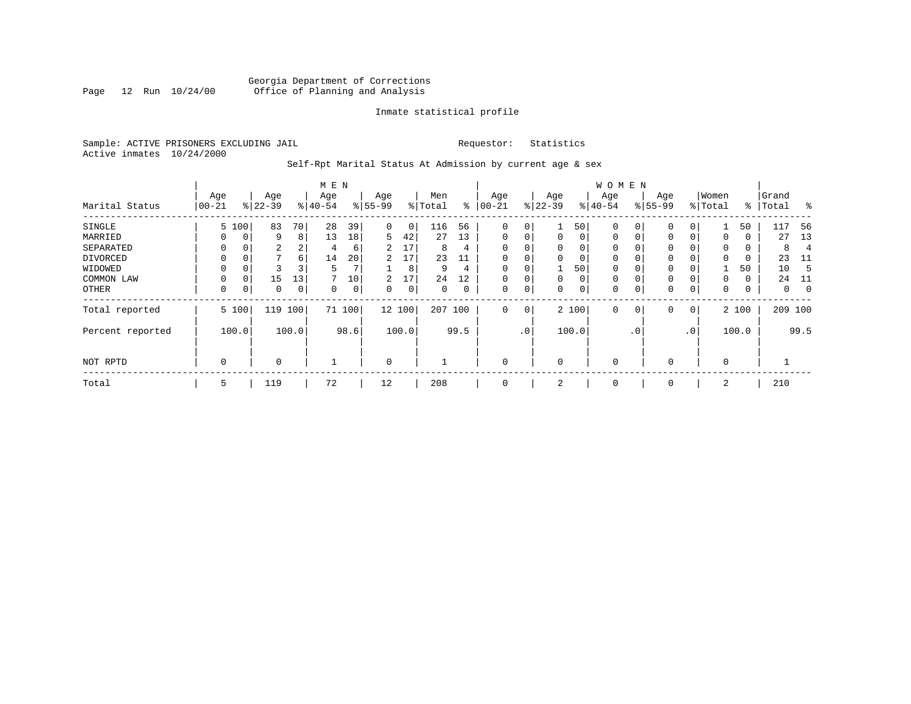Georgia Department of Corrections
Office of Planning and Analysis

Inmate statistical profile

Sample: ACTIVE PRISONERS EXCLUDING JAIL  Requestor: Statistics
Active inmates 10/24/2000

Self-Rpt Marital Status At Admission by current age & sex

| Marital Status | MEN Age 00-21 | % | Age 22-39 | % | Age 40-54 | % | Age 55-99 | % | Men Total | % | WOMEN Age 00-21 | % | Age 22-39 | % | Age 40-54 | % | Age 55-99 | % | Women Total | % | Grand Total | % |
|---|---|---|---|---|---|---|---|---|---|---|---|---|---|---|---|---|---|---|---|---|---|---|
| SINGLE | 5 | 100 | 83 | 70 | 28 | 39 | 0 | 0 | 116 | 56 | 0 | 0 | 1 | 50 | 0 | 0 | 0 | 0 | 1 | 50 | 117 | 56 |
| MARRIED | 0 | 0 | 9 | 8 | 13 | 18 | 5 | 42 | 27 | 13 | 0 | 0 | 0 | 0 | 0 | 0 | 0 | 0 | 0 | 0 | 27 | 13 |
| SEPARATED | 0 | 0 | 2 | 2 | 4 | 6 | 2 | 17 | 8 | 4 | 0 | 0 | 0 | 0 | 0 | 0 | 0 | 0 | 0 | 0 | 8 | 4 |
| DIVORCED | 0 | 0 | 7 | 6 | 14 | 20 | 2 | 17 | 23 | 11 | 0 | 0 | 0 | 0 | 0 | 0 | 0 | 0 | 0 | 0 | 23 | 11 |
| WIDOWED | 0 | 0 | 3 | 3 | 5 | 7 | 1 | 8 | 9 | 4 | 0 | 0 | 1 | 50 | 0 | 0 | 0 | 0 | 1 | 50 | 10 | 5 |
| COMMON LAW | 0 | 0 | 15 | 13 | 7 | 10 | 2 | 17 | 24 | 12 | 0 | 0 | 0 | 0 | 0 | 0 | 0 | 0 | 0 | 0 | 24 | 11 |
| OTHER | 0 | 0 | 0 | 0 | 0 | 0 | 0 | 0 | 0 | 0 | 0 | 0 | 0 | 0 | 0 | 0 | 0 | 0 | 0 | 0 | 0 | 0 |
| Total reported | 5 | 100 | 119 | 100 | 71 | 100 | 12 | 100 | 207 | 100 | 0 | 0 | 2 | 100 | 0 | 0 | 0 | 0 | 2 | 100 | 209 | 100 |
| Percent reported | | 100.0 | | 100.0 | | 98.6 | | 100.0 | | 99.5 | | .0 | | 100.0 | | .0 | | .0 | | 100.0 | | 99.5 |
| NOT RPTD | 0 | | 0 | | 1 | | 0 | | 1 | | 0 | | 0 | | 0 | | 0 | | 0 | | 1 | |
| Total | 5 | | 119 | | 72 | | 12 | | 208 | | 0 | | 2 | | 0 | | 0 | | 2 | | 210 | |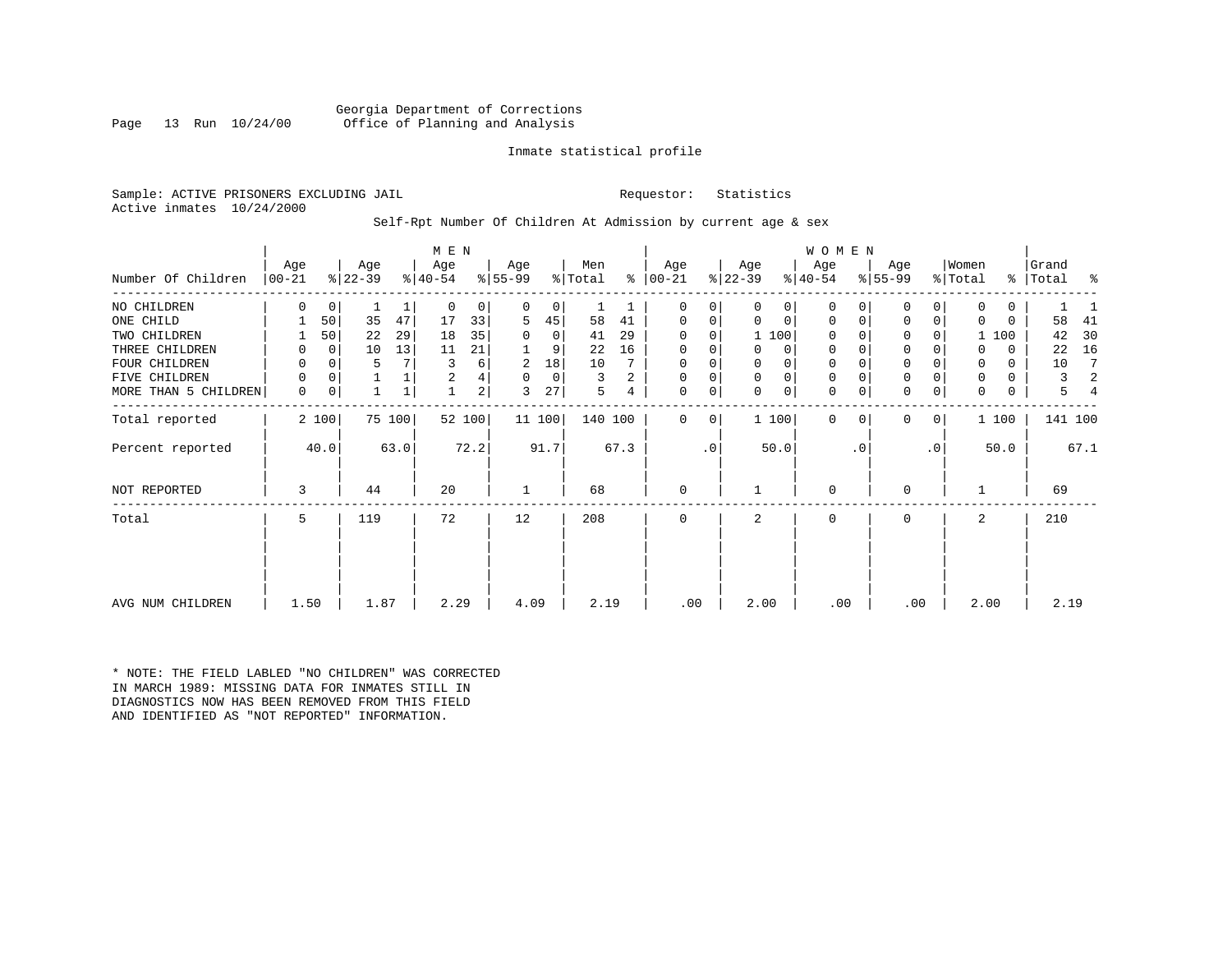Georgia Department of Corrections
Office of Planning and Analysis

Inmate statistical profile

Sample: ACTIVE PRISONERS EXCLUDING JAIL

Active inmates 10/24/2000

Requestor: Statistics

Self-Rpt Number Of Children At Admission by current age & sex

| Number Of Children | MEN Age 00-21 | % | Age 22-39 | % | Age 40-54 | % | Age 55-99 | % | Men Total | % | WOMEN Age 00-21 | % | Age 22-39 | % | Age 40-54 | % | Age 55-99 | % | Women Total | % | Grand Total | % |
|---|---|---|---|---|---|---|---|---|---|---|---|---|---|---|---|---|---|---|---|---|---|---|
| NO CHILDREN | 0 | 0 | 1 | 1 | 0 | 0 | 0 | 0 | 1 | 1 | 0 | 0 | 0 | 0 | 0 | 0 | 0 | 0 | 0 | 0 | 1 | 1 |
| ONE CHILD | 1 | 50 | 35 | 47 | 17 | 33 | 5 | 45 | 58 | 41 | 0 | 0 | 0 | 0 | 0 | 0 | 0 | 0 | 0 | 0 | 58 | 41 |
| TWO CHILDREN | 1 | 50 | 22 | 29 | 18 | 35 | 0 | 0 | 41 | 29 | 0 | 0 | 1 | 100 | 0 | 0 | 0 | 0 | 1 | 100 | 42 | 30 |
| THREE CHILDREN | 0 | 0 | 10 | 13 | 11 | 21 | 1 | 9 | 22 | 16 | 0 | 0 | 0 | 0 | 0 | 0 | 0 | 0 | 0 | 0 | 22 | 16 |
| FOUR CHILDREN | 0 | 0 | 5 | 7 | 3 | 6 | 2 | 18 | 10 | 7 | 0 | 0 | 0 | 0 | 0 | 0 | 0 | 0 | 0 | 0 | 10 | 7 |
| FIVE CHILDREN | 0 | 0 | 1 | 1 | 2 | 4 | 0 | 0 | 3 | 2 | 0 | 0 | 0 | 0 | 0 | 0 | 0 | 0 | 0 | 0 | 3 | 2 |
| MORE THAN 5 CHILDREN | 0 | 0 | 1 | 1 | 1 | 2 | 3 | 27 | 5 | 4 | 0 | 0 | 0 | 0 | 0 | 0 | 0 | 0 | 0 | 0 | 5 | 4 |
| Total reported | 2 | 100 | 75 | 100 | 52 | 100 | 11 | 100 | 140 | 100 | 0 | 0 | 1 | 100 | 0 | 0 | 0 | 0 | 1 | 100 | 141 | 100 |
| Percent reported | | 40.0 | | 63.0 | | 72.2 | | 91.7 | | 67.3 | | .0 | | 50.0 | | .0 | | .0 | | 50.0 | | 67.1 |
| NOT REPORTED | 3 | | 44 | | 20 | | 1 | | 68 | | 0 | | 1 | | 0 | | 0 | | 1 | | 69 | |
| Total | 5 | | 119 | | 72 | | 12 | | 208 | | 0 | | 2 | | 0 | | 0 | | 2 | | 210 | |
| AVG NUM CHILDREN | 1.50 | | 1.87 | | 2.29 | | 4.09 | | 2.19 | | .00 | | 2.00 | | .00 | | .00 | | 2.00 | | 2.19 | |

* NOTE: THE FIELD LABLED "NO CHILDREN" WAS CORRECTED IN MARCH 1989: MISSING DATA FOR INMATES STILL IN DIAGNOSTICS NOW HAS BEEN REMOVED FROM THIS FIELD AND IDENTIFIED AS "NOT REPORTED" INFORMATION.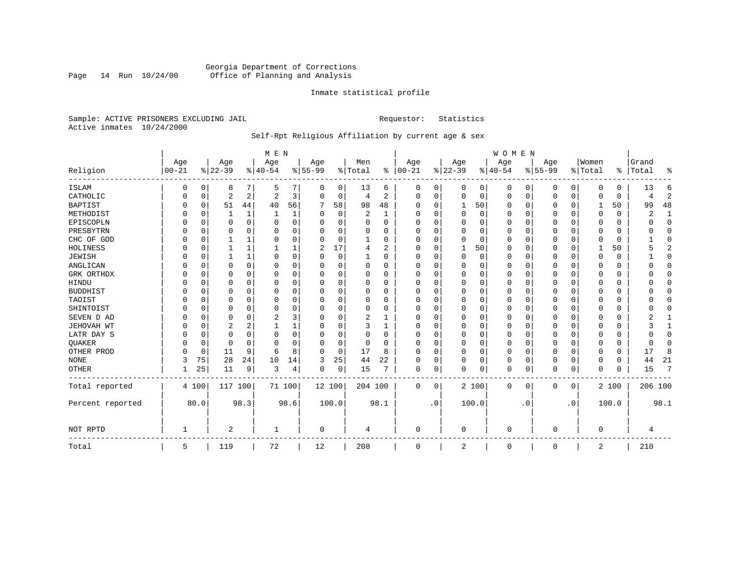Georgia Department of Corrections
Office of Planning and Analysis

Inmate statistical profile

Sample: ACTIVE PRISONERS EXCLUDING JAIL    Requestor: Statistics
Active inmates 10/24/2000

Self-Rpt Religious Affiliation by current age & sex

| Religion | MEN Age 00-21 | % | Age 22-39 | % | Age 40-54 | % | Age 55-99 | % | Men Total | % | WOMEN Age 00-21 | % | Age 22-39 | % | Age 40-54 | % | Age 55-99 | % | Women Total | % | Grand Total | % |
|---|---|---|---|---|---|---|---|---|---|---|---|---|---|---|---|---|---|---|---|---|---|---|
| ISLAM | 0 | 0 | 8 | 7 | 5 | 7 | 0 | 0 | 13 | 6 | 0 | 0 | 0 | 0 | 0 | 0 | 0 | 0 | 0 | 0 | 13 | 6 |
| CATHOLIC | 0 | 0 | 2 | 2 | 2 | 3 | 0 | 0 | 4 | 2 | 0 | 0 | 0 | 0 | 0 | 0 | 0 | 0 | 0 | 0 | 4 | 2 |
| BAPTIST | 0 | 0 | 51 | 44 | 40 | 56 | 7 | 58 | 98 | 48 | 0 | 0 | 1 | 50 | 0 | 0 | 0 | 0 | 1 | 50 | 99 | 48 |
| METHODIST | 0 | 0 | 1 | 1 | 1 | 1 | 0 | 0 | 2 | 1 | 0 | 0 | 0 | 0 | 0 | 0 | 0 | 0 | 0 | 0 | 2 | 1 |
| EPISCOPLN | 0 | 0 | 0 | 0 | 0 | 0 | 0 | 0 | 0 | 0 | 0 | 0 | 0 | 0 | 0 | 0 | 0 | 0 | 0 | 0 | 0 | 0 |
| PRESBYTRN | 0 | 0 | 0 | 0 | 0 | 0 | 0 | 0 | 0 | 0 | 0 | 0 | 0 | 0 | 0 | 0 | 0 | 0 | 0 | 0 | 0 | 0 |
| CHC OF GOD | 0 | 0 | 1 | 1 | 0 | 0 | 0 | 0 | 1 | 0 | 0 | 0 | 0 | 0 | 0 | 0 | 0 | 0 | 0 | 0 | 1 | 0 |
| HOLINESS | 0 | 0 | 1 | 1 | 1 | 1 | 2 | 17 | 4 | 2 | 0 | 0 | 1 | 50 | 0 | 0 | 0 | 0 | 1 | 50 | 5 | 2 |
| JEWISH | 0 | 0 | 1 | 1 | 0 | 0 | 0 | 0 | 1 | 0 | 0 | 0 | 0 | 0 | 0 | 0 | 0 | 0 | 0 | 0 | 1 | 0 |
| ANGLICAN | 0 | 0 | 0 | 0 | 0 | 0 | 0 | 0 | 0 | 0 | 0 | 0 | 0 | 0 | 0 | 0 | 0 | 0 | 0 | 0 | 0 | 0 |
| GRK ORTHDX | 0 | 0 | 0 | 0 | 0 | 0 | 0 | 0 | 0 | 0 | 0 | 0 | 0 | 0 | 0 | 0 | 0 | 0 | 0 | 0 | 0 | 0 |
| HINDU | 0 | 0 | 0 | 0 | 0 | 0 | 0 | 0 | 0 | 0 | 0 | 0 | 0 | 0 | 0 | 0 | 0 | 0 | 0 | 0 | 0 | 0 |
| BUDDHIST | 0 | 0 | 0 | 0 | 0 | 0 | 0 | 0 | 0 | 0 | 0 | 0 | 0 | 0 | 0 | 0 | 0 | 0 | 0 | 0 | 0 | 0 |
| TAOIST | 0 | 0 | 0 | 0 | 0 | 0 | 0 | 0 | 0 | 0 | 0 | 0 | 0 | 0 | 0 | 0 | 0 | 0 | 0 | 0 | 0 | 0 |
| SHINTOIST | 0 | 0 | 0 | 0 | 0 | 0 | 0 | 0 | 0 | 0 | 0 | 0 | 0 | 0 | 0 | 0 | 0 | 0 | 0 | 0 | 0 | 0 |
| SEVEN D AD | 0 | 0 | 0 | 0 | 2 | 3 | 0 | 0 | 2 | 1 | 0 | 0 | 0 | 0 | 0 | 0 | 0 | 0 | 0 | 0 | 2 | 1 |
| JEHOVAH WT | 0 | 0 | 2 | 2 | 1 | 1 | 0 | 0 | 3 | 1 | 0 | 0 | 0 | 0 | 0 | 0 | 0 | 0 | 0 | 0 | 3 | 1 |
| LATR DAY S | 0 | 0 | 0 | 0 | 0 | 0 | 0 | 0 | 0 | 0 | 0 | 0 | 0 | 0 | 0 | 0 | 0 | 0 | 0 | 0 | 0 | 0 |
| QUAKER | 0 | 0 | 0 | 0 | 0 | 0 | 0 | 0 | 0 | 0 | 0 | 0 | 0 | 0 | 0 | 0 | 0 | 0 | 0 | 0 | 0 | 0 |
| OTHER PROD | 0 | 0 | 11 | 9 | 6 | 8 | 0 | 0 | 17 | 8 | 0 | 0 | 0 | 0 | 0 | 0 | 0 | 0 | 0 | 0 | 17 | 8 |
| NONE | 3 | 75 | 28 | 24 | 10 | 14 | 3 | 25 | 44 | 22 | 0 | 0 | 0 | 0 | 0 | 0 | 0 | 0 | 0 | 0 | 44 | 21 |
| OTHER | 1 | 25 | 11 | 9 | 3 | 4 | 0 | 0 | 15 | 7 | 0 | 0 | 0 | 0 | 0 | 0 | 0 | 0 | 0 | 0 | 15 | 7 |
| Total reported | 4 | 100 | 117 | 100 | 71 | 100 | 12 | 100 | 204 | 100 | 0 | 0 | 2 | 100 | 0 | 0 | 0 | 0 | 2 | 100 | 206 | 100 |
| Percent reported | | 80.0 | | 98.3 | | 98.6 | | 100.0 | | 98.1 | | .0 | | 100.0 | | .0 | | .0 | | 100.0 | | 98.1 |
| NOT RPTD | 1 | | 2 | | 1 | | 0 | | 4 | | 0 | | 0 | | 0 | | 0 | | 0 | | 4 | |
| Total | 5 | | 119 | | 72 | | 12 | | 208 | | 0 | | 2 | | 0 | | 0 | | 2 | | 210 | |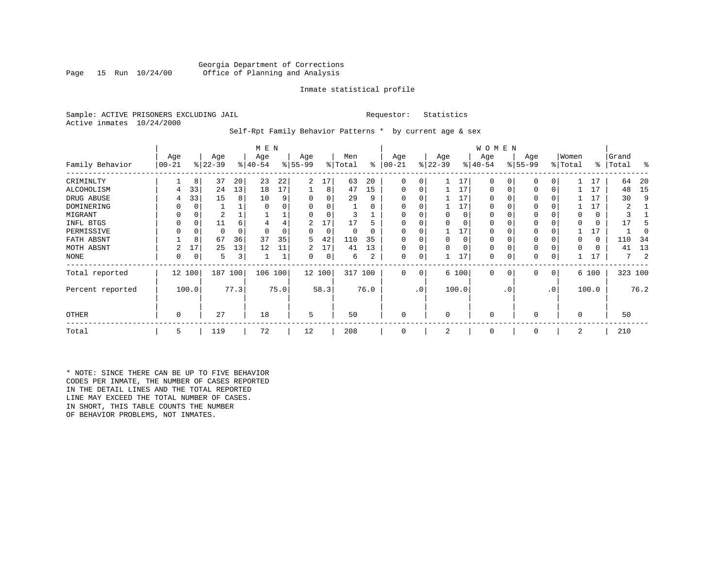Georgia Department of Corrections
Office of Planning and Analysis

Inmate statistical profile

Sample: ACTIVE PRISONERS EXCLUDING JAIL          Requestor: Statistics
Active inmates 10/24/2000

Self-Rpt Family Behavior Patterns * by current age & sex

| Family Behavior | MEN Age 00-21 | % | Age 22-39 | % | Age 40-54 | % | Age 55-99 | % | Men Total | % | WOMEN Age 00-21 | % | Age 22-39 | % | Age 40-54 | % | Age 55-99 | % | Women Total | % | Grand Total | % |
|---|---|---|---|---|---|---|---|---|---|---|---|---|---|---|---|---|---|---|---|---|---|---|
| CRIMINLTY | 1 | 8 | 37 | 20 | 23 | 22 | 2 | 17 | 63 | 20 | 0 | 0 | 1 | 17 | 0 | 0 | 0 | 0 | 1 | 17 | 64 | 20 |
| ALCOHOLISM | 4 | 33 | 24 | 13 | 18 | 17 | 1 | 8 | 47 | 15 | 0 | 0 | 1 | 17 | 0 | 0 | 0 | 0 | 1 | 17 | 48 | 15 |
| DRUG ABUSE | 4 | 33 | 15 | 8 | 10 | 9 | 0 | 0 | 29 | 9 | 0 | 0 | 1 | 17 | 0 | 0 | 0 | 0 | 1 | 17 | 30 | 9 |
| DOMINERING | 0 | 0 | 1 | 1 | 0 | 0 | 0 | 0 | 1 | 0 | 0 | 0 | 1 | 17 | 0 | 0 | 0 | 0 | 1 | 17 | 2 | 1 |
| MIGRANT | 0 | 0 | 2 | 1 | 1 | 1 | 0 | 0 | 3 | 1 | 0 | 0 | 0 | 0 | 0 | 0 | 0 | 0 | 0 | 0 | 3 | 1 |
| INFL BTGS | 0 | 0 | 11 | 6 | 4 | 4 | 2 | 17 | 17 | 5 | 0 | 0 | 0 | 0 | 0 | 0 | 0 | 0 | 0 | 0 | 17 | 5 |
| PERMISSIVE | 0 | 0 | 0 | 0 | 0 | 0 | 0 | 0 | 0 | 0 | 0 | 0 | 1 | 17 | 0 | 0 | 0 | 0 | 1 | 17 | 1 | 0 |
| FATH ABSNT | 1 | 8 | 67 | 36 | 37 | 35 | 5 | 42 | 110 | 35 | 0 | 0 | 0 | 0 | 0 | 0 | 0 | 0 | 0 | 0 | 110 | 34 |
| MOTH ABSNT | 2 | 17 | 25 | 13 | 12 | 11 | 2 | 17 | 41 | 13 | 0 | 0 | 0 | 0 | 0 | 0 | 0 | 0 | 0 | 0 | 41 | 13 |
| NONE | 0 | 0 | 5 | 3 | 1 | 1 | 0 | 0 | 6 | 2 | 0 | 0 | 1 | 17 | 0 | 0 | 0 | 0 | 1 | 17 | 7 | 2 |
| Total reported | 12 | 100 | 187 | 100 | 106 | 100 | 12 | 100 | 317 | 100 | 0 | 0 | 6 | 100 | 0 | 0 | 0 | 0 | 6 | 100 | 323 | 100 |
| Percent reported | | 100.0 | | 77.3 | | 75.0 | | 58.3 | | 76.0 | | .0 | | 100.0 | | .0 | | .0 | | 100.0 | | 76.2 |
| OTHER | 0 | | 27 | | 18 | | 5 | | 50 | | 0 | | 0 | | 0 | | 0 | | 0 | | 50 | |
| Total | 5 | | 119 | | 72 | | 12 | | 208 | | 0 | | 2 | | 0 | | 0 | | 2 | | 210 | |

* NOTE: SINCE THERE CAN BE UP TO FIVE BEHAVIOR CODES PER INMATE, THE NUMBER OF CASES REPORTED IN THE DETAIL LINES AND THE TOTAL REPORTED LINE MAY EXCEED THE TOTAL NUMBER OF CASES. IN SHORT, THIS TABLE COUNTS THE NUMBER OF BEHAVIOR PROBLEMS, NOT INMATES.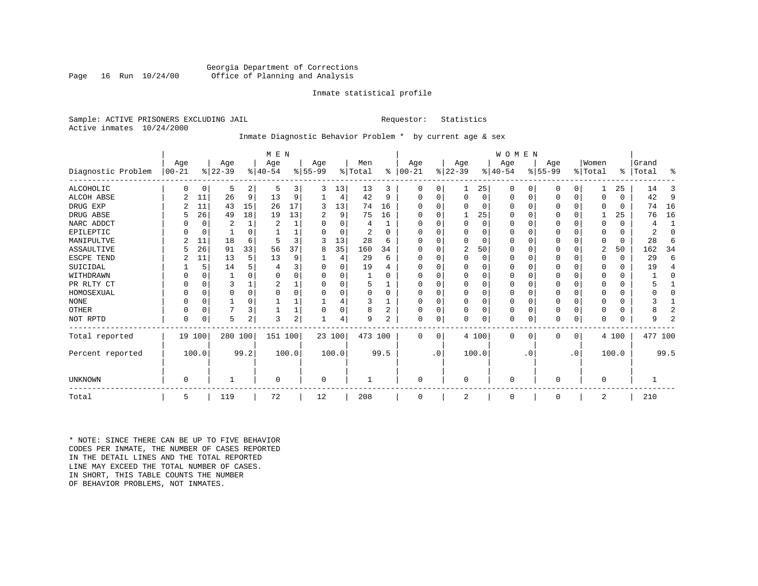Georgia Department of Corrections
Office of Planning and Analysis

Inmate statistical profile

Sample: ACTIVE PRISONERS EXCLUDING JAIL                                    Requestor: Statistics
Active inmates 10/24/2000

Inmate Diagnostic Behavior Problem * by current age & sex

| Diagnostic Problem | MEN Age 00-21 | % | Age 22-39 | % | Age 40-54 | % | Age 55-99 | % | Men Total | % | WOMEN Age 00-21 | % | Age 22-39 | % | Age 40-54 | % | Age 55-99 | % | Women Total | % | Grand Total | % |
|---|---|---|---|---|---|---|---|---|---|---|---|---|---|---|---|---|---|---|---|---|---|---|
| ALCOHOLIC | 0 | 0 | 5 | 2 | 5 | 3 | 3 | 13 | 13 | 3 | 0 | 0 | 1 | 25 | 0 | 0 | 0 | 0 | 1 | 25 | 14 | 3 |
| ALCOH ABSE | 2 | 11 | 26 | 9 | 13 | 9 | 1 | 4 | 42 | 9 | 0 | 0 | 0 | 0 | 0 | 0 | 0 | 0 | 0 | 0 | 42 | 9 |
| DRUG EXP | 2 | 11 | 43 | 15 | 26 | 17 | 3 | 13 | 74 | 16 | 0 | 0 | 0 | 0 | 0 | 0 | 0 | 0 | 0 | 0 | 74 | 16 |
| DRUG ABSE | 5 | 26 | 49 | 18 | 19 | 13 | 2 | 9 | 75 | 16 | 0 | 0 | 1 | 25 | 0 | 0 | 0 | 0 | 1 | 25 | 76 | 16 |
| NARC ADDCT | 0 | 0 | 2 | 1 | 2 | 1 | 0 | 0 | 4 | 1 | 0 | 0 | 0 | 0 | 0 | 0 | 0 | 0 | 0 | 0 | 4 | 1 |
| EPILEPTIC | 0 | 0 | 1 | 0 | 1 | 1 | 0 | 0 | 2 | 0 | 0 | 0 | 0 | 0 | 0 | 0 | 0 | 0 | 0 | 0 | 2 | 0 |
| MANIPULTVE | 2 | 11 | 18 | 6 | 5 | 3 | 3 | 13 | 28 | 6 | 0 | 0 | 0 | 0 | 0 | 0 | 0 | 0 | 0 | 0 | 28 | 6 |
| ASSAULTIVE | 5 | 26 | 91 | 33 | 56 | 37 | 8 | 35 | 160 | 34 | 0 | 0 | 2 | 50 | 0 | 0 | 0 | 0 | 2 | 50 | 162 | 34 |
| ESCPE TEND | 2 | 11 | 13 | 5 | 13 | 9 | 1 | 4 | 29 | 6 | 0 | 0 | 0 | 0 | 0 | 0 | 0 | 0 | 0 | 0 | 29 | 6 |
| SUICIDAL | 1 | 5 | 14 | 5 | 4 | 3 | 0 | 0 | 19 | 4 | 0 | 0 | 0 | 0 | 0 | 0 | 0 | 0 | 0 | 0 | 19 | 4 |
| WITHDRAWN | 0 | 0 | 1 | 0 | 0 | 0 | 0 | 0 | 1 | 0 | 0 | 0 | 0 | 0 | 0 | 0 | 0 | 0 | 0 | 0 | 1 | 0 |
| PR RLTY CT | 0 | 0 | 3 | 1 | 2 | 1 | 0 | 0 | 5 | 1 | 0 | 0 | 0 | 0 | 0 | 0 | 0 | 0 | 0 | 0 | 5 | 1 |
| HOMOSEXUAL | 0 | 0 | 0 | 0 | 0 | 0 | 0 | 0 | 0 | 0 | 0 | 0 | 0 | 0 | 0 | 0 | 0 | 0 | 0 | 0 | 0 | 0 |
| NONE | 0 | 0 | 1 | 0 | 1 | 1 | 1 | 4 | 3 | 1 | 0 | 0 | 0 | 0 | 0 | 0 | 0 | 0 | 0 | 0 | 3 | 1 |
| OTHER | 0 | 0 | 7 | 3 | 1 | 1 | 0 | 0 | 8 | 2 | 0 | 0 | 0 | 0 | 0 | 0 | 0 | 0 | 0 | 0 | 8 | 2 |
| NOT RPTD | 0 | 0 | 5 | 2 | 3 | 2 | 1 | 4 | 9 | 2 | 0 | 0 | 0 | 0 | 0 | 0 | 0 | 0 | 0 | 0 | 9 | 2 |
| Total reported | 19 | 100 | 280 | 100 | 151 | 100 | 23 | 100 | 473 | 100 | 0 | 0 | 4 | 100 | 0 | 0 | 0 | 0 | 4 | 100 | 477 | 100 |
| Percent reported | | 100.0 | | 99.2 | | 100.0 | | 100.0 | | 99.5 | | .0 | | 100.0 | | .0 | | .0 | | 100.0 | | 99.5 |
| UNKNOWN | 0 | | 1 | | 0 | | 0 | | 1 | | 0 | | 0 | | 0 | | 0 | | 0 | | 1 | |
| Total | 5 | | 119 | | 72 | | 12 | | 208 | | 0 | | 2 | | 0 | | 0 | | 2 | | 210 | |

* NOTE: SINCE THERE CAN BE UP TO FIVE BEHAVIOR CODES PER INMATE, THE NUMBER OF CASES REPORTED IN THE DETAIL LINES AND THE TOTAL REPORTED LINE MAY EXCEED THE TOTAL NUMBER OF CASES. IN SHORT, THIS TABLE COUNTS THE NUMBER OF BEHAVIOR PROBLEMS, NOT INMATES.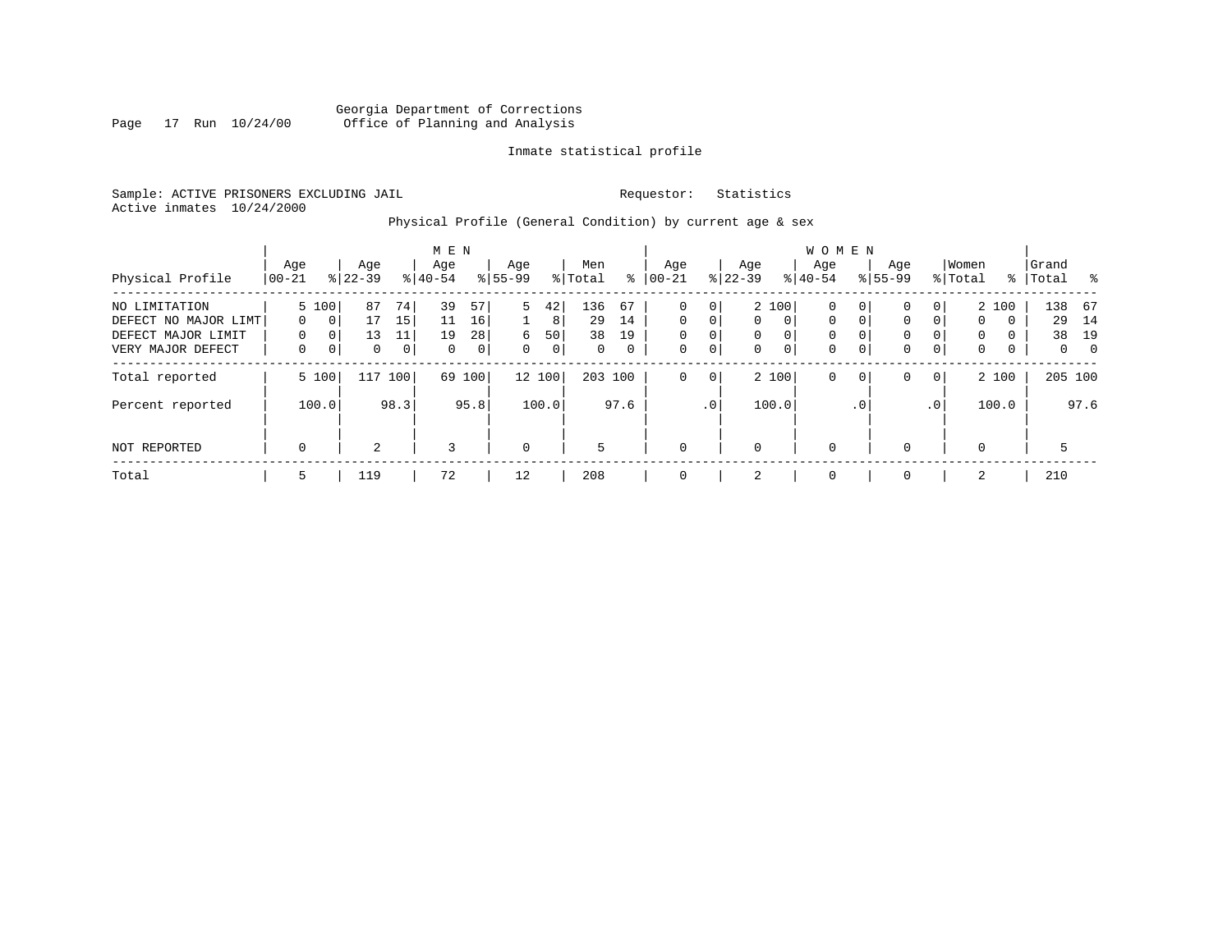Georgia Department of Corrections
Office of Planning and Analysis

Inmate statistical profile

Sample: ACTIVE PRISONERS EXCLUDING JAIL    Requestor: Statistics
Active inmates 10/24/2000

Physical Profile (General Condition) by current age & sex

| Physical Profile | MEN Age 00-21 | % | Age 22-39 | % | Age 40-54 | % | Age 55-99 | % | Men Total | % | WOMEN Age 00-21 | % | Age 22-39 | % | Age 40-54 | % | Age 55-99 | % | Women Total | % | Grand Total | % |
|---|---|---|---|---|---|---|---|---|---|---|---|---|---|---|---|---|---|---|---|---|---|---|
| NO LIMITATION | 5 | 100 | 87 | 74 | 39 | 57 | 5 | 42 | 136 | 67 | 0 | 0 | 2 | 100 | 0 | 0 | 0 | 0 | 2 | 100 | 138 | 67 |
| DEFECT NO MAJOR LIMT | 0 | 0 | 17 | 15 | 11 | 16 | 1 | 8 | 29 | 14 | 0 | 0 | 0 | 0 | 0 | 0 | 0 | 0 | 0 | 0 | 29 | 14 |
| DEFECT MAJOR LIMIT | 0 | 0 | 13 | 11 | 19 | 28 | 6 | 50 | 38 | 19 | 0 | 0 | 0 | 0 | 0 | 0 | 0 | 0 | 0 | 0 | 38 | 19 |
| VERY MAJOR DEFECT | 0 | 0 | 0 | 0 | 0 | 0 | 0 | 0 | 0 | 0 | 0 | 0 | 0 | 0 | 0 | 0 | 0 | 0 | 0 | 0 | 0 | 0 |
| Total reported | 5 | 100 | 117 | 100 | 69 | 100 | 12 | 100 | 203 | 100 | 0 | 0 | 2 | 100 | 0 | 0 | 0 | 0 | 2 | 100 | 205 | 100 |
| Percent reported | | 100.0 | | 98.3 | | 95.8 | | 100.0 | | 97.6 | | .0 | | 100.0 | | .0 | | .0 | | 100.0 | | 97.6 |
| NOT REPORTED | 0 | | 2 | | 3 | | 0 | | 5 | | 0 | | 0 | | 0 | | 0 | | 0 | | 5 | |
| Total | 5 | | 119 | | 72 | | 12 | | 208 | | 0 | | 2 | | 0 | | 0 | | 2 | | 210 | |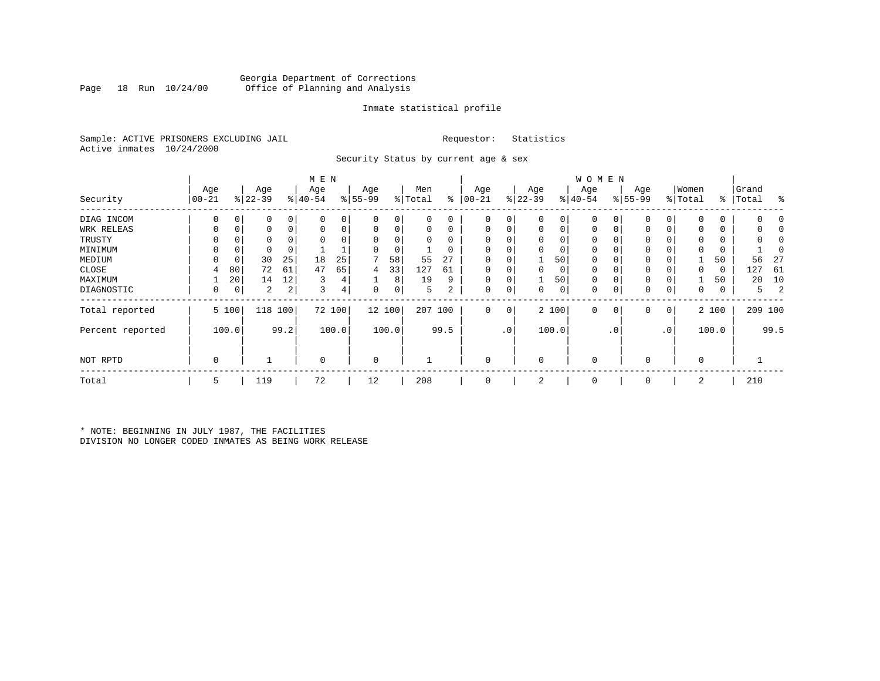Georgia Department of Corrections
Office of Planning and Analysis

Inmate statistical profile

Sample: ACTIVE PRISONERS EXCLUDING JAIL    Requestor: Statistics
Active inmates 10/24/2000

Security Status by current age & sex

| Security | MEN Age 00-21 | % | Age 22-39 | % | Age 40-54 | % | Age 55-99 | % | Men Total | % | WOMEN Age 00-21 | % | Age 22-39 | % | Age 40-54 | % | Age 55-99 | % | Women Total | % | Grand Total | % |
|---|---|---|---|---|---|---|---|---|---|---|---|---|---|---|---|---|---|---|---|---|---|---|
| DIAG INCOM | 0 | 0 | 0 | 0 | 0 | 0 | 0 | 0 | 0 | 0 | 0 | 0 | 0 | 0 | 0 | 0 | 0 | 0 | 0 | 0 | 0 | 0 |
| WRK RELEAS | 0 | 0 | 0 | 0 | 0 | 0 | 0 | 0 | 0 | 0 | 0 | 0 | 0 | 0 | 0 | 0 | 0 | 0 | 0 | 0 | 0 | 0 |
| TRUSTY | 0 | 0 | 0 | 0 | 0 | 0 | 0 | 0 | 0 | 0 | 0 | 0 | 0 | 0 | 0 | 0 | 0 | 0 | 0 | 0 | 0 | 0 |
| MINIMUM | 0 | 0 | 0 | 0 | 1 | 1 | 0 | 0 | 1 | 0 | 0 | 0 | 0 | 0 | 0 | 0 | 0 | 0 | 0 | 0 | 1 | 0 |
| MEDIUM | 0 | 0 | 30 | 25 | 18 | 25 | 7 | 58 | 55 | 27 | 0 | 0 | 1 | 50 | 0 | 0 | 0 | 0 | 1 | 50 | 56 | 27 |
| CLOSE | 4 | 80 | 72 | 61 | 47 | 65 | 4 | 33 | 127 | 61 | 0 | 0 | 0 | 0 | 0 | 0 | 0 | 0 | 0 | 0 | 127 | 61 |
| MAXIMUM | 1 | 20 | 14 | 12 | 3 | 4 | 1 | 8 | 19 | 9 | 0 | 0 | 1 | 50 | 0 | 0 | 0 | 0 | 1 | 50 | 20 | 10 |
| DIAGNOSTIC | 0 | 0 | 2 | 2 | 3 | 4 | 0 | 0 | 5 | 2 | 0 | 0 | 0 | 0 | 0 | 0 | 0 | 0 | 0 | 0 | 5 | 2 |
| Total reported | 5 | 100 | 118 | 100 | 72 | 100 | 12 | 100 | 207 | 100 | 0 | 0 | 2 | 100 | 0 | 0 | 0 | 0 | 2 | 100 | 209 | 100 |
| Percent reported | | 100.0 | | 99.2 | | 100.0 | | 100.0 | | 99.5 | | .0 | | 100.0 | | .0 | | .0 | | 100.0 | | 99.5 |
| NOT RPTD | 0 | | 1 | | 0 | | 0 | | 1 | | 0 | | 0 | | 0 | | 0 | | 0 | | 1 | |
| Total | 5 | | 119 | | 72 | | 12 | | 208 | | 0 | | 2 | | 0 | | 0 | | 2 | | 210 | |

* NOTE: BEGINNING IN JULY 1987, THE FACILITIES DIVISION NO LONGER CODED INMATES AS BEING WORK RELEASE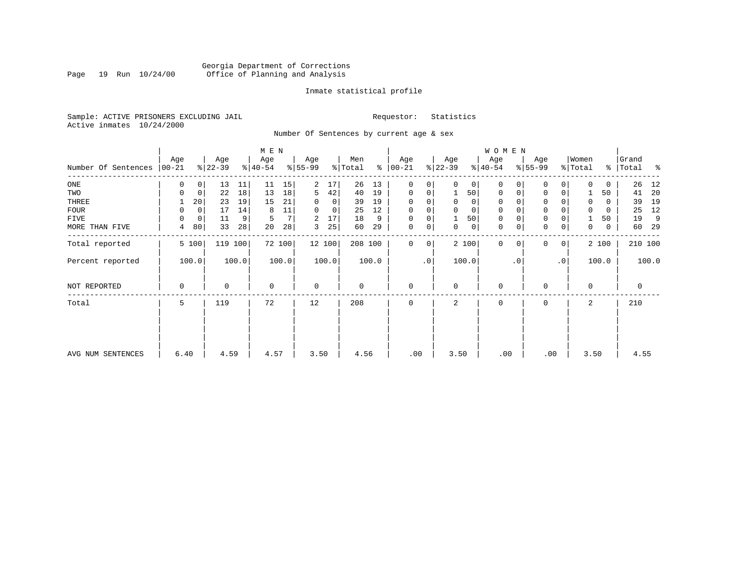Georgia Department of Corrections
Office of Planning and Analysis

Inmate statistical profile

Sample: ACTIVE PRISONERS EXCLUDING JAIL

Requestor: Statistics

Active inmates 10/24/2000

Number Of Sentences by current age & sex

| Number Of Sentences | MEN Age 00-21 | % | Age 22-39 | % | Age 40-54 | % | Age 55-99 | % | Men Total | % | WOMEN Age 00-21 | % | Age 22-39 | % | Age 40-54 | % | Age 55-99 | % | Women Total | % | Grand Total | % |
|---|---|---|---|---|---|---|---|---|---|---|---|---|---|---|---|---|---|---|---|---|---|---|
| ONE | 0 | 0 | 13 | 11 | 11 | 15 | 2 | 17 | 26 | 13 | 0 | 0 | 0 | 0 | 0 | 0 | 0 | 0 | 0 | 0 | 26 | 12 |
| TWO | 0 | 0 | 22 | 18 | 13 | 18 | 5 | 42 | 40 | 19 | 0 | 0 | 1 | 50 | 0 | 0 | 0 | 0 | 1 | 50 | 41 | 20 |
| THREE | 1 | 20 | 23 | 19 | 15 | 21 | 0 | 0 | 39 | 19 | 0 | 0 | 0 | 0 | 0 | 0 | 0 | 0 | 0 | 0 | 39 | 19 |
| FOUR | 0 | 0 | 17 | 14 | 8 | 11 | 0 | 0 | 25 | 12 | 0 | 0 | 0 | 0 | 0 | 0 | 0 | 0 | 0 | 0 | 25 | 12 |
| FIVE | 0 | 0 | 11 | 9 | 5 | 7 | 2 | 17 | 18 | 9 | 0 | 0 | 1 | 50 | 0 | 0 | 0 | 0 | 1 | 50 | 19 | 9 |
| MORE THAN FIVE | 4 | 80 | 33 | 28 | 20 | 28 | 3 | 25 | 60 | 29 | 0 | 0 | 0 | 0 | 0 | 0 | 0 | 0 | 0 | 0 | 60 | 29 |
| Total reported | 5 | 100 | 119 | 100 | 72 | 100 | 12 | 100 | 208 | 100 | 0 | 0 | 2 | 100 | 0 | 0 | 0 | 0 | 2 | 100 | 210 | 100 |
| Percent reported | | 100.0 | | 100.0 | | 100.0 | | 100.0 | | 100.0 | | .0 | | 100.0 | | .0 | | .0 | | 100.0 | | 100.0 |
| NOT REPORTED | 0 | | 0 | | 0 | | 0 | | 0 | | 0 | | 0 | | 0 | | 0 | | 0 | | 0 | |
| Total | 5 | | 119 | | 72 | | 12 | | 208 | | 0 | | 2 | | 0 | | 0 | | 2 | | 210 | |
| AVG NUM SENTENCES | 6.40 | | 4.59 | | 4.57 | | 3.50 | | 4.56 | | .00 | | 3.50 | | .00 | | .00 | | 3.50 | | 4.55 | |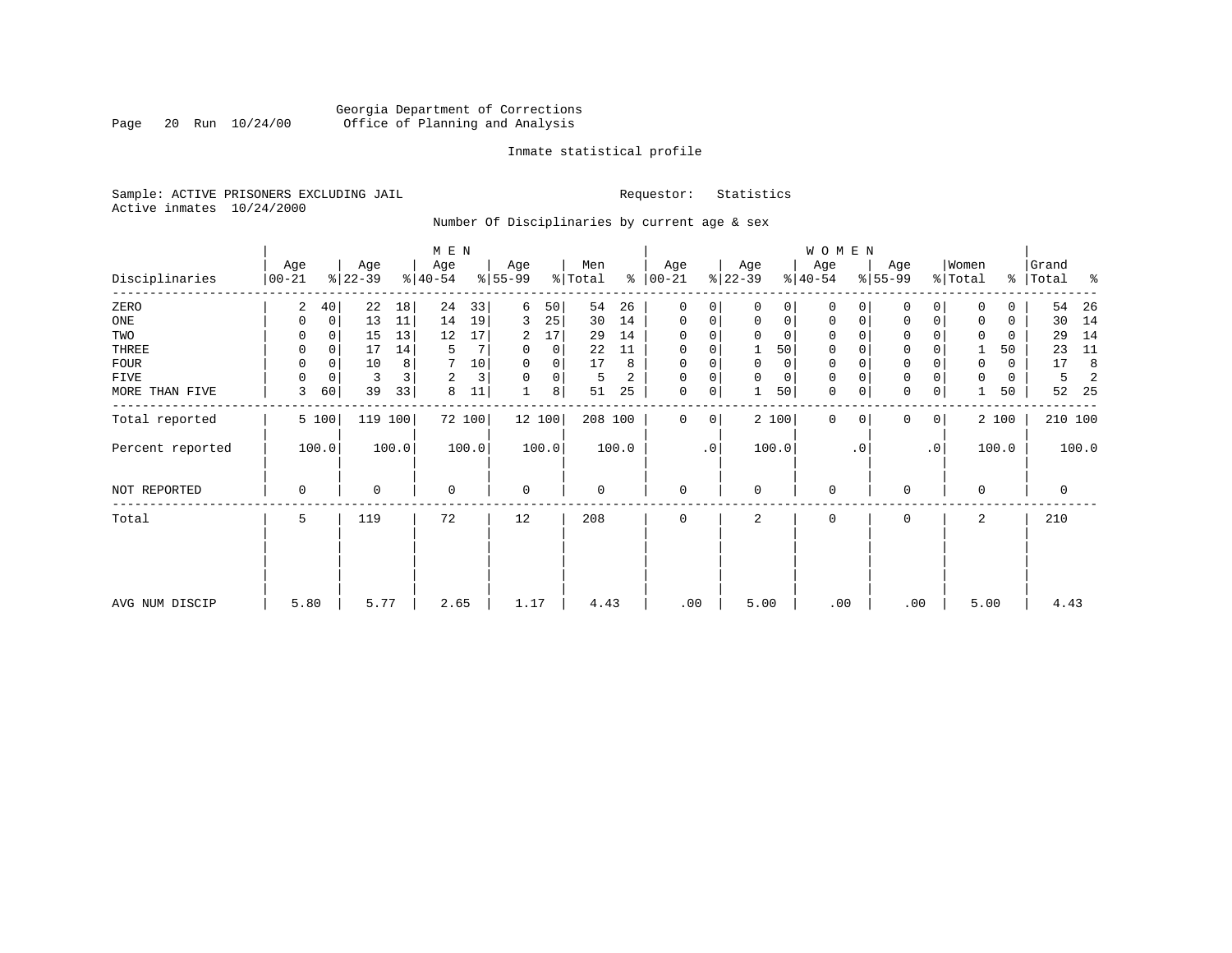Georgia Department of Corrections
Office of Planning and Analysis

Inmate statistical profile

Sample: ACTIVE PRISONERS EXCLUDING JAIL    Requestor: Statistics
Active inmates 10/24/2000

Number Of Disciplinaries by current age & sex

| Disciplinaries | MEN Age 00-21 | % | Age 22-39 | % | Age 40-54 | % | Age 55-99 | % | Men Total | % | WOMEN Age 00-21 | % | Age 22-39 | % | Age 40-54 | % | Age 55-99 | % | Women Total | % | Grand Total | % |
|---|---|---|---|---|---|---|---|---|---|---|---|---|---|---|---|---|---|---|---|---|---|---|
| ZERO | 2 | 40 | 22 | 18 | 24 | 33 | 6 | 50 | 54 | 26 | 0 | 0 | 0 | 0 | 0 | 0 | 0 | 0 | 0 | 0 | 54 | 26 |
| ONE | 0 | 0 | 13 | 11 | 14 | 19 | 3 | 25 | 30 | 14 | 0 | 0 | 0 | 0 | 0 | 0 | 0 | 0 | 0 | 0 | 30 | 14 |
| TWO | 0 | 0 | 15 | 13 | 12 | 17 | 2 | 17 | 29 | 14 | 0 | 0 | 0 | 0 | 0 | 0 | 0 | 0 | 0 | 0 | 29 | 14 |
| THREE | 0 | 0 | 17 | 14 | 5 | 7 | 0 | 0 | 22 | 11 | 0 | 0 | 1 | 50 | 0 | 0 | 0 | 0 | 1 | 50 | 23 | 11 |
| FOUR | 0 | 0 | 10 | 8 | 7 | 10 | 0 | 0 | 17 | 8 | 0 | 0 | 0 | 0 | 0 | 0 | 0 | 0 | 0 | 0 | 17 | 8 |
| FIVE | 0 | 0 | 3 | 3 | 2 | 3 | 0 | 0 | 5 | 2 | 0 | 0 | 0 | 0 | 0 | 0 | 0 | 0 | 0 | 0 | 5 | 2 |
| MORE THAN FIVE | 3 | 60 | 39 | 33 | 8 | 11 | 1 | 8 | 51 | 25 | 0 | 0 | 1 | 50 | 0 | 0 | 0 | 0 | 1 | 50 | 52 | 25 |
| Total reported | 5 | 100 | 119 | 100 | 72 | 100 | 12 | 100 | 208 | 100 | 0 | 0 | 2 | 100 | 0 | 0 | 0 | 0 | 2 | 100 | 210 | 100 |
| Percent reported | 100.0 | | 100.0 | | 100.0 | | 100.0 | | 100.0 | | .0 | | 100.0 | | .0 | | .0 | | 100.0 | | 100.0 | |
| NOT REPORTED | 0 | | 0 | | 0 | | 0 | | 0 | | 0 | | 0 | | 0 | | 0 | | 0 | | 0 | |
| Total | 5 | | 119 | | 72 | | 12 | | 208 | | 0 | | 2 | | 0 | | 0 | | 2 | | 210 | |
| AVG NUM DISCIP | 5.80 | | 5.77 | | 2.65 | | 1.17 | | 4.43 | | .00 | | 5.00 | | .00 | | .00 | | 5.00 | | 4.43 | |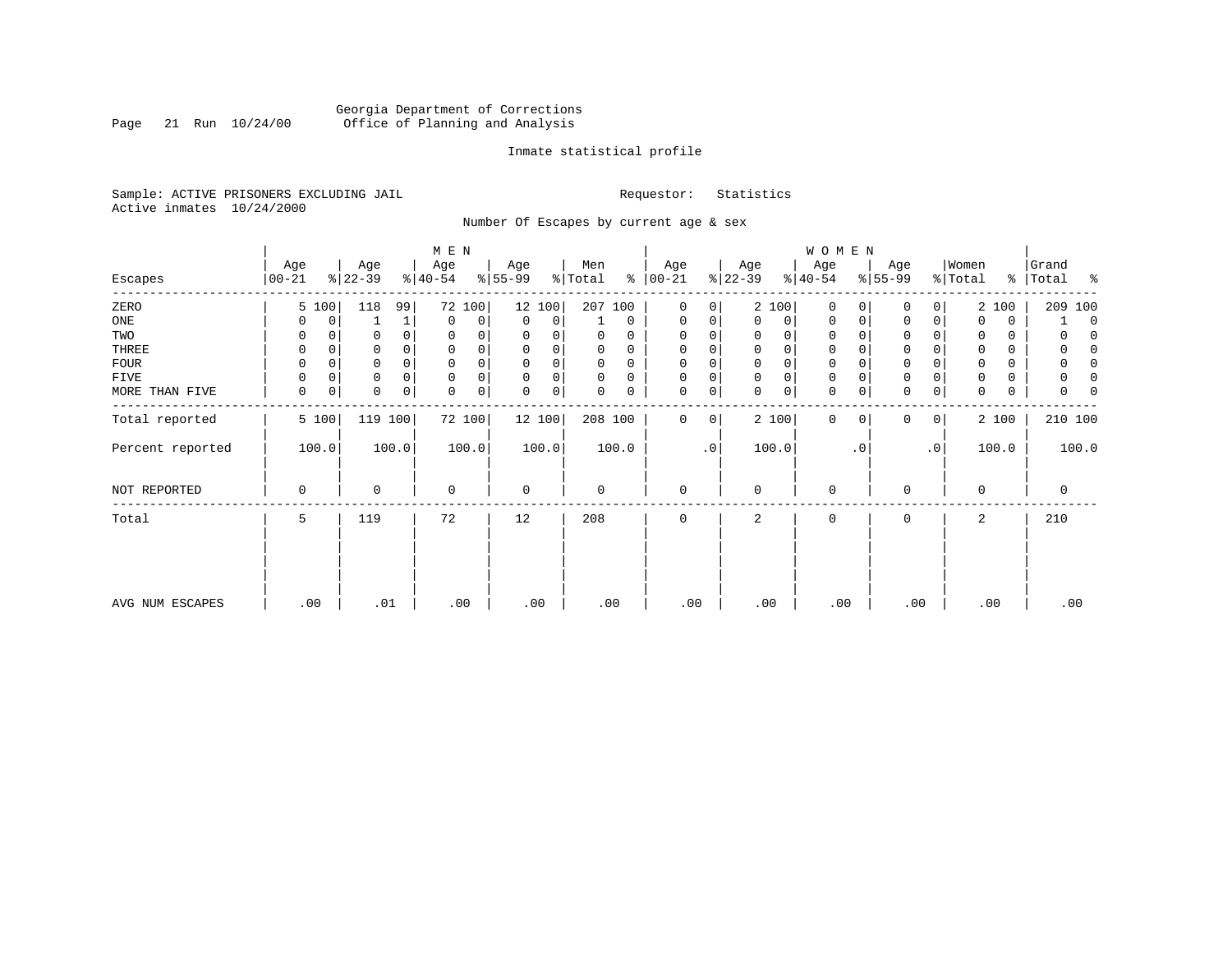Georgia Department of Corrections
Office of Planning and Analysis

Inmate statistical profile

Sample: ACTIVE PRISONERS EXCLUDING JAIL　　　Requestor: Statistics
Active inmates 10/24/2000

Number Of Escapes by current age & sex

| Escapes | MEN Age 00-21 | % | Age 22-39 | % | Age 40-54 | % | Age 55-99 | % | Men Total | % | WOMEN Age 00-21 | % | Age 22-39 | % | Age 40-54 | % | Age 55-99 | % | Women Total | % | Grand Total | % |
|---|---|---|---|---|---|---|---|---|---|---|---|---|---|---|---|---|---|---|---|---|---|---|
| ZERO | 5 | 100 | 118 | 99 | 72 | 100 | 12 | 100 | 207 | 100 | 0 | 0 | 2 | 100 | 0 | 0 | 0 | 0 | 2 | 100 | 209 | 100 |
| ONE | 0 | 0 | 1 | 1 | 0 | 0 | 0 | 0 | 1 | 0 | 0 | 0 | 0 | 0 | 0 | 0 | 0 | 0 | 0 | 0 | 1 | 0 |
| TWO | 0 | 0 | 0 | 0 | 0 | 0 | 0 | 0 | 0 | 0 | 0 | 0 | 0 | 0 | 0 | 0 | 0 | 0 | 0 | 0 | 0 | 0 |
| THREE | 0 | 0 | 0 | 0 | 0 | 0 | 0 | 0 | 0 | 0 | 0 | 0 | 0 | 0 | 0 | 0 | 0 | 0 | 0 | 0 | 0 | 0 |
| FOUR | 0 | 0 | 0 | 0 | 0 | 0 | 0 | 0 | 0 | 0 | 0 | 0 | 0 | 0 | 0 | 0 | 0 | 0 | 0 | 0 | 0 | 0 |
| FIVE | 0 | 0 | 0 | 0 | 0 | 0 | 0 | 0 | 0 | 0 | 0 | 0 | 0 | 0 | 0 | 0 | 0 | 0 | 0 | 0 | 0 | 0 |
| MORE THAN FIVE | 0 | 0 | 0 | 0 | 0 | 0 | 0 | 0 | 0 | 0 | 0 | 0 | 0 | 0 | 0 | 0 | 0 | 0 | 0 | 0 | 0 | 0 |
| Total reported | 5 | 100 | 119 | 100 | 72 | 100 | 12 | 100 | 208 | 100 | 0 | 0 | 2 | 100 | 0 | 0 | 0 | 0 | 2 | 100 | 210 | 100 |
| Percent reported | 100.0 | | 100.0 | | 100.0 | | 100.0 | | 100.0 | | .0 | | 100.0 | | .0 | | .0 | | 100.0 | | 100.0 | |
| NOT REPORTED | 0 | | 0 | | 0 | | 0 | | 0 | | 0 | | 0 | | 0 | | 0 | | 0 | | 0 | |
| Total | 5 | | 119 | | 72 | | 12 | | 208 | | 0 | | 2 | | 0 | | 0 | | 2 | | 210 | |
| AVG NUM ESCAPES | .00 | | .01 | | .00 | | .00 | | .00 | | .00 | | .00 | | .00 | | .00 | | .00 | | .00 | |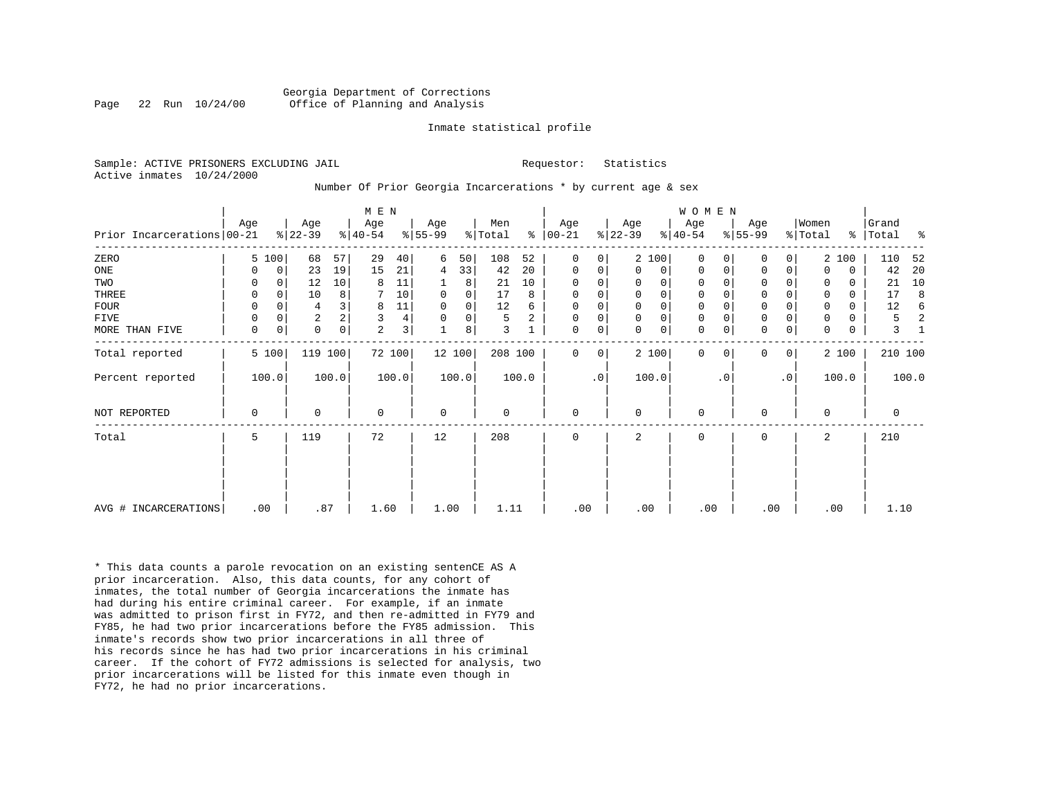Georgia Department of Corrections
Office of Planning and Analysis

Inmate statistical profile

Sample: ACTIVE PRISONERS EXCLUDING JAIL

Requestor: Statistics

Active inmates 10/24/2000

Number Of Prior Georgia Incarcerations * by current age & sex

| Prior Incarcerations | MEN Age 00-21 | % | Age 22-39 | % | Age 40-54 | % | Age 55-99 | % | Men Total | % | WOMEN Age 00-21 | % | Age 22-39 | % | Age 40-54 | % | Age 55-99 | % | Women Total | % | Grand Total | % |
|---|---|---|---|---|---|---|---|---|---|---|---|---|---|---|---|---|---|---|---|---|---|---|
| ZERO | 5 | 100 | 68 | 57 | 29 | 40 | 6 | 50 | 108 | 52 | 0 | 0 | 2 | 100 | 0 | 0 | 0 | 0 | 2 | 100 | 110 | 52 |
| ONE | 0 | 0 | 23 | 19 | 15 | 21 | 4 | 33 | 42 | 20 | 0 | 0 | 0 | 0 | 0 | 0 | 0 | 0 | 0 | 0 | 42 | 20 |
| TWO | 0 | 0 | 12 | 10 | 8 | 11 | 1 | 8 | 21 | 10 | 0 | 0 | 0 | 0 | 0 | 0 | 0 | 0 | 0 | 0 | 21 | 10 |
| THREE | 0 | 0 | 10 | 8 | 7 | 10 | 0 | 0 | 17 | 8 | 0 | 0 | 0 | 0 | 0 | 0 | 0 | 0 | 0 | 0 | 17 | 8 |
| FOUR | 0 | 0 | 4 | 3 | 8 | 11 | 0 | 0 | 12 | 6 | 0 | 0 | 0 | 0 | 0 | 0 | 0 | 0 | 0 | 0 | 12 | 6 |
| FIVE | 0 | 0 | 2 | 2 | 3 | 4 | 0 | 0 | 5 | 2 | 0 | 0 | 0 | 0 | 0 | 0 | 0 | 0 | 0 | 0 | 5 | 2 |
| MORE THAN FIVE | 0 | 0 | 0 | 0 | 2 | 3 | 1 | 8 | 3 | 1 | 0 | 0 | 0 | 0 | 0 | 0 | 0 | 0 | 0 | 0 | 3 | 1 |
| Total reported | 5 | 100 | 119 | 100 | 72 | 100 | 12 | 100 | 208 | 100 | 0 | 0 | 2 | 100 | 0 | 0 | 0 | 0 | 2 | 100 | 210 | 100 |
| Percent reported | 100.0 | | 100.0 | | 100.0 | | 100.0 | | 100.0 | | .0 | | 100.0 | | .0 | | .0 | | 100.0 | | 100.0 | |
| NOT REPORTED | 0 | | 0 | | 0 | | 0 | | 0 | | 0 | | 0 | | 0 | | 0 | | 0 | | 0 | |
| Total | 5 | | 119 | | 72 | | 12 | | 208 | | 0 | | 2 | | 0 | | 0 | | 2 | | 210 | |
| AVG # INCARCERATIONS | .00 | | .87 | | 1.60 | | 1.00 | | 1.11 | | .00 | | .00 | | .00 | | .00 | | .00 | | 1.10 | |

* This data counts a parole revocation on an existing sentenCE AS A prior incarceration. Also, this data counts, for any cohort of inmates, the total number of Georgia incarcerations the inmate has had during his entire criminal career. For example, if an inmate was admitted to prison first in FY72, and then re-admitted in FY79 and FY85, he had two prior incarcerations before the FY85 admission. This inmate's records show two prior incarcerations in all three of his records since he has had two prior incarcerations in his criminal career. If the cohort of FY72 admissions is selected for analysis, two prior incarcerations will be listed for this inmate even though in FY72, he had no prior incarcerations.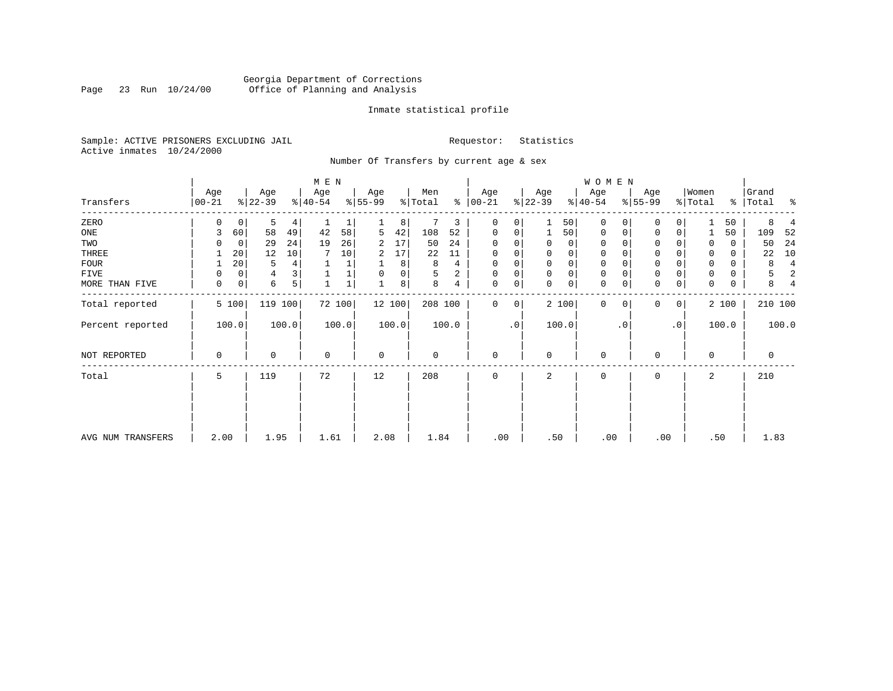Georgia Department of Corrections
Office of Planning and Analysis

Inmate statistical profile

Sample: ACTIVE PRISONERS EXCLUDING JAIL    Requestor: Statistics
Active inmates 10/24/2000

Number Of Transfers by current age & sex

| Transfers | MEN Age 00-21 | % | Age 22-39 | % | Age 40-54 | % | Age 55-99 | % | Men Total | % | WOMEN Age 00-21 | % | Age 22-39 | % | Age 40-54 | % | Age 55-99 | % | Women Total | % | Grand Total | % |
|---|---|---|---|---|---|---|---|---|---|---|---|---|---|---|---|---|---|---|---|---|---|---|
| ZERO | 0 | 0 | 5 | 4 | 1 | 1 | 1 | 8 | 7 | 3 | 0 | 0 | 1 | 50 | 0 | 0 | 0 | 0 | 1 | 50 | 8 | 4 |
| ONE | 3 | 60 | 58 | 49 | 42 | 58 | 5 | 42 | 108 | 52 | 0 | 0 | 1 | 50 | 0 | 0 | 0 | 0 | 1 | 50 | 109 | 52 |
| TWO | 0 | 0 | 29 | 24 | 19 | 26 | 2 | 17 | 50 | 24 | 0 | 0 | 0 | 0 | 0 | 0 | 0 | 0 | 0 | 0 | 50 | 24 |
| THREE | 1 | 20 | 12 | 10 | 7 | 10 | 2 | 17 | 22 | 11 | 0 | 0 | 0 | 0 | 0 | 0 | 0 | 0 | 0 | 0 | 22 | 10 |
| FOUR | 1 | 20 | 5 | 4 | 1 | 1 | 1 | 8 | 8 | 4 | 0 | 0 | 0 | 0 | 0 | 0 | 0 | 0 | 0 | 0 | 8 | 4 |
| FIVE | 0 | 0 | 4 | 3 | 1 | 1 | 0 | 0 | 5 | 2 | 0 | 0 | 0 | 0 | 0 | 0 | 0 | 0 | 0 | 0 | 5 | 2 |
| MORE THAN FIVE | 0 | 0 | 6 | 5 | 1 | 1 | 1 | 8 | 8 | 4 | 0 | 0 | 0 | 0 | 0 | 0 | 0 | 0 | 0 | 0 | 8 | 4 |
| Total reported | 5 | 100 | 119 | 100 | 72 | 100 | 12 | 100 | 208 | 100 | 0 | 0 | 2 | 100 | 0 | 0 | 0 | 0 | 2 | 100 | 210 | 100 |
| Percent reported | | 100.0 | | 100.0 | | 100.0 | | 100.0 | | 100.0 | | .0 | | 100.0 | | .0 | | .0 | | 100.0 | | 100.0 |
| NOT REPORTED | 0 | | 0 | | 0 | | 0 | | 0 | | 0 | | 0 | | 0 | | 0 | | 0 | | 0 | |
| Total | 5 | | 119 | | 72 | | 12 | | 208 | | 0 | | 2 | | 0 | | 0 | | 2 | | 210 | |
| AVG NUM TRANSFERS | 2.00 | | 1.95 | | 1.61 | | 2.08 | | 1.84 | | .00 | | .50 | | .00 | | .00 | | .50 | | 1.83 | |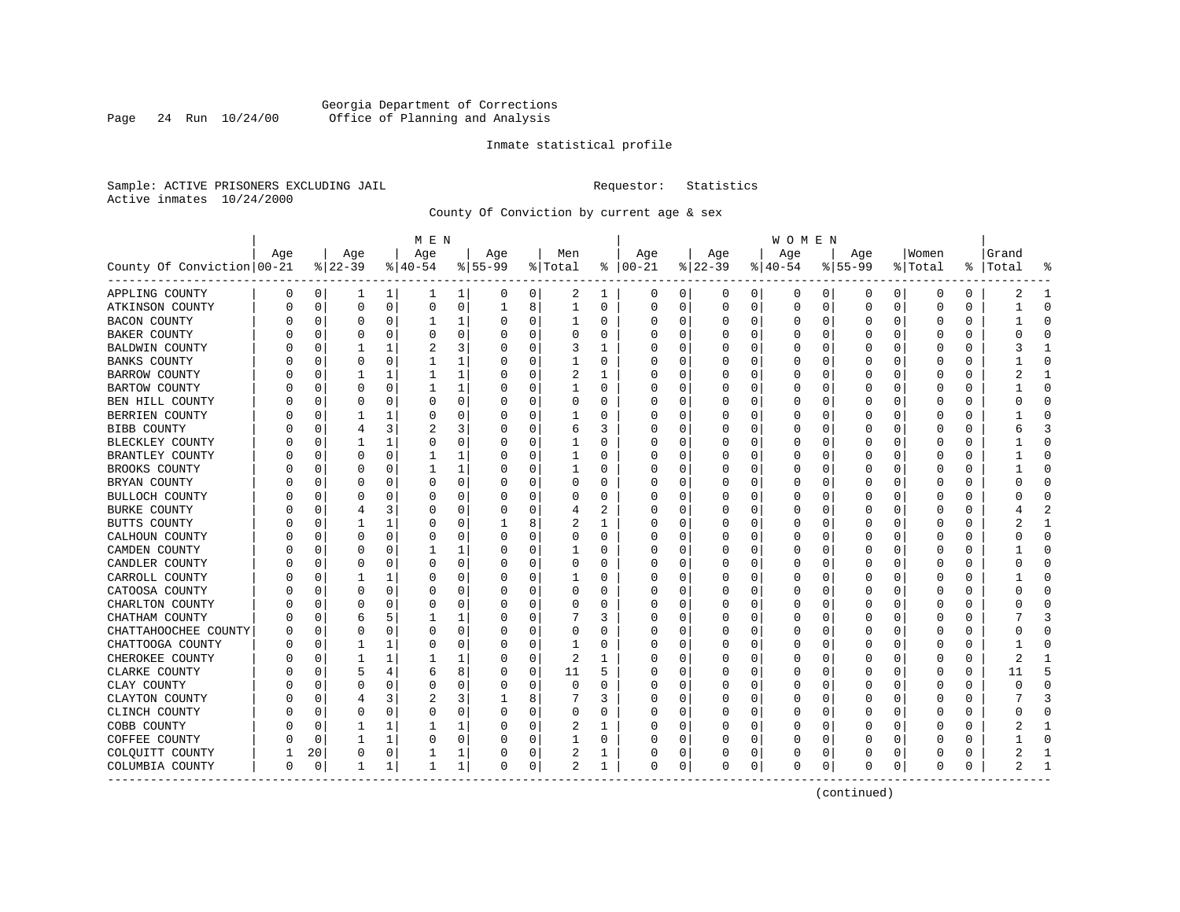Georgia Department of Corrections
Office of Planning and Analysis

Inmate statistical profile

Sample: ACTIVE PRISONERS EXCLUDING JAIL                    Requestor: Statistics
Active inmates 10/24/2000

County Of Conviction by current age & sex

| County Of Conviction | MEN Age 00-21 | % | Age 22-39 | % | Age 40-54 | % | Age 55-99 | % | Men Total | % | WOMEN Age 00-21 | % | Age 22-39 | % | Age 40-54 | % | Age 55-99 | % | Women Total | % | Grand Total | % |
|---|---|---|---|---|---|---|---|---|---|---|---|---|---|---|---|---|---|---|---|---|---|---|
| APPLING COUNTY | 0 | 0 | 1 | 1 | 1 | 1 | 0 | 0 | 2 | 1 | 0 | 0 | 0 | 0 | 0 | 0 | 0 | 0 | 0 | 0 | 2 | 1 |
| ATKINSON COUNTY | 0 | 0 | 0 | 0 | 0 | 0 | 1 | 8 | 1 | 0 | 0 | 0 | 0 | 0 | 0 | 0 | 0 | 0 | 0 | 0 | 1 | 0 |
| BACON COUNTY | 0 | 0 | 0 | 0 | 1 | 1 | 0 | 0 | 1 | 0 | 0 | 0 | 0 | 0 | 0 | 0 | 0 | 0 | 0 | 0 | 1 | 0 |
| BAKER COUNTY | 0 | 0 | 0 | 0 | 0 | 0 | 0 | 0 | 0 | 0 | 0 | 0 | 0 | 0 | 0 | 0 | 0 | 0 | 0 | 0 | 0 | 0 |
| BALDWIN COUNTY | 0 | 0 | 1 | 1 | 2 | 3 | 0 | 0 | 3 | 1 | 0 | 0 | 0 | 0 | 0 | 0 | 0 | 0 | 0 | 0 | 3 | 1 |
| BANKS COUNTY | 0 | 0 | 0 | 0 | 1 | 1 | 0 | 0 | 1 | 0 | 0 | 0 | 0 | 0 | 0 | 0 | 0 | 0 | 0 | 0 | 1 | 0 |
| BARROW COUNTY | 0 | 0 | 1 | 1 | 1 | 1 | 0 | 0 | 2 | 1 | 0 | 0 | 0 | 0 | 0 | 0 | 0 | 0 | 0 | 0 | 2 | 1 |
| BARTOW COUNTY | 0 | 0 | 0 | 0 | 1 | 1 | 0 | 0 | 1 | 0 | 0 | 0 | 0 | 0 | 0 | 0 | 0 | 0 | 0 | 0 | 1 | 0 |
| BEN HILL COUNTY | 0 | 0 | 0 | 0 | 0 | 0 | 0 | 0 | 0 | 0 | 0 | 0 | 0 | 0 | 0 | 0 | 0 | 0 | 0 | 0 | 0 | 0 |
| BERRIEN COUNTY | 0 | 0 | 1 | 1 | 0 | 0 | 0 | 0 | 1 | 0 | 0 | 0 | 0 | 0 | 0 | 0 | 0 | 0 | 0 | 0 | 1 | 0 |
| BIBB COUNTY | 0 | 0 | 4 | 3 | 2 | 3 | 0 | 0 | 6 | 3 | 0 | 0 | 0 | 0 | 0 | 0 | 0 | 0 | 0 | 0 | 6 | 3 |
| BLECKLEY COUNTY | 0 | 0 | 1 | 1 | 0 | 0 | 0 | 0 | 1 | 0 | 0 | 0 | 0 | 0 | 0 | 0 | 0 | 0 | 0 | 0 | 1 | 0 |
| BRANTLEY COUNTY | 0 | 0 | 0 | 0 | 1 | 1 | 0 | 0 | 1 | 0 | 0 | 0 | 0 | 0 | 0 | 0 | 0 | 0 | 0 | 0 | 1 | 0 |
| BROOKS COUNTY | 0 | 0 | 0 | 0 | 1 | 1 | 0 | 0 | 1 | 0 | 0 | 0 | 0 | 0 | 0 | 0 | 0 | 0 | 0 | 0 | 1 | 0 |
| BRYAN COUNTY | 0 | 0 | 0 | 0 | 0 | 0 | 0 | 0 | 0 | 0 | 0 | 0 | 0 | 0 | 0 | 0 | 0 | 0 | 0 | 0 | 0 | 0 |
| BULLOCH COUNTY | 0 | 0 | 0 | 0 | 0 | 0 | 0 | 0 | 0 | 0 | 0 | 0 | 0 | 0 | 0 | 0 | 0 | 0 | 0 | 0 | 0 | 0 |
| BURKE COUNTY | 0 | 0 | 4 | 3 | 0 | 0 | 0 | 0 | 4 | 2 | 0 | 0 | 0 | 0 | 0 | 0 | 0 | 0 | 0 | 0 | 4 | 2 |
| BUTTS COUNTY | 0 | 0 | 1 | 1 | 0 | 0 | 1 | 8 | 2 | 1 | 0 | 0 | 0 | 0 | 0 | 0 | 0 | 0 | 0 | 0 | 2 | 1 |
| CALHOUN COUNTY | 0 | 0 | 0 | 0 | 0 | 0 | 0 | 0 | 0 | 0 | 0 | 0 | 0 | 0 | 0 | 0 | 0 | 0 | 0 | 0 | 0 | 0 |
| CAMDEN COUNTY | 0 | 0 | 0 | 0 | 1 | 1 | 0 | 0 | 1 | 0 | 0 | 0 | 0 | 0 | 0 | 0 | 0 | 0 | 0 | 0 | 1 | 0 |
| CANDLER COUNTY | 0 | 0 | 0 | 0 | 0 | 0 | 0 | 0 | 0 | 0 | 0 | 0 | 0 | 0 | 0 | 0 | 0 | 0 | 0 | 0 | 0 | 0 |
| CARROLL COUNTY | 0 | 0 | 1 | 1 | 0 | 0 | 0 | 0 | 1 | 0 | 0 | 0 | 0 | 0 | 0 | 0 | 0 | 0 | 0 | 0 | 1 | 0 |
| CATOOSA COUNTY | 0 | 0 | 0 | 0 | 0 | 0 | 0 | 0 | 0 | 0 | 0 | 0 | 0 | 0 | 0 | 0 | 0 | 0 | 0 | 0 | 0 | 0 |
| CHARLTON COUNTY | 0 | 0 | 0 | 0 | 0 | 0 | 0 | 0 | 0 | 0 | 0 | 0 | 0 | 0 | 0 | 0 | 0 | 0 | 0 | 0 | 0 | 0 |
| CHATHAM COUNTY | 0 | 0 | 6 | 5 | 1 | 1 | 0 | 0 | 7 | 3 | 0 | 0 | 0 | 0 | 0 | 0 | 0 | 0 | 0 | 0 | 7 | 3 |
| CHATTAHOOCHEE COUNTY | 0 | 0 | 0 | 0 | 0 | 0 | 0 | 0 | 0 | 0 | 0 | 0 | 0 | 0 | 0 | 0 | 0 | 0 | 0 | 0 | 0 | 0 |
| CHATTOOGA COUNTY | 0 | 0 | 1 | 1 | 0 | 0 | 0 | 0 | 1 | 0 | 0 | 0 | 0 | 0 | 0 | 0 | 0 | 0 | 0 | 0 | 1 | 0 |
| CHEROKEE COUNTY | 0 | 0 | 1 | 1 | 1 | 1 | 0 | 0 | 2 | 1 | 0 | 0 | 0 | 0 | 0 | 0 | 0 | 0 | 0 | 0 | 2 | 1 |
| CLARKE COUNTY | 0 | 0 | 5 | 4 | 6 | 8 | 0 | 0 | 11 | 5 | 0 | 0 | 0 | 0 | 0 | 0 | 0 | 0 | 0 | 0 | 11 | 5 |
| CLAY COUNTY | 0 | 0 | 0 | 0 | 0 | 0 | 0 | 0 | 0 | 0 | 0 | 0 | 0 | 0 | 0 | 0 | 0 | 0 | 0 | 0 | 0 | 0 |
| CLAYTON COUNTY | 0 | 0 | 4 | 3 | 2 | 3 | 1 | 8 | 7 | 3 | 0 | 0 | 0 | 0 | 0 | 0 | 0 | 0 | 0 | 0 | 7 | 3 |
| CLINCH COUNTY | 0 | 0 | 0 | 0 | 0 | 0 | 0 | 0 | 0 | 0 | 0 | 0 | 0 | 0 | 0 | 0 | 0 | 0 | 0 | 0 | 0 | 0 |
| COBB COUNTY | 0 | 0 | 1 | 1 | 1 | 1 | 0 | 0 | 2 | 1 | 0 | 0 | 0 | 0 | 0 | 0 | 0 | 0 | 0 | 0 | 2 | 1 |
| COFFEE COUNTY | 0 | 0 | 1 | 1 | 0 | 0 | 0 | 0 | 1 | 0 | 0 | 0 | 0 | 0 | 0 | 0 | 0 | 0 | 0 | 0 | 1 | 0 |
| COLQUITT COUNTY | 1 | 20 | 0 | 0 | 1 | 1 | 0 | 0 | 2 | 1 | 0 | 0 | 0 | 0 | 0 | 0 | 0 | 0 | 0 | 0 | 2 | 1 |
| COLUMBIA COUNTY | 0 | 0 | 1 | 1 | 1 | 1 | 0 | 0 | 2 | 1 | 0 | 0 | 0 | 0 | 0 | 0 | 0 | 0 | 0 | 0 | 2 | 1 |

(continued)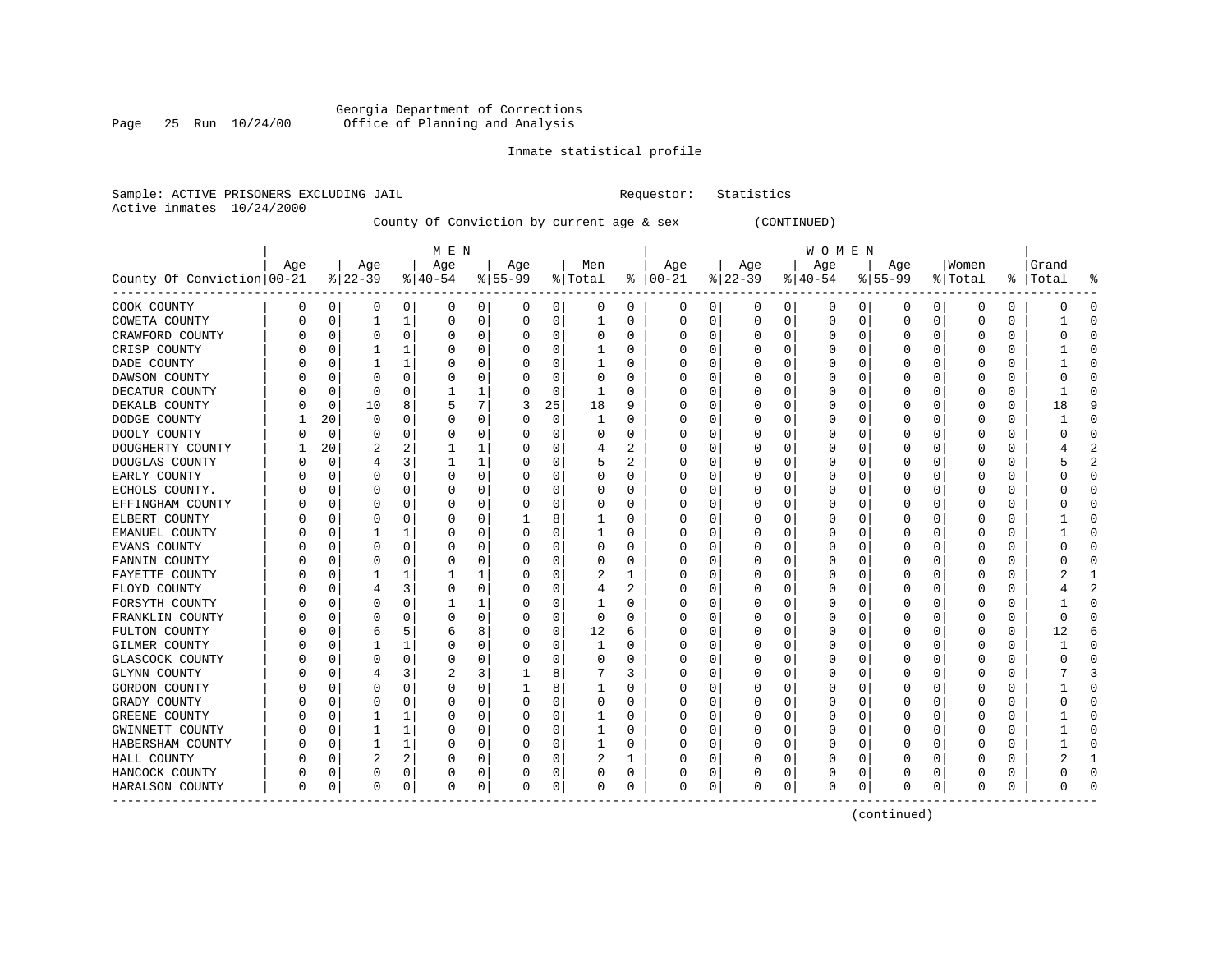Georgia Department of Corrections
Office of Planning and Analysis

Inmate statistical profile

Sample: ACTIVE PRISONERS EXCLUDING JAIL    Requestor: Statistics
Active inmates 10/24/2000

County Of Conviction by current age & sex (CONTINUED)

| County Of Conviction | MEN Age 00-21 | % | Age 22-39 | % | Age 40-54 | % | Age 55-99 | % | Men Total | % | WOMEN Age 00-21 | % | Age 22-39 | % | Age 40-54 | % | Age 55-99 | % | Women Total | % | Grand Total | % |
|---|---|---|---|---|---|---|---|---|---|---|---|---|---|---|---|---|---|---|---|---|---|---|
| COOK COUNTY | 0 | 0 | 0 | 0 | 0 | 0 | 0 | 0 | 0 | 0 | 0 | 0 | 0 | 0 | 0 | 0 | 0 | 0 | 0 | 0 | 0 | 0 |
| COWETA COUNTY | 0 | 0 | 1 | 1 | 0 | 0 | 0 | 0 | 1 | 0 | 0 | 0 | 0 | 0 | 0 | 0 | 0 | 0 | 0 | 0 | 1 | 0 |
| CRAWFORD COUNTY | 0 | 0 | 0 | 0 | 0 | 0 | 0 | 0 | 0 | 0 | 0 | 0 | 0 | 0 | 0 | 0 | 0 | 0 | 0 | 0 | 0 | 0 |
| CRISP COUNTY | 0 | 0 | 1 | 1 | 0 | 0 | 0 | 0 | 1 | 0 | 0 | 0 | 0 | 0 | 0 | 0 | 0 | 0 | 0 | 0 | 1 | 0 |
| DADE COUNTY | 0 | 0 | 1 | 1 | 0 | 0 | 0 | 0 | 1 | 0 | 0 | 0 | 0 | 0 | 0 | 0 | 0 | 0 | 0 | 0 | 1 | 0 |
| DAWSON COUNTY | 0 | 0 | 0 | 0 | 0 | 0 | 0 | 0 | 0 | 0 | 0 | 0 | 0 | 0 | 0 | 0 | 0 | 0 | 0 | 0 | 0 | 0 |
| DECATUR COUNTY | 0 | 0 | 0 | 0 | 1 | 1 | 0 | 0 | 1 | 0 | 0 | 0 | 0 | 0 | 0 | 0 | 0 | 0 | 0 | 0 | 1 | 0 |
| DEKALB COUNTY | 0 | 0 | 10 | 8 | 5 | 7 | 3 | 25 | 18 | 9 | 0 | 0 | 0 | 0 | 0 | 0 | 0 | 0 | 0 | 0 | 18 | 9 |
| DODGE COUNTY | 1 | 20 | 0 | 0 | 0 | 0 | 0 | 0 | 1 | 0 | 0 | 0 | 0 | 0 | 0 | 0 | 0 | 0 | 0 | 0 | 1 | 0 |
| DOOLY COUNTY | 0 | 0 | 0 | 0 | 0 | 0 | 0 | 0 | 0 | 0 | 0 | 0 | 0 | 0 | 0 | 0 | 0 | 0 | 0 | 0 | 0 | 0 |
| DOUGHERTY COUNTY | 1 | 20 | 2 | 2 | 1 | 1 | 0 | 0 | 4 | 2 | 0 | 0 | 0 | 0 | 0 | 0 | 0 | 0 | 0 | 0 | 4 | 2 |
| DOUGLAS COUNTY | 0 | 0 | 4 | 3 | 1 | 1 | 0 | 0 | 5 | 2 | 0 | 0 | 0 | 0 | 0 | 0 | 0 | 0 | 0 | 0 | 5 | 2 |
| EARLY COUNTY | 0 | 0 | 0 | 0 | 0 | 0 | 0 | 0 | 0 | 0 | 0 | 0 | 0 | 0 | 0 | 0 | 0 | 0 | 0 | 0 | 0 | 0 |
| ECHOLS COUNTY. | 0 | 0 | 0 | 0 | 0 | 0 | 0 | 0 | 0 | 0 | 0 | 0 | 0 | 0 | 0 | 0 | 0 | 0 | 0 | 0 | 0 | 0 |
| EFFINGHAM COUNTY | 0 | 0 | 0 | 0 | 0 | 0 | 0 | 0 | 0 | 0 | 0 | 0 | 0 | 0 | 0 | 0 | 0 | 0 | 0 | 0 | 0 | 0 |
| ELBERT COUNTY | 0 | 0 | 0 | 0 | 0 | 0 | 1 | 8 | 1 | 0 | 0 | 0 | 0 | 0 | 0 | 0 | 0 | 0 | 0 | 0 | 1 | 0 |
| EMANUEL COUNTY | 0 | 0 | 1 | 1 | 0 | 0 | 0 | 0 | 1 | 0 | 0 | 0 | 0 | 0 | 0 | 0 | 0 | 0 | 0 | 0 | 1 | 0 |
| EVANS COUNTY | 0 | 0 | 0 | 0 | 0 | 0 | 0 | 0 | 0 | 0 | 0 | 0 | 0 | 0 | 0 | 0 | 0 | 0 | 0 | 0 | 0 | 0 |
| FANNIN COUNTY | 0 | 0 | 0 | 0 | 0 | 0 | 0 | 0 | 0 | 0 | 0 | 0 | 0 | 0 | 0 | 0 | 0 | 0 | 0 | 0 | 0 | 0 |
| FAYETTE COUNTY | 0 | 0 | 1 | 1 | 1 | 1 | 0 | 0 | 2 | 1 | 0 | 0 | 0 | 0 | 0 | 0 | 0 | 0 | 0 | 0 | 2 | 1 |
| FLOYD COUNTY | 0 | 0 | 4 | 3 | 0 | 0 | 0 | 0 | 4 | 2 | 0 | 0 | 0 | 0 | 0 | 0 | 0 | 0 | 0 | 0 | 4 | 2 |
| FORSYTH COUNTY | 0 | 0 | 0 | 0 | 1 | 1 | 0 | 0 | 1 | 0 | 0 | 0 | 0 | 0 | 0 | 0 | 0 | 0 | 0 | 0 | 1 | 0 |
| FRANKLIN COUNTY | 0 | 0 | 0 | 0 | 0 | 0 | 0 | 0 | 0 | 0 | 0 | 0 | 0 | 0 | 0 | 0 | 0 | 0 | 0 | 0 | 0 | 0 |
| FULTON COUNTY | 0 | 0 | 6 | 5 | 6 | 8 | 0 | 0 | 12 | 6 | 0 | 0 | 0 | 0 | 0 | 0 | 0 | 0 | 0 | 0 | 12 | 6 |
| GILMER COUNTY | 0 | 0 | 1 | 1 | 0 | 0 | 0 | 0 | 1 | 0 | 0 | 0 | 0 | 0 | 0 | 0 | 0 | 0 | 0 | 0 | 1 | 0 |
| GLASCOCK COUNTY | 0 | 0 | 0 | 0 | 0 | 0 | 0 | 0 | 0 | 0 | 0 | 0 | 0 | 0 | 0 | 0 | 0 | 0 | 0 | 0 | 0 | 0 |
| GLYNN COUNTY | 0 | 0 | 4 | 3 | 2 | 3 | 1 | 8 | 7 | 3 | 0 | 0 | 0 | 0 | 0 | 0 | 0 | 0 | 0 | 0 | 7 | 3 |
| GORDON COUNTY | 0 | 0 | 0 | 0 | 0 | 0 | 1 | 8 | 1 | 0 | 0 | 0 | 0 | 0 | 0 | 0 | 0 | 0 | 0 | 0 | 1 | 0 |
| GRADY COUNTY | 0 | 0 | 0 | 0 | 0 | 0 | 0 | 0 | 0 | 0 | 0 | 0 | 0 | 0 | 0 | 0 | 0 | 0 | 0 | 0 | 0 | 0 |
| GREENE COUNTY | 0 | 0 | 1 | 1 | 0 | 0 | 0 | 0 | 1 | 0 | 0 | 0 | 0 | 0 | 0 | 0 | 0 | 0 | 0 | 0 | 1 | 0 |
| GWINNETT COUNTY | 0 | 0 | 1 | 1 | 0 | 0 | 0 | 0 | 1 | 0 | 0 | 0 | 0 | 0 | 0 | 0 | 0 | 0 | 0 | 0 | 1 | 0 |
| HABERSHAM COUNTY | 0 | 0 | 1 | 1 | 0 | 0 | 0 | 0 | 1 | 0 | 0 | 0 | 0 | 0 | 0 | 0 | 0 | 0 | 0 | 0 | 1 | 0 |
| HALL COUNTY | 0 | 0 | 2 | 2 | 0 | 0 | 0 | 0 | 2 | 1 | 0 | 0 | 0 | 0 | 0 | 0 | 0 | 0 | 0 | 0 | 2 | 1 |
| HANCOCK COUNTY | 0 | 0 | 0 | 0 | 0 | 0 | 0 | 0 | 0 | 0 | 0 | 0 | 0 | 0 | 0 | 0 | 0 | 0 | 0 | 0 | 0 | 0 |
| HARALSON COUNTY | 0 | 0 | 0 | 0 | 0 | 0 | 0 | 0 | 0 | 0 | 0 | 0 | 0 | 0 | 0 | 0 | 0 | 0 | 0 | 0 | 0 | 0 |

(continued)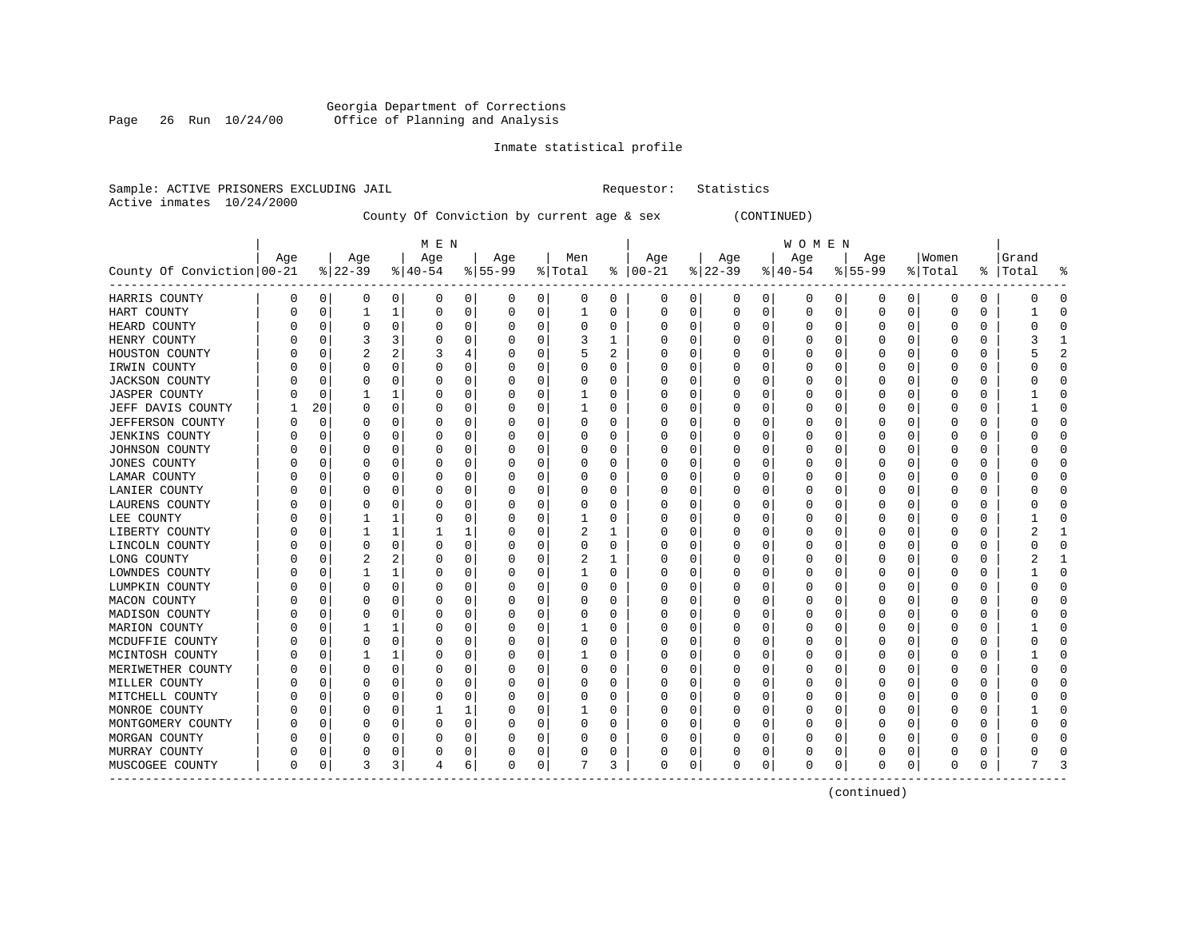Georgia Department of Corrections
Office of Planning and Analysis

Inmate statistical profile

Sample: ACTIVE PRISONERS EXCLUDING JAIL                Requestor: Statistics
Active inmates 10/24/2000

County Of Conviction by current age & sex (CONTINUED)

| County Of Conviction | MEN Age 00-21 | % | Age 22-39 | % | Age 40-54 | % | Age 55-99 | % | Men Total | % | WOMEN Age 00-21 | % | Age 22-39 | % | Age 40-54 | % | Age 55-99 | % | Women Total | % | Grand Total | % |
|---|---|---|---|---|---|---|---|---|---|---|---|---|---|---|---|---|---|---|---|---|---|---|
| HARRIS COUNTY | 0 | 0 | 0 | 0 | 0 | 0 | 0 | 0 | 0 | 0 | 0 | 0 | 0 | 0 | 0 | 0 | 0 | 0 | 0 | 0 | 0 | 0 |
| HART COUNTY | 0 | 0 | 1 | 1 | 0 | 0 | 0 | 0 | 1 | 0 | 0 | 0 | 0 | 0 | 0 | 0 | 0 | 0 | 0 | 0 | 1 | 0 |
| HEARD COUNTY | 0 | 0 | 0 | 0 | 0 | 0 | 0 | 0 | 0 | 0 | 0 | 0 | 0 | 0 | 0 | 0 | 0 | 0 | 0 | 0 | 0 | 0 |
| HENRY COUNTY | 0 | 0 | 3 | 3 | 0 | 0 | 0 | 0 | 3 | 1 | 0 | 0 | 0 | 0 | 0 | 0 | 0 | 0 | 0 | 0 | 3 | 1 |
| HOUSTON COUNTY | 0 | 0 | 2 | 2 | 3 | 4 | 0 | 0 | 5 | 2 | 0 | 0 | 0 | 0 | 0 | 0 | 0 | 0 | 0 | 0 | 5 | 2 |
| IRWIN COUNTY | 0 | 0 | 0 | 0 | 0 | 0 | 0 | 0 | 0 | 0 | 0 | 0 | 0 | 0 | 0 | 0 | 0 | 0 | 0 | 0 | 0 | 0 |
| JACKSON COUNTY | 0 | 0 | 0 | 0 | 0 | 0 | 0 | 0 | 0 | 0 | 0 | 0 | 0 | 0 | 0 | 0 | 0 | 0 | 0 | 0 | 0 | 0 |
| JASPER COUNTY | 0 | 0 | 1 | 1 | 0 | 0 | 0 | 0 | 1 | 0 | 0 | 0 | 0 | 0 | 0 | 0 | 0 | 0 | 0 | 0 | 1 | 0 |
| JEFF DAVIS COUNTY | 1 | 20 | 0 | 0 | 0 | 0 | 0 | 0 | 1 | 0 | 0 | 0 | 0 | 0 | 0 | 0 | 0 | 0 | 0 | 0 | 1 | 0 |
| JEFFERSON COUNTY | 0 | 0 | 0 | 0 | 0 | 0 | 0 | 0 | 0 | 0 | 0 | 0 | 0 | 0 | 0 | 0 | 0 | 0 | 0 | 0 | 0 | 0 |
| JENKINS COUNTY | 0 | 0 | 0 | 0 | 0 | 0 | 0 | 0 | 0 | 0 | 0 | 0 | 0 | 0 | 0 | 0 | 0 | 0 | 0 | 0 | 0 | 0 |
| JOHNSON COUNTY | 0 | 0 | 0 | 0 | 0 | 0 | 0 | 0 | 0 | 0 | 0 | 0 | 0 | 0 | 0 | 0 | 0 | 0 | 0 | 0 | 0 | 0 |
| JONES COUNTY | 0 | 0 | 0 | 0 | 0 | 0 | 0 | 0 | 0 | 0 | 0 | 0 | 0 | 0 | 0 | 0 | 0 | 0 | 0 | 0 | 0 | 0 |
| LAMAR COUNTY | 0 | 0 | 0 | 0 | 0 | 0 | 0 | 0 | 0 | 0 | 0 | 0 | 0 | 0 | 0 | 0 | 0 | 0 | 0 | 0 | 0 | 0 |
| LANIER COUNTY | 0 | 0 | 0 | 0 | 0 | 0 | 0 | 0 | 0 | 0 | 0 | 0 | 0 | 0 | 0 | 0 | 0 | 0 | 0 | 0 | 0 | 0 |
| LAURENS COUNTY | 0 | 0 | 0 | 0 | 0 | 0 | 0 | 0 | 0 | 0 | 0 | 0 | 0 | 0 | 0 | 0 | 0 | 0 | 0 | 0 | 0 | 0 |
| LEE COUNTY | 0 | 0 | 1 | 1 | 0 | 0 | 0 | 0 | 1 | 0 | 0 | 0 | 0 | 0 | 0 | 0 | 0 | 0 | 0 | 0 | 1 | 0 |
| LIBERTY COUNTY | 0 | 0 | 1 | 1 | 1 | 1 | 0 | 0 | 2 | 1 | 0 | 0 | 0 | 0 | 0 | 0 | 0 | 0 | 0 | 0 | 2 | 1 |
| LINCOLN COUNTY | 0 | 0 | 0 | 0 | 0 | 0 | 0 | 0 | 0 | 0 | 0 | 0 | 0 | 0 | 0 | 0 | 0 | 0 | 0 | 0 | 0 | 0 |
| LONG COUNTY | 0 | 0 | 2 | 2 | 0 | 0 | 0 | 0 | 2 | 1 | 0 | 0 | 0 | 0 | 0 | 0 | 0 | 0 | 0 | 0 | 2 | 1 |
| LOWNDES COUNTY | 0 | 0 | 1 | 1 | 0 | 0 | 0 | 0 | 1 | 0 | 0 | 0 | 0 | 0 | 0 | 0 | 0 | 0 | 0 | 0 | 1 | 0 |
| LUMPKIN COUNTY | 0 | 0 | 0 | 0 | 0 | 0 | 0 | 0 | 0 | 0 | 0 | 0 | 0 | 0 | 0 | 0 | 0 | 0 | 0 | 0 | 0 | 0 |
| MACON COUNTY | 0 | 0 | 0 | 0 | 0 | 0 | 0 | 0 | 0 | 0 | 0 | 0 | 0 | 0 | 0 | 0 | 0 | 0 | 0 | 0 | 0 | 0 |
| MADISON COUNTY | 0 | 0 | 0 | 0 | 0 | 0 | 0 | 0 | 0 | 0 | 0 | 0 | 0 | 0 | 0 | 0 | 0 | 0 | 0 | 0 | 0 | 0 |
| MARION COUNTY | 0 | 0 | 1 | 1 | 0 | 0 | 0 | 0 | 1 | 0 | 0 | 0 | 0 | 0 | 0 | 0 | 0 | 0 | 0 | 0 | 1 | 0 |
| MCDUFFIE COUNTY | 0 | 0 | 0 | 0 | 0 | 0 | 0 | 0 | 0 | 0 | 0 | 0 | 0 | 0 | 0 | 0 | 0 | 0 | 0 | 0 | 0 | 0 |
| MCINTOSH COUNTY | 0 | 0 | 1 | 1 | 0 | 0 | 0 | 0 | 1 | 0 | 0 | 0 | 0 | 0 | 0 | 0 | 0 | 0 | 0 | 0 | 1 | 0 |
| MERIWETHER COUNTY | 0 | 0 | 0 | 0 | 0 | 0 | 0 | 0 | 0 | 0 | 0 | 0 | 0 | 0 | 0 | 0 | 0 | 0 | 0 | 0 | 0 | 0 |
| MILLER COUNTY | 0 | 0 | 0 | 0 | 0 | 0 | 0 | 0 | 0 | 0 | 0 | 0 | 0 | 0 | 0 | 0 | 0 | 0 | 0 | 0 | 0 | 0 |
| MITCHELL COUNTY | 0 | 0 | 0 | 0 | 0 | 0 | 0 | 0 | 0 | 0 | 0 | 0 | 0 | 0 | 0 | 0 | 0 | 0 | 0 | 0 | 0 | 0 |
| MONROE COUNTY | 0 | 0 | 0 | 0 | 1 | 1 | 0 | 0 | 1 | 0 | 0 | 0 | 0 | 0 | 0 | 0 | 0 | 0 | 0 | 0 | 1 | 0 |
| MONTGOMERY COUNTY | 0 | 0 | 0 | 0 | 0 | 0 | 0 | 0 | 0 | 0 | 0 | 0 | 0 | 0 | 0 | 0 | 0 | 0 | 0 | 0 | 0 | 0 |
| MORGAN COUNTY | 0 | 0 | 0 | 0 | 0 | 0 | 0 | 0 | 0 | 0 | 0 | 0 | 0 | 0 | 0 | 0 | 0 | 0 | 0 | 0 | 0 | 0 |
| MURRAY COUNTY | 0 | 0 | 0 | 0 | 0 | 0 | 0 | 0 | 0 | 0 | 0 | 0 | 0 | 0 | 0 | 0 | 0 | 0 | 0 | 0 | 0 | 0 |
| MUSCOGEE COUNTY | 0 | 0 | 3 | 3 | 4 | 6 | 0 | 0 | 7 | 3 | 0 | 0 | 0 | 0 | 0 | 0 | 0 | 0 | 0 | 0 | 7 | 3 |

(continued)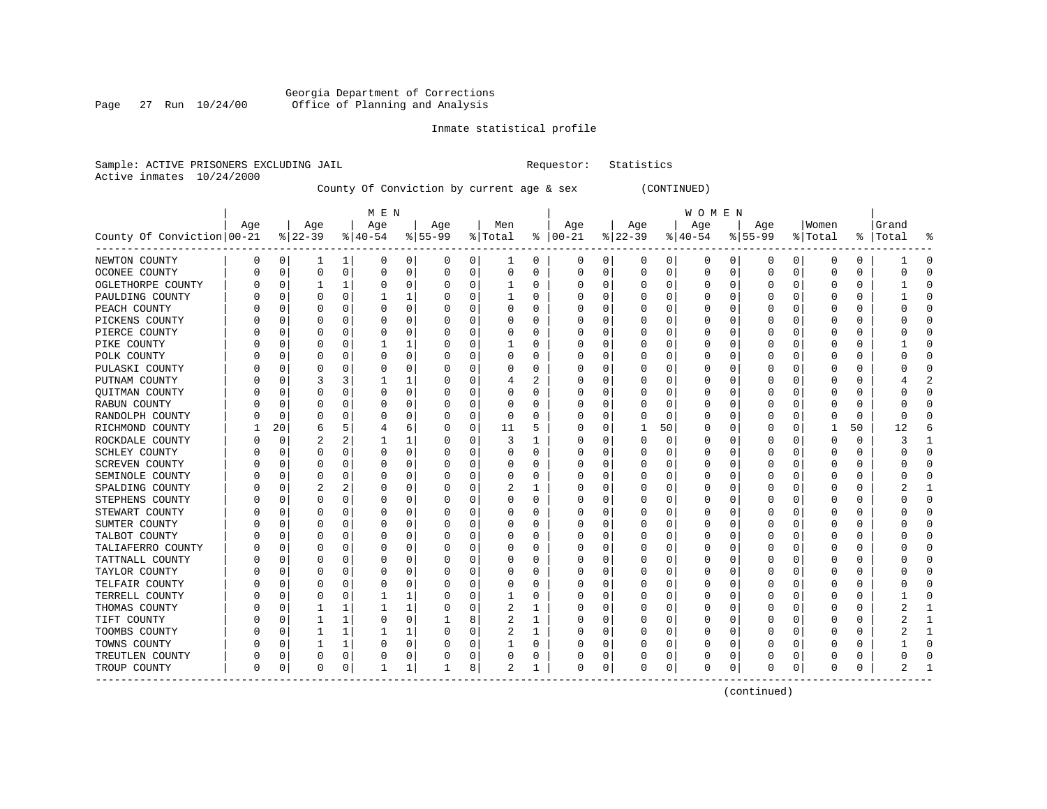Georgia Department of Corrections
Office of Planning and Analysis

Inmate statistical profile

Sample: ACTIVE PRISONERS EXCLUDING JAIL          Requestor: Statistics
Active inmates 10/24/2000

County Of Conviction by current age & sex (CONTINUED)

| County Of Conviction | MEN Age 00-21 | % | Age 22-39 | % | Age 40-54 | % | Age 55-99 | % | Men Total | % | WOMEN Age 00-21 | % | Age 22-39 | % | Age 40-54 | % | Age 55-99 | % | Women Total | % | Grand Total | % |
|---|---|---|---|---|---|---|---|---|---|---|---|---|---|---|---|---|---|---|---|---|---|---|
| NEWTON COUNTY | 0 | 0 | 1 | 1 | 0 | 0 | 0 | 0 | 1 | 0 | 0 | 0 | 0 | 0 | 0 | 0 | 0 | 0 | 0 | 0 | 1 | 0 |
| OCONEE COUNTY | 0 | 0 | 0 | 0 | 0 | 0 | 0 | 0 | 0 | 0 | 0 | 0 | 0 | 0 | 0 | 0 | 0 | 0 | 0 | 0 | 0 | 0 |
| OGLETHORPE COUNTY | 0 | 0 | 1 | 1 | 0 | 0 | 0 | 0 | 1 | 0 | 0 | 0 | 0 | 0 | 0 | 0 | 0 | 0 | 0 | 0 | 1 | 0 |
| PAULDING COUNTY | 0 | 0 | 0 | 0 | 1 | 1 | 0 | 0 | 1 | 0 | 0 | 0 | 0 | 0 | 0 | 0 | 0 | 0 | 0 | 0 | 1 | 0 |
| PEACH COUNTY | 0 | 0 | 0 | 0 | 0 | 0 | 0 | 0 | 0 | 0 | 0 | 0 | 0 | 0 | 0 | 0 | 0 | 0 | 0 | 0 | 0 | 0 |
| PICKENS COUNTY | 0 | 0 | 0 | 0 | 0 | 0 | 0 | 0 | 0 | 0 | 0 | 0 | 0 | 0 | 0 | 0 | 0 | 0 | 0 | 0 | 0 | 0 |
| PIERCE COUNTY | 0 | 0 | 0 | 0 | 0 | 0 | 0 | 0 | 0 | 0 | 0 | 0 | 0 | 0 | 0 | 0 | 0 | 0 | 0 | 0 | 0 | 0 |
| PIKE COUNTY | 0 | 0 | 0 | 0 | 1 | 1 | 0 | 0 | 1 | 0 | 0 | 0 | 0 | 0 | 0 | 0 | 0 | 0 | 0 | 0 | 1 | 0 |
| POLK COUNTY | 0 | 0 | 0 | 0 | 0 | 0 | 0 | 0 | 0 | 0 | 0 | 0 | 0 | 0 | 0 | 0 | 0 | 0 | 0 | 0 | 0 | 0 |
| PULASKI COUNTY | 0 | 0 | 0 | 0 | 0 | 0 | 0 | 0 | 0 | 0 | 0 | 0 | 0 | 0 | 0 | 0 | 0 | 0 | 0 | 0 | 0 | 0 |
| PUTNAM COUNTY | 0 | 0 | 3 | 3 | 1 | 1 | 0 | 0 | 4 | 2 | 0 | 0 | 0 | 0 | 0 | 0 | 0 | 0 | 0 | 0 | 4 | 2 |
| QUITMAN COUNTY | 0 | 0 | 0 | 0 | 0 | 0 | 0 | 0 | 0 | 0 | 0 | 0 | 0 | 0 | 0 | 0 | 0 | 0 | 0 | 0 | 0 | 0 |
| RABUN COUNTY | 0 | 0 | 0 | 0 | 0 | 0 | 0 | 0 | 0 | 0 | 0 | 0 | 0 | 0 | 0 | 0 | 0 | 0 | 0 | 0 | 0 | 0 |
| RANDOLPH COUNTY | 0 | 0 | 0 | 0 | 0 | 0 | 0 | 0 | 0 | 0 | 0 | 0 | 0 | 0 | 0 | 0 | 0 | 0 | 0 | 0 | 0 | 0 |
| RICHMOND COUNTY | 1 | 20 | 6 | 5 | 4 | 6 | 0 | 0 | 11 | 5 | 0 | 0 | 1 | 50 | 0 | 0 | 0 | 0 | 1 | 50 | 12 | 6 |
| ROCKDALE COUNTY | 0 | 0 | 2 | 2 | 1 | 1 | 0 | 0 | 3 | 1 | 0 | 0 | 0 | 0 | 0 | 0 | 0 | 0 | 0 | 0 | 3 | 1 |
| SCHLEY COUNTY | 0 | 0 | 0 | 0 | 0 | 0 | 0 | 0 | 0 | 0 | 0 | 0 | 0 | 0 | 0 | 0 | 0 | 0 | 0 | 0 | 0 | 0 |
| SCREVEN COUNTY | 0 | 0 | 0 | 0 | 0 | 0 | 0 | 0 | 0 | 0 | 0 | 0 | 0 | 0 | 0 | 0 | 0 | 0 | 0 | 0 | 0 | 0 |
| SEMINOLE COUNTY | 0 | 0 | 0 | 0 | 0 | 0 | 0 | 0 | 0 | 0 | 0 | 0 | 0 | 0 | 0 | 0 | 0 | 0 | 0 | 0 | 0 | 0 |
| SPALDING COUNTY | 0 | 0 | 2 | 2 | 0 | 0 | 0 | 0 | 2 | 1 | 0 | 0 | 0 | 0 | 0 | 0 | 0 | 0 | 0 | 0 | 2 | 1 |
| STEPHENS COUNTY | 0 | 0 | 0 | 0 | 0 | 0 | 0 | 0 | 0 | 0 | 0 | 0 | 0 | 0 | 0 | 0 | 0 | 0 | 0 | 0 | 0 | 0 |
| STEWART COUNTY | 0 | 0 | 0 | 0 | 0 | 0 | 0 | 0 | 0 | 0 | 0 | 0 | 0 | 0 | 0 | 0 | 0 | 0 | 0 | 0 | 0 | 0 |
| SUMTER COUNTY | 0 | 0 | 0 | 0 | 0 | 0 | 0 | 0 | 0 | 0 | 0 | 0 | 0 | 0 | 0 | 0 | 0 | 0 | 0 | 0 | 0 | 0 |
| TALBOT COUNTY | 0 | 0 | 0 | 0 | 0 | 0 | 0 | 0 | 0 | 0 | 0 | 0 | 0 | 0 | 0 | 0 | 0 | 0 | 0 | 0 | 0 | 0 |
| TALIAFERRO COUNTY | 0 | 0 | 0 | 0 | 0 | 0 | 0 | 0 | 0 | 0 | 0 | 0 | 0 | 0 | 0 | 0 | 0 | 0 | 0 | 0 | 0 | 0 |
| TATTNALL COUNTY | 0 | 0 | 0 | 0 | 0 | 0 | 0 | 0 | 0 | 0 | 0 | 0 | 0 | 0 | 0 | 0 | 0 | 0 | 0 | 0 | 0 | 0 |
| TAYLOR COUNTY | 0 | 0 | 0 | 0 | 0 | 0 | 0 | 0 | 0 | 0 | 0 | 0 | 0 | 0 | 0 | 0 | 0 | 0 | 0 | 0 | 0 | 0 |
| TELFAIR COUNTY | 0 | 0 | 0 | 0 | 0 | 0 | 0 | 0 | 0 | 0 | 0 | 0 | 0 | 0 | 0 | 0 | 0 | 0 | 0 | 0 | 0 | 0 |
| TERRELL COUNTY | 0 | 0 | 0 | 0 | 1 | 1 | 0 | 0 | 1 | 0 | 0 | 0 | 0 | 0 | 0 | 0 | 0 | 0 | 0 | 0 | 1 | 0 |
| THOMAS COUNTY | 0 | 0 | 1 | 1 | 1 | 1 | 0 | 0 | 2 | 1 | 0 | 0 | 0 | 0 | 0 | 0 | 0 | 0 | 0 | 0 | 2 | 1 |
| TIFT COUNTY | 0 | 0 | 1 | 1 | 0 | 0 | 1 | 8 | 2 | 1 | 0 | 0 | 0 | 0 | 0 | 0 | 0 | 0 | 0 | 0 | 2 | 1 |
| TOOMBS COUNTY | 0 | 0 | 1 | 1 | 1 | 1 | 0 | 0 | 2 | 1 | 0 | 0 | 0 | 0 | 0 | 0 | 0 | 0 | 0 | 0 | 2 | 1 |
| TOWNS COUNTY | 0 | 0 | 1 | 1 | 0 | 0 | 0 | 0 | 1 | 0 | 0 | 0 | 0 | 0 | 0 | 0 | 0 | 0 | 0 | 0 | 1 | 0 |
| TREUTLEN COUNTY | 0 | 0 | 0 | 0 | 0 | 0 | 0 | 0 | 0 | 0 | 0 | 0 | 0 | 0 | 0 | 0 | 0 | 0 | 0 | 0 | 0 | 0 |
| TROUP COUNTY | 0 | 0 | 0 | 0 | 1 | 1 | 1 | 8 | 2 | 1 | 0 | 0 | 0 | 0 | 0 | 0 | 0 | 0 | 0 | 0 | 2 | 1 |

(continued)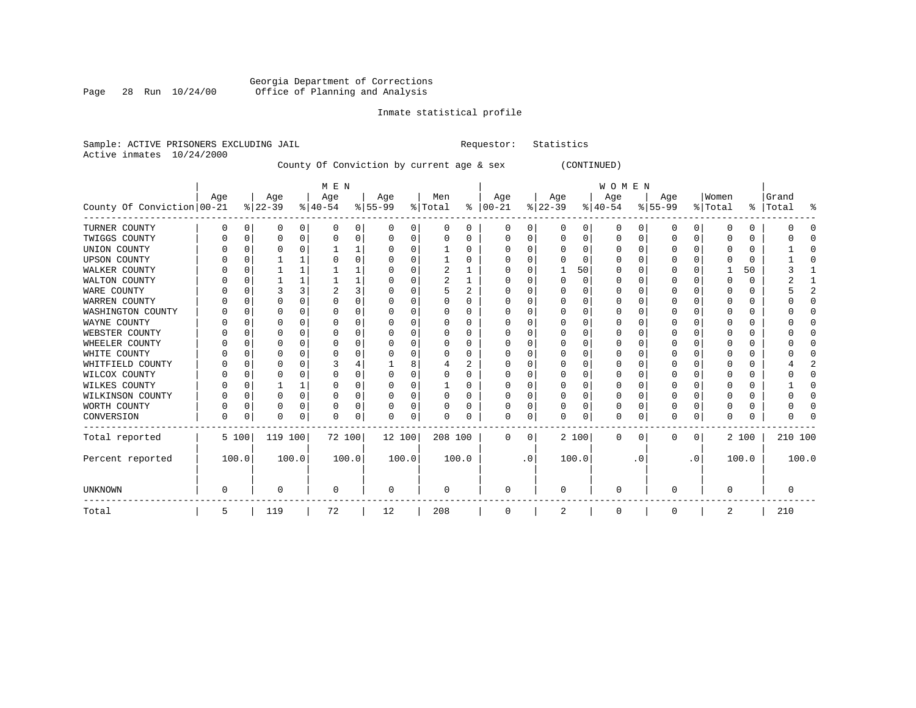Georgia Department of Corrections
Office of Planning and Analysis

Inmate statistical profile

Sample: ACTIVE PRISONERS EXCLUDING JAIL    Requestor: Statistics
Active inmates 10/24/2000

County Of Conviction by current age & sex (CONTINUED)

| County Of Conviction | MEN Age 00-21 | % | Age 22-39 | % | Age 40-54 | % | Age 55-99 | % | Men Total | % | WOMEN Age 00-21 | % | Age 22-39 | % | Age 40-54 | % | Age 55-99 | % | Women Total | % | Grand Total | % |
|---|---|---|---|---|---|---|---|---|---|---|---|---|---|---|---|---|---|---|---|---|---|---|
| TURNER COUNTY | 0 | 0 | 0 | 0 | 0 | 0 | 0 | 0 | 0 | 0 | 0 | 0 | 0 | 0 | 0 | 0 | 0 | 0 | 0 | 0 | 0 | 0 |
| TWIGGS COUNTY | 0 | 0 | 0 | 0 | 0 | 0 | 0 | 0 | 0 | 0 | 0 | 0 | 0 | 0 | 0 | 0 | 0 | 0 | 0 | 0 | 0 | 0 |
| UNION COUNTY | 0 | 0 | 0 | 0 | 1 | 1 | 0 | 0 | 1 | 0 | 0 | 0 | 0 | 0 | 0 | 0 | 0 | 0 | 0 | 0 | 1 | 0 |
| UPSON COUNTY | 0 | 0 | 1 | 1 | 0 | 0 | 0 | 0 | 1 | 0 | 0 | 0 | 0 | 0 | 0 | 0 | 0 | 0 | 0 | 0 | 1 | 0 |
| WALKER COUNTY | 0 | 0 | 1 | 1 | 1 | 1 | 0 | 0 | 2 | 1 | 0 | 0 | 1 | 50 | 0 | 0 | 0 | 0 | 1 | 50 | 3 | 1 |
| WALTON COUNTY | 0 | 0 | 1 | 1 | 1 | 1 | 0 | 0 | 2 | 1 | 0 | 0 | 0 | 0 | 0 | 0 | 0 | 0 | 0 | 0 | 2 | 1 |
| WARE COUNTY | 0 | 0 | 3 | 3 | 2 | 3 | 0 | 0 | 5 | 2 | 0 | 0 | 0 | 0 | 0 | 0 | 0 | 0 | 0 | 0 | 5 | 2 |
| WARREN COUNTY | 0 | 0 | 0 | 0 | 0 | 0 | 0 | 0 | 0 | 0 | 0 | 0 | 0 | 0 | 0 | 0 | 0 | 0 | 0 | 0 | 0 | 0 |
| WASHINGTON COUNTY | 0 | 0 | 0 | 0 | 0 | 0 | 0 | 0 | 0 | 0 | 0 | 0 | 0 | 0 | 0 | 0 | 0 | 0 | 0 | 0 | 0 | 0 |
| WAYNE COUNTY | 0 | 0 | 0 | 0 | 0 | 0 | 0 | 0 | 0 | 0 | 0 | 0 | 0 | 0 | 0 | 0 | 0 | 0 | 0 | 0 | 0 | 0 |
| WEBSTER COUNTY | 0 | 0 | 0 | 0 | 0 | 0 | 0 | 0 | 0 | 0 | 0 | 0 | 0 | 0 | 0 | 0 | 0 | 0 | 0 | 0 | 0 | 0 |
| WHEELER COUNTY | 0 | 0 | 0 | 0 | 0 | 0 | 0 | 0 | 0 | 0 | 0 | 0 | 0 | 0 | 0 | 0 | 0 | 0 | 0 | 0 | 0 | 0 |
| WHITE COUNTY | 0 | 0 | 0 | 0 | 0 | 0 | 0 | 0 | 0 | 0 | 0 | 0 | 0 | 0 | 0 | 0 | 0 | 0 | 0 | 0 | 0 | 0 |
| WHITFIELD COUNTY | 0 | 0 | 0 | 0 | 3 | 4 | 1 | 8 | 4 | 2 | 0 | 0 | 0 | 0 | 0 | 0 | 0 | 0 | 0 | 0 | 4 | 2 |
| WILCOX COUNTY | 0 | 0 | 0 | 0 | 0 | 0 | 0 | 0 | 0 | 0 | 0 | 0 | 0 | 0 | 0 | 0 | 0 | 0 | 0 | 0 | 0 | 0 |
| WILKES COUNTY | 0 | 0 | 1 | 1 | 0 | 0 | 0 | 0 | 1 | 0 | 0 | 0 | 0 | 0 | 0 | 0 | 0 | 0 | 0 | 0 | 1 | 0 |
| WILKINSON COUNTY | 0 | 0 | 0 | 0 | 0 | 0 | 0 | 0 | 0 | 0 | 0 | 0 | 0 | 0 | 0 | 0 | 0 | 0 | 0 | 0 | 0 | 0 |
| WORTH COUNTY | 0 | 0 | 0 | 0 | 0 | 0 | 0 | 0 | 0 | 0 | 0 | 0 | 0 | 0 | 0 | 0 | 0 | 0 | 0 | 0 | 0 | 0 |
| CONVERSION | 0 | 0 | 0 | 0 | 0 | 0 | 0 | 0 | 0 | 0 | 0 | 0 | 0 | 0 | 0 | 0 | 0 | 0 | 0 | 0 | 0 | 0 |
| Total reported | 5 | 100 | 119 | 100 | 72 | 100 | 12 | 100 | 208 | 100 | 0 | 0 | 2 | 100 | 0 | 0 | 0 | 0 | 2 | 100 | 210 | 100 |
| Percent reported | | 100.0 | | 100.0 | | 100.0 | | 100.0 | | 100.0 | | .0 | | 100.0 | | .0 | | .0 | | 100.0 | | 100.0 |
| UNKNOWN | 0 | | 0 | | 0 | | 0 | | 0 | | 0 | | 0 | | 0 | | 0 | | 0 | | 0 | |
| Total | 5 | | 119 | | 72 | | 12 | | 208 | | 0 | | 2 | | 0 | | 0 | | 2 | | 210 | |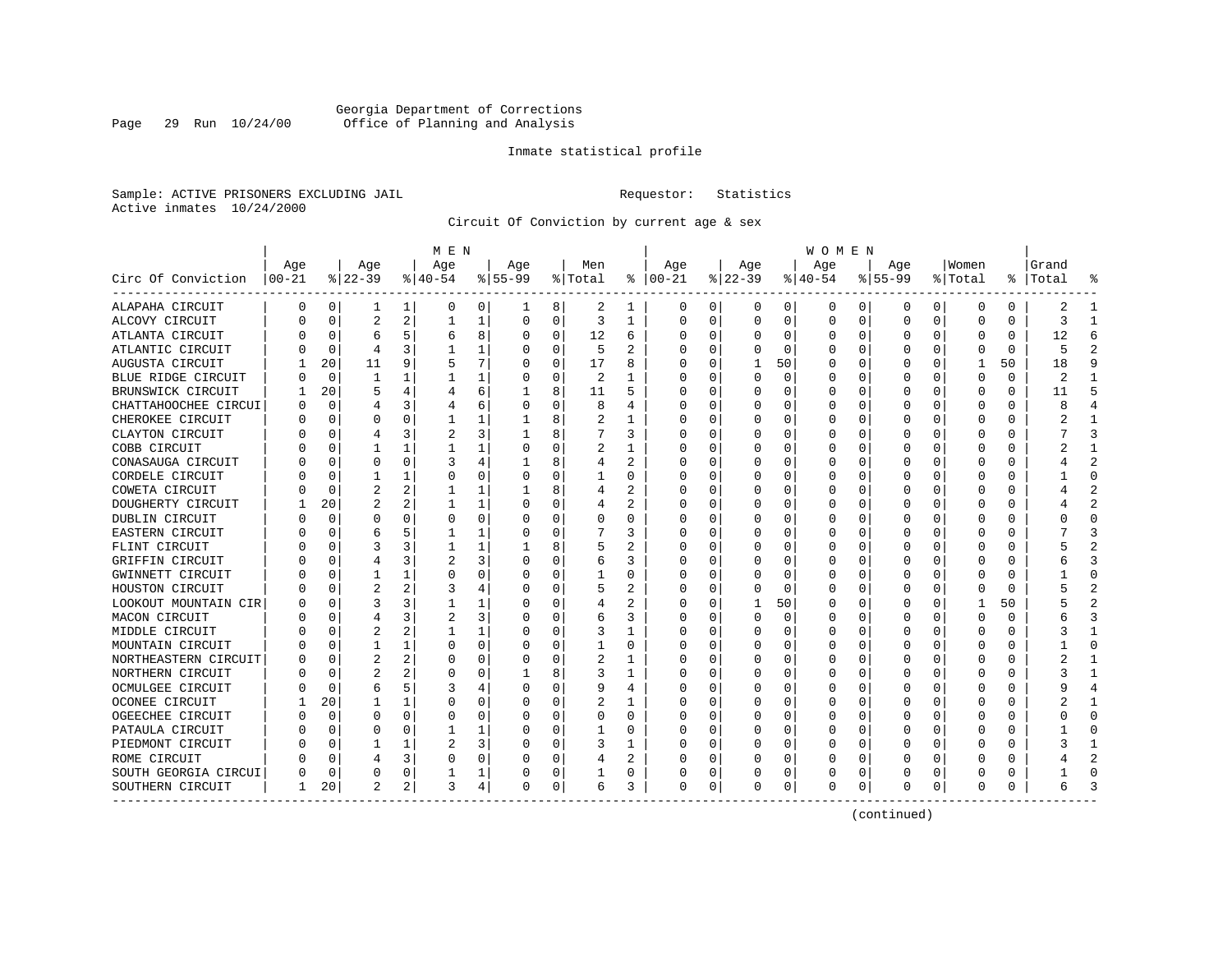Georgia Department of Corrections
Office of Planning and Analysis

Inmate statistical profile

Sample: ACTIVE PRISONERS EXCLUDING JAIL     Requestor: Statistics
Active inmates 10/24/2000

Circuit Of Conviction by current age & sex

| Circ Of Conviction | MEN Age 00-21 | % | Age 22-39 | % | Age 40-54 | % | Age 55-99 | % | Men Total | % | WOMEN Age 00-21 | % | Age 22-39 | % | Age 40-54 | % | Age 55-99 | % | Women Total | % | Grand Total | % |
|---|---|---|---|---|---|---|---|---|---|---|---|---|---|---|---|---|---|---|---|---|---|---|
| ALAPAHA CIRCUIT | 0 | 0 | 1 | 1 | 0 | 0 | 1 | 8 | 2 | 1 | 0 | 0 | 0 | 0 | 0 | 0 | 0 | 0 | 0 | 0 | 2 | 1 |
| ALCOVY CIRCUIT | 0 | 0 | 2 | 2 | 1 | 1 | 0 | 0 | 3 | 1 | 0 | 0 | 0 | 0 | 0 | 0 | 0 | 0 | 0 | 0 | 3 | 1 |
| ATLANTA CIRCUIT | 0 | 0 | 6 | 5 | 6 | 8 | 0 | 0 | 12 | 6 | 0 | 0 | 0 | 0 | 0 | 0 | 0 | 0 | 0 | 0 | 12 | 6 |
| ATLANTIC CIRCUIT | 0 | 0 | 4 | 3 | 1 | 1 | 0 | 0 | 5 | 2 | 0 | 0 | 0 | 0 | 0 | 0 | 0 | 0 | 0 | 0 | 5 | 2 |
| AUGUSTA CIRCUIT | 1 | 20 | 11 | 9 | 5 | 7 | 0 | 0 | 17 | 8 | 0 | 0 | 1 | 50 | 0 | 0 | 0 | 0 | 1 | 50 | 18 | 9 |
| BLUE RIDGE CIRCUIT | 0 | 0 | 1 | 1 | 1 | 1 | 0 | 0 | 2 | 1 | 0 | 0 | 0 | 0 | 0 | 0 | 0 | 0 | 0 | 0 | 2 | 1 |
| BRUNSWICK CIRCUIT | 1 | 20 | 5 | 4 | 4 | 6 | 1 | 8 | 11 | 5 | 0 | 0 | 0 | 0 | 0 | 0 | 0 | 0 | 0 | 0 | 11 | 5 |
| CHATTAHOOCHEE CIRCUI | 0 | 0 | 4 | 3 | 4 | 6 | 0 | 0 | 8 | 4 | 0 | 0 | 0 | 0 | 0 | 0 | 0 | 0 | 0 | 0 | 8 | 4 |
| CHEROKEE CIRCUIT | 0 | 0 | 0 | 0 | 1 | 1 | 1 | 8 | 2 | 1 | 0 | 0 | 0 | 0 | 0 | 0 | 0 | 0 | 0 | 0 | 2 | 1 |
| CLAYTON CIRCUIT | 0 | 0 | 4 | 3 | 2 | 3 | 1 | 8 | 7 | 3 | 0 | 0 | 0 | 0 | 0 | 0 | 0 | 0 | 0 | 0 | 7 | 3 |
| COBB CIRCUIT | 0 | 0 | 1 | 1 | 1 | 1 | 0 | 0 | 2 | 1 | 0 | 0 | 0 | 0 | 0 | 0 | 0 | 0 | 0 | 0 | 2 | 1 |
| CONASAUGA CIRCUIT | 0 | 0 | 0 | 0 | 3 | 4 | 1 | 8 | 4 | 2 | 0 | 0 | 0 | 0 | 0 | 0 | 0 | 0 | 0 | 0 | 4 | 2 |
| CORDELE CIRCUIT | 0 | 0 | 1 | 1 | 0 | 0 | 0 | 0 | 1 | 0 | 0 | 0 | 0 | 0 | 0 | 0 | 0 | 0 | 0 | 0 | 1 | 0 |
| COWETA CIRCUIT | 0 | 0 | 2 | 2 | 1 | 1 | 1 | 8 | 4 | 2 | 0 | 0 | 0 | 0 | 0 | 0 | 0 | 0 | 0 | 0 | 4 | 2 |
| DOUGHERTY CIRCUIT | 1 | 20 | 2 | 2 | 1 | 1 | 0 | 0 | 4 | 2 | 0 | 0 | 0 | 0 | 0 | 0 | 0 | 0 | 0 | 0 | 4 | 2 |
| DUBLIN CIRCUIT | 0 | 0 | 0 | 0 | 0 | 0 | 0 | 0 | 0 | 0 | 0 | 0 | 0 | 0 | 0 | 0 | 0 | 0 | 0 | 0 | 0 | 0 |
| EASTERN CIRCUIT | 0 | 0 | 6 | 5 | 1 | 1 | 0 | 0 | 7 | 3 | 0 | 0 | 0 | 0 | 0 | 0 | 0 | 0 | 0 | 0 | 7 | 3 |
| FLINT CIRCUIT | 0 | 0 | 3 | 3 | 1 | 1 | 1 | 8 | 5 | 2 | 0 | 0 | 0 | 0 | 0 | 0 | 0 | 0 | 0 | 0 | 5 | 2 |
| GRIFFIN CIRCUIT | 0 | 0 | 4 | 3 | 2 | 3 | 0 | 0 | 6 | 3 | 0 | 0 | 0 | 0 | 0 | 0 | 0 | 0 | 0 | 0 | 6 | 3 |
| GWINNETT CIRCUIT | 0 | 0 | 1 | 1 | 0 | 0 | 0 | 0 | 1 | 0 | 0 | 0 | 0 | 0 | 0 | 0 | 0 | 0 | 0 | 0 | 1 | 0 |
| HOUSTON CIRCUIT | 0 | 0 | 2 | 2 | 3 | 4 | 0 | 0 | 5 | 2 | 0 | 0 | 0 | 0 | 0 | 0 | 0 | 0 | 0 | 0 | 5 | 2 |
| LOOKOUT MOUNTAIN CIR | 0 | 0 | 3 | 3 | 1 | 1 | 0 | 0 | 4 | 2 | 0 | 0 | 1 | 50 | 0 | 0 | 0 | 0 | 1 | 50 | 5 | 2 |
| MACON CIRCUIT | 0 | 0 | 4 | 3 | 2 | 3 | 0 | 0 | 6 | 3 | 0 | 0 | 0 | 0 | 0 | 0 | 0 | 0 | 0 | 0 | 6 | 3 |
| MIDDLE CIRCUIT | 0 | 0 | 2 | 2 | 1 | 1 | 0 | 0 | 3 | 1 | 0 | 0 | 0 | 0 | 0 | 0 | 0 | 0 | 0 | 0 | 3 | 1 |
| MOUNTAIN CIRCUIT | 0 | 0 | 1 | 1 | 0 | 0 | 0 | 0 | 1 | 0 | 0 | 0 | 0 | 0 | 0 | 0 | 0 | 0 | 0 | 0 | 1 | 0 |
| NORTHEASTERN CIRCUIT | 0 | 0 | 2 | 2 | 0 | 0 | 0 | 0 | 2 | 1 | 0 | 0 | 0 | 0 | 0 | 0 | 0 | 0 | 0 | 0 | 2 | 1 |
| NORTHERN CIRCUIT | 0 | 0 | 2 | 2 | 0 | 0 | 1 | 8 | 3 | 1 | 0 | 0 | 0 | 0 | 0 | 0 | 0 | 0 | 0 | 0 | 3 | 1 |
| OCMULGEE CIRCUIT | 0 | 0 | 6 | 5 | 3 | 4 | 0 | 0 | 9 | 4 | 0 | 0 | 0 | 0 | 0 | 0 | 0 | 0 | 0 | 0 | 9 | 4 |
| OCONEE CIRCUIT | 1 | 20 | 1 | 1 | 0 | 0 | 0 | 0 | 2 | 1 | 0 | 0 | 0 | 0 | 0 | 0 | 0 | 0 | 0 | 0 | 2 | 1 |
| OGEECHEE CIRCUIT | 0 | 0 | 0 | 0 | 0 | 0 | 0 | 0 | 0 | 0 | 0 | 0 | 0 | 0 | 0 | 0 | 0 | 0 | 0 | 0 | 0 | 0 |
| PATAULA CIRCUIT | 0 | 0 | 0 | 0 | 1 | 1 | 0 | 0 | 1 | 0 | 0 | 0 | 0 | 0 | 0 | 0 | 0 | 0 | 0 | 0 | 1 | 0 |
| PIEDMONT CIRCUIT | 0 | 0 | 1 | 1 | 2 | 3 | 0 | 0 | 3 | 1 | 0 | 0 | 0 | 0 | 0 | 0 | 0 | 0 | 0 | 0 | 3 | 1 |
| ROME CIRCUIT | 0 | 0 | 4 | 3 | 0 | 0 | 0 | 0 | 4 | 2 | 0 | 0 | 0 | 0 | 0 | 0 | 0 | 0 | 0 | 0 | 4 | 2 |
| SOUTH GEORGIA CIRCUI | 0 | 0 | 0 | 0 | 1 | 1 | 0 | 0 | 1 | 0 | 0 | 0 | 0 | 0 | 0 | 0 | 0 | 0 | 0 | 0 | 1 | 0 |
| SOUTHERN CIRCUIT | 1 | 20 | 2 | 2 | 3 | 4 | 0 | 0 | 6 | 3 | 0 | 0 | 0 | 0 | 0 | 0 | 0 | 0 | 0 | 0 | 6 | 3 |

(continued)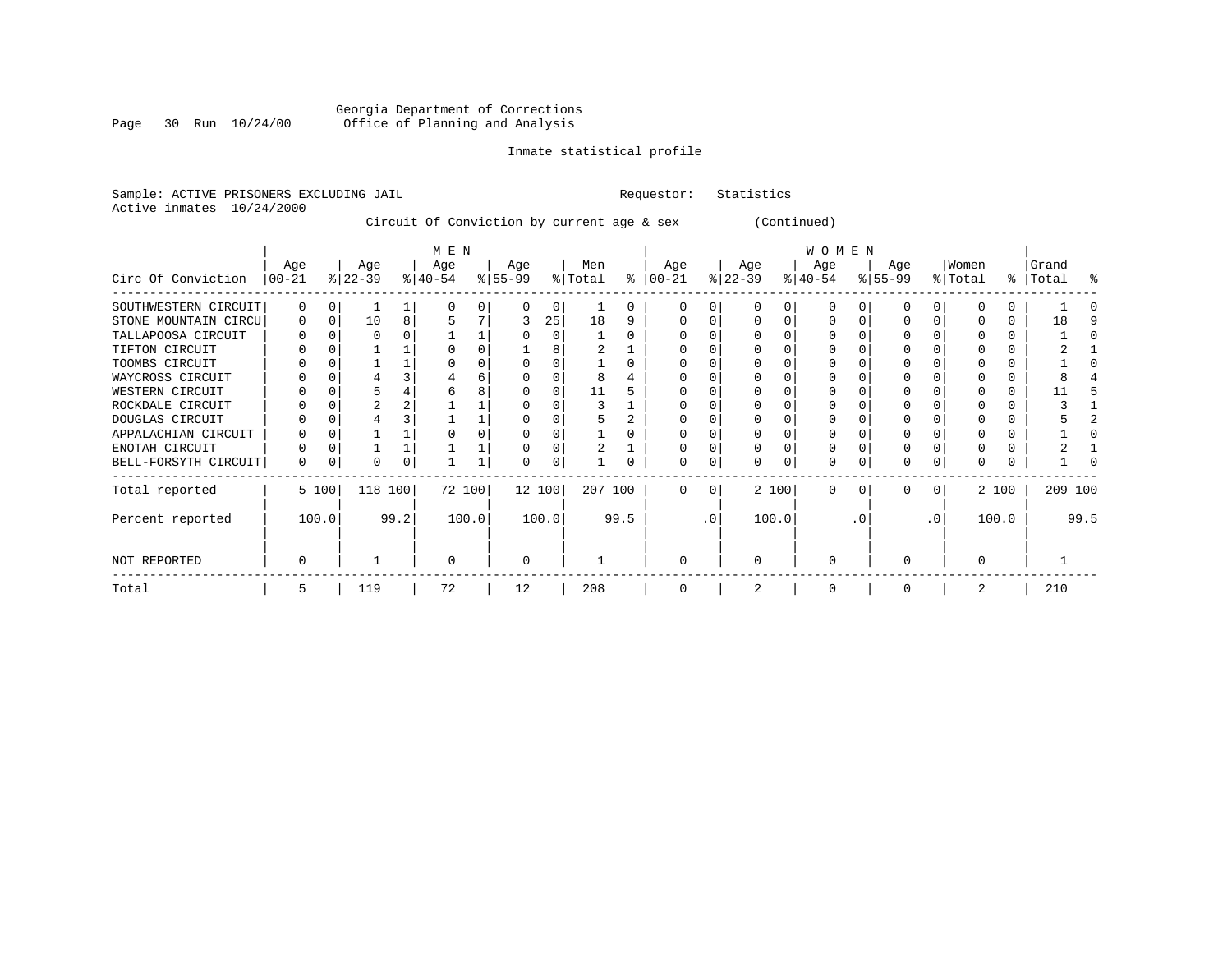Georgia Department of Corrections
Office of Planning and Analysis

Inmate statistical profile

Sample: ACTIVE PRISONERS EXCLUDING JAIL    Requestor: Statistics
Active inmates 10/24/2000

Circuit Of Conviction by current age & sex (Continued)

| Circ Of Conviction | MEN Age 00-21 | % | Age 22-39 | % | Age 40-54 | % | Age 55-99 | % | Men Total | % | WOMEN Age 00-21 | % | Age 22-39 | % | Age 40-54 | % | Age 55-99 | % | Women Total | % | Grand Total | % |
|---|---|---|---|---|---|---|---|---|---|---|---|---|---|---|---|---|---|---|---|---|---|---|
| SOUTHWESTERN CIRCUIT | 0 | 0 | 1 | 1 | 0 | 0 | 0 | 0 | 1 | 0 | 0 | 0 | 0 | 0 | 0 | 0 | 0 | 0 | 0 | 0 | 1 | 0 |
| STONE MOUNTAIN CIRCU | 0 | 0 | 10 | 8 | 5 | 7 | 3 | 25 | 18 | 9 | 0 | 0 | 0 | 0 | 0 | 0 | 0 | 0 | 0 | 0 | 18 | 9 |
| TALLAPOOSA CIRCUIT | 0 | 0 | 0 | 0 | 1 | 1 | 0 | 0 | 1 | 0 | 0 | 0 | 0 | 0 | 0 | 0 | 0 | 0 | 0 | 0 | 1 | 0 |
| TIFTON CIRCUIT | 0 | 0 | 1 | 1 | 0 | 0 | 1 | 8 | 2 | 1 | 0 | 0 | 0 | 0 | 0 | 0 | 0 | 0 | 0 | 0 | 2 | 1 |
| TOOMBS CIRCUIT | 0 | 0 | 1 | 1 | 0 | 0 | 0 | 0 | 1 | 0 | 0 | 0 | 0 | 0 | 0 | 0 | 0 | 0 | 0 | 0 | 1 | 0 |
| WAYCROSS CIRCUIT | 0 | 0 | 4 | 3 | 4 | 6 | 0 | 0 | 8 | 4 | 0 | 0 | 0 | 0 | 0 | 0 | 0 | 0 | 0 | 0 | 8 | 4 |
| WESTERN CIRCUIT | 0 | 0 | 5 | 4 | 6 | 8 | 0 | 0 | 11 | 5 | 0 | 0 | 0 | 0 | 0 | 0 | 0 | 0 | 0 | 0 | 11 | 5 |
| ROCKDALE CIRCUIT | 0 | 0 | 2 | 2 | 1 | 1 | 0 | 0 | 3 | 1 | 0 | 0 | 0 | 0 | 0 | 0 | 0 | 0 | 0 | 0 | 3 | 1 |
| DOUGLAS CIRCUIT | 0 | 0 | 4 | 3 | 1 | 1 | 0 | 0 | 5 | 2 | 0 | 0 | 0 | 0 | 0 | 0 | 0 | 0 | 0 | 0 | 5 | 2 |
| APPALACHIAN CIRCUIT | 0 | 0 | 1 | 1 | 0 | 0 | 0 | 0 | 1 | 0 | 0 | 0 | 0 | 0 | 0 | 0 | 0 | 0 | 0 | 0 | 1 | 0 |
| ENOTAH CIRCUIT | 0 | 0 | 1 | 1 | 1 | 1 | 0 | 0 | 2 | 1 | 0 | 0 | 0 | 0 | 0 | 0 | 0 | 0 | 0 | 0 | 2 | 1 |
| BELL-FORSYTH CIRCUIT | 0 | 0 | 0 | 0 | 1 | 1 | 0 | 0 | 1 | 0 | 0 | 0 | 0 | 0 | 0 | 0 | 0 | 0 | 0 | 0 | 1 | 0 |
| Total reported | 5 | 100 | 118 | 100 | 72 | 100 | 12 | 100 | 207 | 100 | 0 | 0 | 2 | 100 | 0 | 0 | 0 | 0 | 2 | 100 | 209 | 100 |
| Percent reported | 100.0 | | 99.2 | | 100.0 | | 100.0 | | 99.5 | | .0 | | 100.0 | | .0 | | .0 | | 100.0 | | 99.5 | |
| NOT REPORTED | 0 | | 1 | | 0 | | 0 | | 1 | | 0 | | 0 | | 0 | | 0 | | 0 | | 1 | |
| Total | 5 | | 119 | | 72 | | 12 | | 208 | | 0 | | 2 | | 0 | | 0 | | 2 | | 210 | |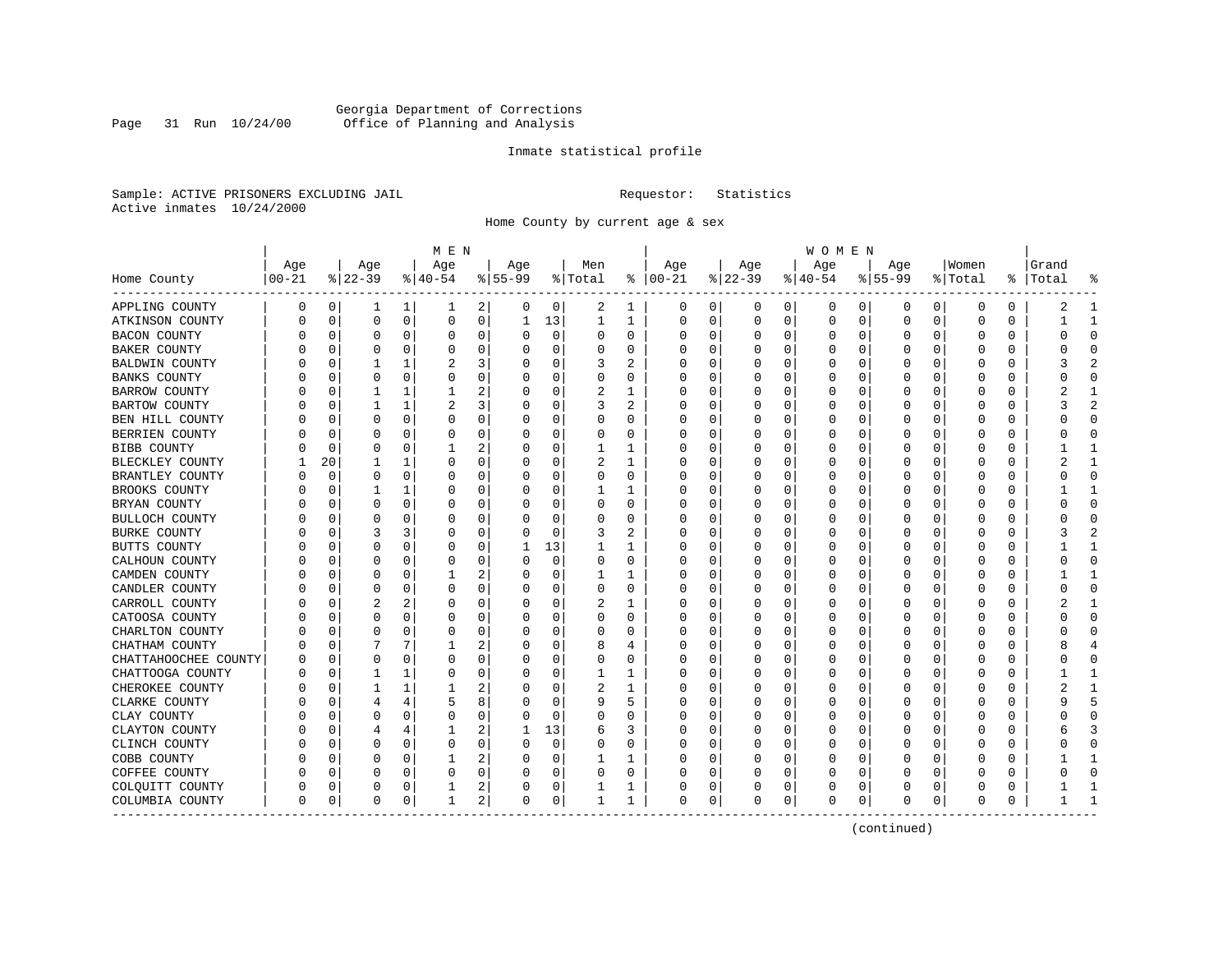Georgia Department of Corrections
Office of Planning and Analysis

Inmate statistical profile

Sample: ACTIVE PRISONERS EXCLUDING JAIL

Requestor: Statistics

Active inmates 10/24/2000

Home County by current age & sex

| Home County | MEN Age 00-21 | % | Age 22-39 | % | Age 40-54 | % | Age 55-99 | % | Men Total | % | WOMEN Age 00-21 | % | Age 22-39 | % | Age 40-54 | % | Age 55-99 | % | Women Total | % | Grand Total | % |
|---|---|---|---|---|---|---|---|---|---|---|---|---|---|---|---|---|---|---|---|---|---|---|
| APPLING COUNTY | 0 | 0 | 1 | 1 | 1 | 2 | 0 | 0 | 2 | 1 | 0 | 0 | 0 | 0 | 0 | 0 | 0 | 0 | 0 | 0 | 2 | 1 |
| ATKINSON COUNTY | 0 | 0 | 0 | 0 | 0 | 0 | 1 | 13 | 1 | 1 | 0 | 0 | 0 | 0 | 0 | 0 | 0 | 0 | 0 | 0 | 1 | 1 |
| BACON COUNTY | 0 | 0 | 0 | 0 | 0 | 0 | 0 | 0 | 0 | 0 | 0 | 0 | 0 | 0 | 0 | 0 | 0 | 0 | 0 | 0 | 0 | 0 |
| BAKER COUNTY | 0 | 0 | 0 | 0 | 0 | 0 | 0 | 0 | 0 | 0 | 0 | 0 | 0 | 0 | 0 | 0 | 0 | 0 | 0 | 0 | 0 | 0 |
| BALDWIN COUNTY | 0 | 0 | 1 | 1 | 2 | 3 | 0 | 0 | 3 | 2 | 0 | 0 | 0 | 0 | 0 | 0 | 0 | 0 | 0 | 0 | 3 | 2 |
| BANKS COUNTY | 0 | 0 | 0 | 0 | 0 | 0 | 0 | 0 | 0 | 0 | 0 | 0 | 0 | 0 | 0 | 0 | 0 | 0 | 0 | 0 | 0 | 0 |
| BARROW COUNTY | 0 | 0 | 1 | 1 | 1 | 2 | 0 | 0 | 2 | 1 | 0 | 0 | 0 | 0 | 0 | 0 | 0 | 0 | 0 | 0 | 2 | 1 |
| BARTOW COUNTY | 0 | 0 | 1 | 1 | 2 | 3 | 0 | 0 | 3 | 2 | 0 | 0 | 0 | 0 | 0 | 0 | 0 | 0 | 0 | 0 | 3 | 2 |
| BEN HILL COUNTY | 0 | 0 | 0 | 0 | 0 | 0 | 0 | 0 | 0 | 0 | 0 | 0 | 0 | 0 | 0 | 0 | 0 | 0 | 0 | 0 | 0 | 0 |
| BERRIEN COUNTY | 0 | 0 | 0 | 0 | 0 | 0 | 0 | 0 | 0 | 0 | 0 | 0 | 0 | 0 | 0 | 0 | 0 | 0 | 0 | 0 | 0 | 0 |
| BIBB COUNTY | 0 | 0 | 0 | 0 | 1 | 2 | 0 | 0 | 1 | 1 | 0 | 0 | 0 | 0 | 0 | 0 | 0 | 0 | 0 | 0 | 1 | 1 |
| BLECKLEY COUNTY | 1 | 20 | 1 | 1 | 0 | 0 | 0 | 0 | 2 | 1 | 0 | 0 | 0 | 0 | 0 | 0 | 0 | 0 | 0 | 0 | 2 | 1 |
| BRANTLEY COUNTY | 0 | 0 | 0 | 0 | 0 | 0 | 0 | 0 | 0 | 0 | 0 | 0 | 0 | 0 | 0 | 0 | 0 | 0 | 0 | 0 | 0 | 0 |
| BROOKS COUNTY | 0 | 0 | 1 | 1 | 0 | 0 | 0 | 0 | 1 | 1 | 0 | 0 | 0 | 0 | 0 | 0 | 0 | 0 | 0 | 0 | 1 | 1 |
| BRYAN COUNTY | 0 | 0 | 0 | 0 | 0 | 0 | 0 | 0 | 0 | 0 | 0 | 0 | 0 | 0 | 0 | 0 | 0 | 0 | 0 | 0 | 0 | 0 |
| BULLOCH COUNTY | 0 | 0 | 0 | 0 | 0 | 0 | 0 | 0 | 0 | 0 | 0 | 0 | 0 | 0 | 0 | 0 | 0 | 0 | 0 | 0 | 0 | 0 |
| BURKE COUNTY | 0 | 0 | 3 | 3 | 0 | 0 | 0 | 0 | 3 | 2 | 0 | 0 | 0 | 0 | 0 | 0 | 0 | 0 | 0 | 0 | 3 | 2 |
| BUTTS COUNTY | 0 | 0 | 0 | 0 | 0 | 0 | 1 | 13 | 1 | 1 | 0 | 0 | 0 | 0 | 0 | 0 | 0 | 0 | 0 | 0 | 1 | 1 |
| CALHOUN COUNTY | 0 | 0 | 0 | 0 | 0 | 0 | 0 | 0 | 0 | 0 | 0 | 0 | 0 | 0 | 0 | 0 | 0 | 0 | 0 | 0 | 0 | 0 |
| CAMDEN COUNTY | 0 | 0 | 0 | 0 | 1 | 2 | 0 | 0 | 1 | 1 | 0 | 0 | 0 | 0 | 0 | 0 | 0 | 0 | 0 | 0 | 1 | 1 |
| CANDLER COUNTY | 0 | 0 | 0 | 0 | 0 | 0 | 0 | 0 | 0 | 0 | 0 | 0 | 0 | 0 | 0 | 0 | 0 | 0 | 0 | 0 | 0 | 0 |
| CARROLL COUNTY | 0 | 0 | 2 | 2 | 0 | 0 | 0 | 0 | 2 | 1 | 0 | 0 | 0 | 0 | 0 | 0 | 0 | 0 | 0 | 0 | 2 | 1 |
| CATOOSA COUNTY | 0 | 0 | 0 | 0 | 0 | 0 | 0 | 0 | 0 | 0 | 0 | 0 | 0 | 0 | 0 | 0 | 0 | 0 | 0 | 0 | 0 | 0 |
| CHARLTON COUNTY | 0 | 0 | 0 | 0 | 0 | 0 | 0 | 0 | 0 | 0 | 0 | 0 | 0 | 0 | 0 | 0 | 0 | 0 | 0 | 0 | 0 | 0 |
| CHATHAM COUNTY | 0 | 0 | 7 | 7 | 1 | 2 | 0 | 0 | 8 | 4 | 0 | 0 | 0 | 0 | 0 | 0 | 0 | 0 | 0 | 0 | 8 | 4 |
| CHATTAHOOCHEE COUNTY | 0 | 0 | 0 | 0 | 0 | 0 | 0 | 0 | 0 | 0 | 0 | 0 | 0 | 0 | 0 | 0 | 0 | 0 | 0 | 0 | 0 | 0 |
| CHATTOOGA COUNTY | 0 | 0 | 1 | 1 | 0 | 0 | 0 | 0 | 1 | 1 | 0 | 0 | 0 | 0 | 0 | 0 | 0 | 0 | 0 | 0 | 1 | 1 |
| CHEROKEE COUNTY | 0 | 0 | 1 | 1 | 1 | 2 | 0 | 0 | 2 | 1 | 0 | 0 | 0 | 0 | 0 | 0 | 0 | 0 | 0 | 0 | 2 | 1 |
| CLARKE COUNTY | 0 | 0 | 4 | 4 | 5 | 8 | 0 | 0 | 9 | 5 | 0 | 0 | 0 | 0 | 0 | 0 | 0 | 0 | 0 | 0 | 9 | 5 |
| CLAY COUNTY | 0 | 0 | 0 | 0 | 0 | 0 | 0 | 0 | 0 | 0 | 0 | 0 | 0 | 0 | 0 | 0 | 0 | 0 | 0 | 0 | 0 | 0 |
| CLAYTON COUNTY | 0 | 0 | 4 | 4 | 1 | 2 | 1 | 13 | 6 | 3 | 0 | 0 | 0 | 0 | 0 | 0 | 0 | 0 | 0 | 0 | 6 | 3 |
| CLINCH COUNTY | 0 | 0 | 0 | 0 | 0 | 0 | 0 | 0 | 0 | 0 | 0 | 0 | 0 | 0 | 0 | 0 | 0 | 0 | 0 | 0 | 0 | 0 |
| COBB COUNTY | 0 | 0 | 0 | 0 | 1 | 2 | 0 | 0 | 1 | 1 | 0 | 0 | 0 | 0 | 0 | 0 | 0 | 0 | 0 | 0 | 1 | 1 |
| COFFEE COUNTY | 0 | 0 | 0 | 0 | 0 | 0 | 0 | 0 | 0 | 0 | 0 | 0 | 0 | 0 | 0 | 0 | 0 | 0 | 0 | 0 | 0 | 0 |
| COLQUITT COUNTY | 0 | 0 | 0 | 0 | 1 | 2 | 0 | 0 | 1 | 1 | 0 | 0 | 0 | 0 | 0 | 0 | 0 | 0 | 0 | 0 | 1 | 1 |
| COLUMBIA COUNTY | 0 | 0 | 0 | 0 | 1 | 2 | 0 | 0 | 1 | 1 | 0 | 0 | 0 | 0 | 0 | 0 | 0 | 0 | 0 | 0 | 1 | 1 |

(continued)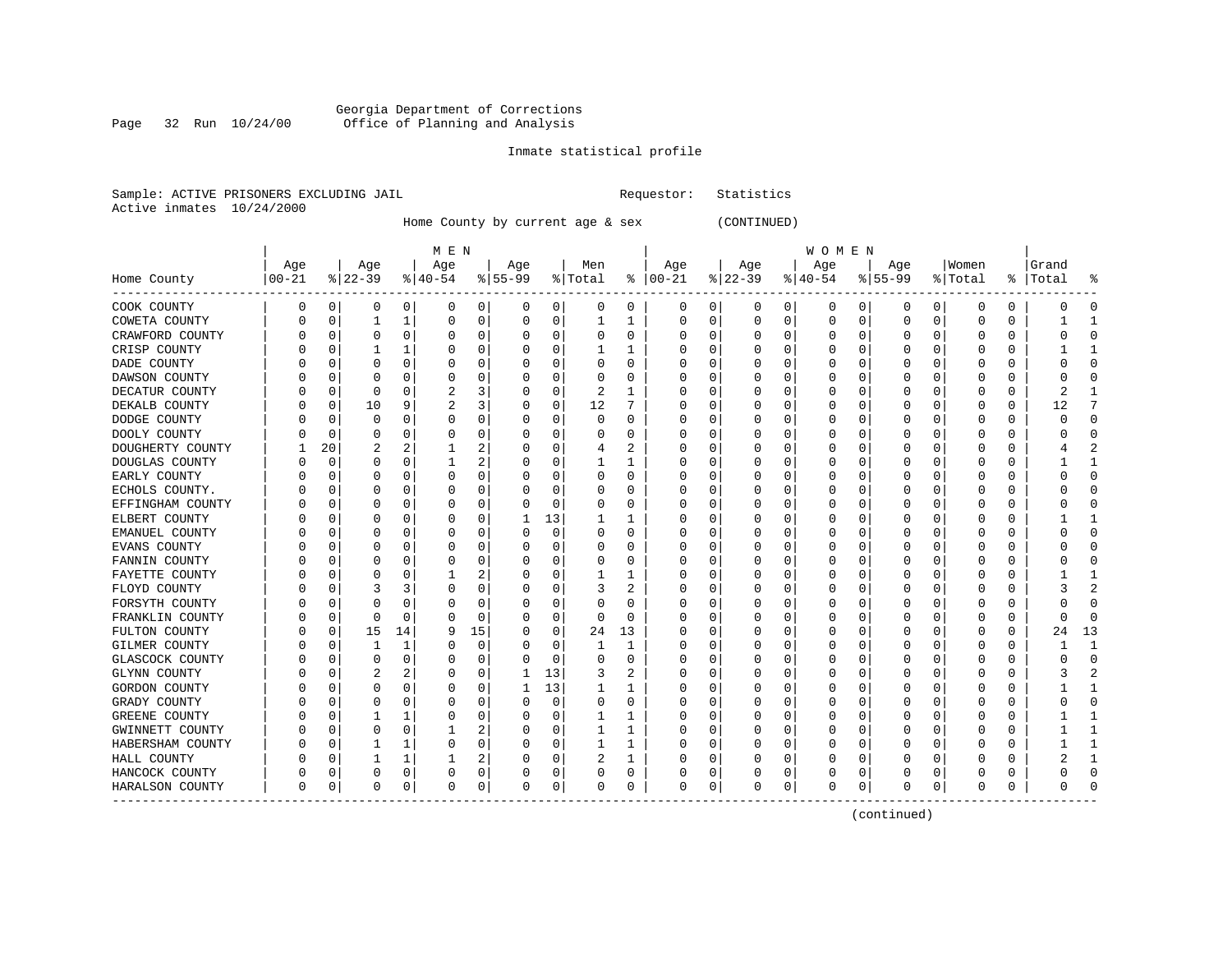Georgia Department of Corrections
Office of Planning and Analysis

Inmate statistical profile

Sample: ACTIVE PRISONERS EXCLUDING JAIL                Requestor: Statistics
Active inmates 10/24/2000

Home County by current age & sex (CONTINUED)

| Home County | MEN Age 00-21 | % | Age 22-39 | % | Age 40-54 | % | Age 55-99 | % | Men Total | % | WOMEN Age 00-21 | % | Age 22-39 | % | Age 40-54 | % | Age 55-99 | % | Women Total | % | Grand Total | % |
|---|---|---|---|---|---|---|---|---|---|---|---|---|---|---|---|---|---|---|---|---|---|---|
| COOK COUNTY | 0 | 0 | 0 | 0 | 0 | 0 | 0 | 0 | 0 | 0 | 0 | 0 | 0 | 0 | 0 | 0 | 0 | 0 | 0 | 0 | 0 | 0 |
| COWETA COUNTY | 0 | 0 | 1 | 1 | 0 | 0 | 0 | 0 | 1 | 1 | 0 | 0 | 0 | 0 | 0 | 0 | 0 | 0 | 0 | 0 | 1 | 1 |
| CRAWFORD COUNTY | 0 | 0 | 0 | 0 | 0 | 0 | 0 | 0 | 0 | 0 | 0 | 0 | 0 | 0 | 0 | 0 | 0 | 0 | 0 | 0 | 0 | 0 |
| CRISP COUNTY | 0 | 0 | 1 | 1 | 0 | 0 | 0 | 0 | 1 | 1 | 0 | 0 | 0 | 0 | 0 | 0 | 0 | 0 | 0 | 0 | 1 | 1 |
| DADE COUNTY | 0 | 0 | 0 | 0 | 0 | 0 | 0 | 0 | 0 | 0 | 0 | 0 | 0 | 0 | 0 | 0 | 0 | 0 | 0 | 0 | 0 | 0 |
| DAWSON COUNTY | 0 | 0 | 0 | 0 | 0 | 0 | 0 | 0 | 0 | 0 | 0 | 0 | 0 | 0 | 0 | 0 | 0 | 0 | 0 | 0 | 0 | 0 |
| DECATUR COUNTY | 0 | 0 | 0 | 0 | 2 | 3 | 0 | 0 | 2 | 1 | 0 | 0 | 0 | 0 | 0 | 0 | 0 | 0 | 0 | 0 | 2 | 1 |
| DEKALB COUNTY | 0 | 0 | 10 | 9 | 2 | 3 | 0 | 0 | 12 | 7 | 0 | 0 | 0 | 0 | 0 | 0 | 0 | 0 | 0 | 0 | 12 | 7 |
| DODGE COUNTY | 0 | 0 | 0 | 0 | 0 | 0 | 0 | 0 | 0 | 0 | 0 | 0 | 0 | 0 | 0 | 0 | 0 | 0 | 0 | 0 | 0 | 0 |
| DOOLY COUNTY | 0 | 0 | 0 | 0 | 0 | 0 | 0 | 0 | 0 | 0 | 0 | 0 | 0 | 0 | 0 | 0 | 0 | 0 | 0 | 0 | 0 | 0 |
| DOUGHERTY COUNTY | 1 | 20 | 2 | 2 | 1 | 2 | 0 | 0 | 4 | 2 | 0 | 0 | 0 | 0 | 0 | 0 | 0 | 0 | 0 | 0 | 4 | 2 |
| DOUGLAS COUNTY | 0 | 0 | 0 | 0 | 1 | 2 | 0 | 0 | 1 | 1 | 0 | 0 | 0 | 0 | 0 | 0 | 0 | 0 | 0 | 0 | 1 | 1 |
| EARLY COUNTY | 0 | 0 | 0 | 0 | 0 | 0 | 0 | 0 | 0 | 0 | 0 | 0 | 0 | 0 | 0 | 0 | 0 | 0 | 0 | 0 | 0 | 0 |
| ECHOLS COUNTY. | 0 | 0 | 0 | 0 | 0 | 0 | 0 | 0 | 0 | 0 | 0 | 0 | 0 | 0 | 0 | 0 | 0 | 0 | 0 | 0 | 0 | 0 |
| EFFINGHAM COUNTY | 0 | 0 | 0 | 0 | 0 | 0 | 0 | 0 | 0 | 0 | 0 | 0 | 0 | 0 | 0 | 0 | 0 | 0 | 0 | 0 | 0 | 0 |
| ELBERT COUNTY | 0 | 0 | 0 | 0 | 0 | 0 | 1 | 13 | 1 | 1 | 0 | 0 | 0 | 0 | 0 | 0 | 0 | 0 | 0 | 0 | 1 | 1 |
| EMANUEL COUNTY | 0 | 0 | 0 | 0 | 0 | 0 | 0 | 0 | 0 | 0 | 0 | 0 | 0 | 0 | 0 | 0 | 0 | 0 | 0 | 0 | 0 | 0 |
| EVANS COUNTY | 0 | 0 | 0 | 0 | 0 | 0 | 0 | 0 | 0 | 0 | 0 | 0 | 0 | 0 | 0 | 0 | 0 | 0 | 0 | 0 | 0 | 0 |
| FANNIN COUNTY | 0 | 0 | 0 | 0 | 0 | 0 | 0 | 0 | 0 | 0 | 0 | 0 | 0 | 0 | 0 | 0 | 0 | 0 | 0 | 0 | 0 | 0 |
| FAYETTE COUNTY | 0 | 0 | 0 | 0 | 1 | 2 | 0 | 0 | 1 | 1 | 0 | 0 | 0 | 0 | 0 | 0 | 0 | 0 | 0 | 0 | 1 | 1 |
| FLOYD COUNTY | 0 | 0 | 3 | 3 | 0 | 0 | 0 | 0 | 3 | 2 | 0 | 0 | 0 | 0 | 0 | 0 | 0 | 0 | 0 | 0 | 3 | 2 |
| FORSYTH COUNTY | 0 | 0 | 0 | 0 | 0 | 0 | 0 | 0 | 0 | 0 | 0 | 0 | 0 | 0 | 0 | 0 | 0 | 0 | 0 | 0 | 0 | 0 |
| FRANKLIN COUNTY | 0 | 0 | 0 | 0 | 0 | 0 | 0 | 0 | 0 | 0 | 0 | 0 | 0 | 0 | 0 | 0 | 0 | 0 | 0 | 0 | 0 | 0 |
| FULTON COUNTY | 0 | 0 | 15 | 14 | 9 | 15 | 0 | 0 | 24 | 13 | 0 | 0 | 0 | 0 | 0 | 0 | 0 | 0 | 0 | 0 | 24 | 13 |
| GILMER COUNTY | 0 | 0 | 1 | 1 | 0 | 0 | 0 | 0 | 1 | 1 | 0 | 0 | 0 | 0 | 0 | 0 | 0 | 0 | 0 | 0 | 1 | 1 |
| GLASCOCK COUNTY | 0 | 0 | 0 | 0 | 0 | 0 | 0 | 0 | 0 | 0 | 0 | 0 | 0 | 0 | 0 | 0 | 0 | 0 | 0 | 0 | 0 | 0 |
| GLYNN COUNTY | 0 | 0 | 2 | 2 | 0 | 0 | 1 | 13 | 3 | 2 | 0 | 0 | 0 | 0 | 0 | 0 | 0 | 0 | 0 | 0 | 3 | 2 |
| GORDON COUNTY | 0 | 0 | 0 | 0 | 0 | 0 | 1 | 13 | 1 | 1 | 0 | 0 | 0 | 0 | 0 | 0 | 0 | 0 | 0 | 0 | 1 | 1 |
| GRADY COUNTY | 0 | 0 | 0 | 0 | 0 | 0 | 0 | 0 | 0 | 0 | 0 | 0 | 0 | 0 | 0 | 0 | 0 | 0 | 0 | 0 | 0 | 0 |
| GREENE COUNTY | 0 | 0 | 1 | 1 | 0 | 0 | 0 | 0 | 1 | 1 | 0 | 0 | 0 | 0 | 0 | 0 | 0 | 0 | 0 | 0 | 1 | 1 |
| GWINNETT COUNTY | 0 | 0 | 0 | 0 | 1 | 2 | 0 | 0 | 1 | 1 | 0 | 0 | 0 | 0 | 0 | 0 | 0 | 0 | 0 | 0 | 1 | 1 |
| HABERSHAM COUNTY | 0 | 0 | 1 | 1 | 0 | 0 | 0 | 0 | 1 | 1 | 0 | 0 | 0 | 0 | 0 | 0 | 0 | 0 | 0 | 0 | 1 | 1 |
| HALL COUNTY | 0 | 0 | 1 | 1 | 1 | 2 | 0 | 0 | 2 | 1 | 0 | 0 | 0 | 0 | 0 | 0 | 0 | 0 | 0 | 0 | 2 | 1 |
| HANCOCK COUNTY | 0 | 0 | 0 | 0 | 0 | 0 | 0 | 0 | 0 | 0 | 0 | 0 | 0 | 0 | 0 | 0 | 0 | 0 | 0 | 0 | 0 | 0 |
| HARALSON COUNTY | 0 | 0 | 0 | 0 | 0 | 0 | 0 | 0 | 0 | 0 | 0 | 0 | 0 | 0 | 0 | 0 | 0 | 0 | 0 | 0 | 0 | 0 |

(continued)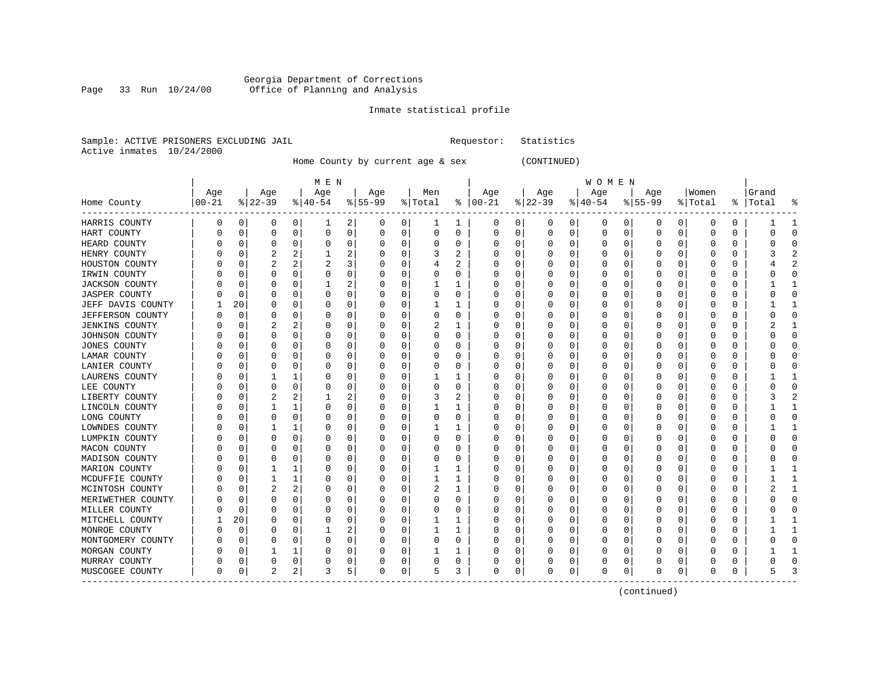Georgia Department of Corrections
Office of Planning and Analysis

Inmate statistical profile

Sample: ACTIVE PRISONERS EXCLUDING JAIL    Requestor: Statistics
Active inmates 10/24/2000

Home County by current age & sex (CONTINUED)

| Home County | MEN Age 00-21 | % | Age 22-39 | % | Age 40-54 | % | Age 55-99 | % | Men Total | % | WOMEN Age 00-21 | % | Age 22-39 | % | Age 40-54 | % | Age 55-99 | % | Women Total | % | Grand Total | % |
|---|---|---|---|---|---|---|---|---|---|---|---|---|---|---|---|---|---|---|---|---|---|---|
| HARRIS COUNTY | 0 | 0 | 0 | 0 | 1 | 2 | 0 | 0 | 1 | 1 | 0 | 0 | 0 | 0 | 0 | 0 | 0 | 0 | 0 | 0 | 1 | 1 |
| HART COUNTY | 0 | 0 | 0 | 0 | 0 | 0 | 0 | 0 | 0 | 0 | 0 | 0 | 0 | 0 | 0 | 0 | 0 | 0 | 0 | 0 | 0 | 0 |
| HEARD COUNTY | 0 | 0 | 0 | 0 | 0 | 0 | 0 | 0 | 0 | 0 | 0 | 0 | 0 | 0 | 0 | 0 | 0 | 0 | 0 | 0 | 0 | 0 |
| HENRY COUNTY | 0 | 0 | 2 | 2 | 1 | 2 | 0 | 0 | 3 | 2 | 0 | 0 | 0 | 0 | 0 | 0 | 0 | 0 | 0 | 0 | 3 | 2 |
| HOUSTON COUNTY | 0 | 0 | 2 | 2 | 2 | 3 | 0 | 0 | 4 | 2 | 0 | 0 | 0 | 0 | 0 | 0 | 0 | 0 | 0 | 0 | 4 | 2 |
| IRWIN COUNTY | 0 | 0 | 0 | 0 | 0 | 0 | 0 | 0 | 0 | 0 | 0 | 0 | 0 | 0 | 0 | 0 | 0 | 0 | 0 | 0 | 0 | 0 |
| JACKSON COUNTY | 0 | 0 | 0 | 0 | 1 | 2 | 0 | 0 | 1 | 1 | 0 | 0 | 0 | 0 | 0 | 0 | 0 | 0 | 0 | 0 | 1 | 1 |
| JASPER COUNTY | 0 | 0 | 0 | 0 | 0 | 0 | 0 | 0 | 0 | 0 | 0 | 0 | 0 | 0 | 0 | 0 | 0 | 0 | 0 | 0 | 0 | 0 |
| JEFF DAVIS COUNTY | 1 | 20 | 0 | 0 | 0 | 0 | 0 | 0 | 1 | 1 | 0 | 0 | 0 | 0 | 0 | 0 | 0 | 0 | 0 | 0 | 1 | 1 |
| JEFFERSON COUNTY | 0 | 0 | 0 | 0 | 0 | 0 | 0 | 0 | 0 | 0 | 0 | 0 | 0 | 0 | 0 | 0 | 0 | 0 | 0 | 0 | 0 | 0 |
| JENKINS COUNTY | 0 | 0 | 2 | 2 | 0 | 0 | 0 | 0 | 2 | 1 | 0 | 0 | 0 | 0 | 0 | 0 | 0 | 0 | 0 | 0 | 2 | 1 |
| JOHNSON COUNTY | 0 | 0 | 0 | 0 | 0 | 0 | 0 | 0 | 0 | 0 | 0 | 0 | 0 | 0 | 0 | 0 | 0 | 0 | 0 | 0 | 0 | 0 |
| JONES COUNTY | 0 | 0 | 0 | 0 | 0 | 0 | 0 | 0 | 0 | 0 | 0 | 0 | 0 | 0 | 0 | 0 | 0 | 0 | 0 | 0 | 0 | 0 |
| LAMAR COUNTY | 0 | 0 | 0 | 0 | 0 | 0 | 0 | 0 | 0 | 0 | 0 | 0 | 0 | 0 | 0 | 0 | 0 | 0 | 0 | 0 | 0 | 0 |
| LANIER COUNTY | 0 | 0 | 0 | 0 | 0 | 0 | 0 | 0 | 0 | 0 | 0 | 0 | 0 | 0 | 0 | 0 | 0 | 0 | 0 | 0 | 0 | 0 |
| LAURENS COUNTY | 0 | 0 | 1 | 1 | 0 | 0 | 0 | 0 | 1 | 1 | 0 | 0 | 0 | 0 | 0 | 0 | 0 | 0 | 0 | 0 | 1 | 1 |
| LEE COUNTY | 0 | 0 | 0 | 0 | 0 | 0 | 0 | 0 | 0 | 0 | 0 | 0 | 0 | 0 | 0 | 0 | 0 | 0 | 0 | 0 | 0 | 0 |
| LIBERTY COUNTY | 0 | 0 | 2 | 2 | 1 | 2 | 0 | 0 | 3 | 2 | 0 | 0 | 0 | 0 | 0 | 0 | 0 | 0 | 0 | 0 | 3 | 2 |
| LINCOLN COUNTY | 0 | 0 | 1 | 1 | 0 | 0 | 0 | 0 | 1 | 1 | 0 | 0 | 0 | 0 | 0 | 0 | 0 | 0 | 0 | 0 | 1 | 1 |
| LONG COUNTY | 0 | 0 | 0 | 0 | 0 | 0 | 0 | 0 | 0 | 0 | 0 | 0 | 0 | 0 | 0 | 0 | 0 | 0 | 0 | 0 | 0 | 0 |
| LOWNDES COUNTY | 0 | 0 | 1 | 1 | 0 | 0 | 0 | 0 | 1 | 1 | 0 | 0 | 0 | 0 | 0 | 0 | 0 | 0 | 0 | 0 | 1 | 1 |
| LUMPKIN COUNTY | 0 | 0 | 0 | 0 | 0 | 0 | 0 | 0 | 0 | 0 | 0 | 0 | 0 | 0 | 0 | 0 | 0 | 0 | 0 | 0 | 0 | 0 |
| MACON COUNTY | 0 | 0 | 0 | 0 | 0 | 0 | 0 | 0 | 0 | 0 | 0 | 0 | 0 | 0 | 0 | 0 | 0 | 0 | 0 | 0 | 0 | 0 |
| MADISON COUNTY | 0 | 0 | 0 | 0 | 0 | 0 | 0 | 0 | 0 | 0 | 0 | 0 | 0 | 0 | 0 | 0 | 0 | 0 | 0 | 0 | 0 | 0 |
| MARION COUNTY | 0 | 0 | 1 | 1 | 0 | 0 | 0 | 0 | 1 | 1 | 0 | 0 | 0 | 0 | 0 | 0 | 0 | 0 | 0 | 0 | 1 | 1 |
| MCDUFFIE COUNTY | 0 | 0 | 1 | 1 | 0 | 0 | 0 | 0 | 1 | 1 | 0 | 0 | 0 | 0 | 0 | 0 | 0 | 0 | 0 | 0 | 1 | 1 |
| MCINTOSH COUNTY | 0 | 0 | 2 | 2 | 0 | 0 | 0 | 0 | 2 | 1 | 0 | 0 | 0 | 0 | 0 | 0 | 0 | 0 | 0 | 0 | 2 | 1 |
| MERIWETHER COUNTY | 0 | 0 | 0 | 0 | 0 | 0 | 0 | 0 | 0 | 0 | 0 | 0 | 0 | 0 | 0 | 0 | 0 | 0 | 0 | 0 | 0 | 0 |
| MILLER COUNTY | 0 | 0 | 0 | 0 | 0 | 0 | 0 | 0 | 0 | 0 | 0 | 0 | 0 | 0 | 0 | 0 | 0 | 0 | 0 | 0 | 0 | 0 |
| MITCHELL COUNTY | 1 | 20 | 0 | 0 | 0 | 0 | 0 | 0 | 1 | 1 | 0 | 0 | 0 | 0 | 0 | 0 | 0 | 0 | 0 | 0 | 1 | 1 |
| MONROE COUNTY | 0 | 0 | 0 | 0 | 1 | 2 | 0 | 0 | 1 | 1 | 0 | 0 | 0 | 0 | 0 | 0 | 0 | 0 | 0 | 0 | 1 | 1 |
| MONTGOMERY COUNTY | 0 | 0 | 0 | 0 | 0 | 0 | 0 | 0 | 0 | 0 | 0 | 0 | 0 | 0 | 0 | 0 | 0 | 0 | 0 | 0 | 0 | 0 |
| MORGAN COUNTY | 0 | 0 | 1 | 1 | 0 | 0 | 0 | 0 | 1 | 1 | 0 | 0 | 0 | 0 | 0 | 0 | 0 | 0 | 0 | 0 | 1 | 1 |
| MURRAY COUNTY | 0 | 0 | 0 | 0 | 0 | 0 | 0 | 0 | 0 | 0 | 0 | 0 | 0 | 0 | 0 | 0 | 0 | 0 | 0 | 0 | 0 | 0 |
| MUSCOGEE COUNTY | 0 | 0 | 2 | 2 | 3 | 5 | 0 | 0 | 5 | 3 | 0 | 0 | 0 | 0 | 0 | 0 | 0 | 0 | 0 | 0 | 5 | 3 |

(continued)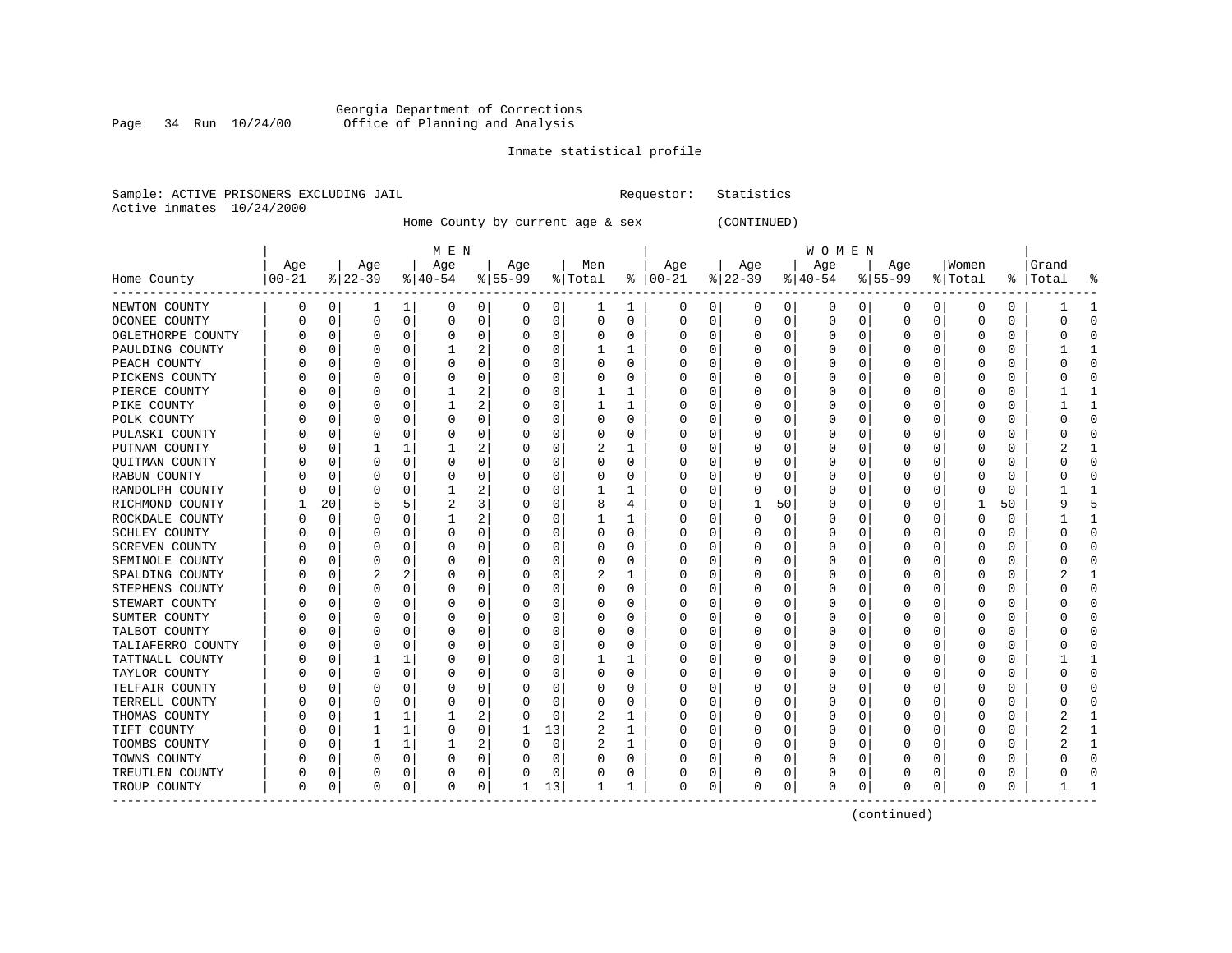Georgia Department of Corrections
Office of Planning and Analysis

Inmate statistical profile

Sample: ACTIVE PRISONERS EXCLUDING JAIL    Requestor: Statistics
Active inmates 10/24/2000

Home County by current age & sex (CONTINUED)

| Home County | MEN Age 00-21 | % | Age 22-39 | % | Age 40-54 | % | Age 55-99 | % | Men Total | % | WOMEN Age 00-21 | % | Age 22-39 | % | Age 40-54 | % | Age 55-99 | % | Women Total | % | Grand Total | % |
|---|---|---|---|---|---|---|---|---|---|---|---|---|---|---|---|---|---|---|---|---|---|---|
| NEWTON COUNTY | 0 | 0 | 1 | 1 | 0 | 0 | 0 | 0 | 1 | 1 | 0 | 0 | 0 | 0 | 0 | 0 | 0 | 0 | 0 | 0 | 1 | 1 |
| OCONEE COUNTY | 0 | 0 | 0 | 0 | 0 | 0 | 0 | 0 | 0 | 0 | 0 | 0 | 0 | 0 | 0 | 0 | 0 | 0 | 0 | 0 | 0 | 0 |
| OGLETHORPE COUNTY | 0 | 0 | 0 | 0 | 0 | 0 | 0 | 0 | 0 | 0 | 0 | 0 | 0 | 0 | 0 | 0 | 0 | 0 | 0 | 0 | 0 | 0 |
| PAULDING COUNTY | 0 | 0 | 0 | 0 | 1 | 2 | 0 | 0 | 1 | 1 | 0 | 0 | 0 | 0 | 0 | 0 | 0 | 0 | 0 | 0 | 1 | 1 |
| PEACH COUNTY | 0 | 0 | 0 | 0 | 0 | 0 | 0 | 0 | 0 | 0 | 0 | 0 | 0 | 0 | 0 | 0 | 0 | 0 | 0 | 0 | 0 | 0 |
| PICKENS COUNTY | 0 | 0 | 0 | 0 | 0 | 0 | 0 | 0 | 0 | 0 | 0 | 0 | 0 | 0 | 0 | 0 | 0 | 0 | 0 | 0 | 0 | 0 |
| PIERCE COUNTY | 0 | 0 | 0 | 0 | 1 | 2 | 0 | 0 | 1 | 1 | 0 | 0 | 0 | 0 | 0 | 0 | 0 | 0 | 0 | 0 | 1 | 1 |
| PIKE COUNTY | 0 | 0 | 0 | 0 | 1 | 2 | 0 | 0 | 1 | 1 | 0 | 0 | 0 | 0 | 0 | 0 | 0 | 0 | 0 | 0 | 1 | 1 |
| POLK COUNTY | 0 | 0 | 0 | 0 | 0 | 0 | 0 | 0 | 0 | 0 | 0 | 0 | 0 | 0 | 0 | 0 | 0 | 0 | 0 | 0 | 0 | 0 |
| PULASKI COUNTY | 0 | 0 | 0 | 0 | 0 | 0 | 0 | 0 | 0 | 0 | 0 | 0 | 0 | 0 | 0 | 0 | 0 | 0 | 0 | 0 | 0 | 0 |
| PUTNAM COUNTY | 0 | 0 | 1 | 1 | 1 | 2 | 0 | 0 | 2 | 1 | 0 | 0 | 0 | 0 | 0 | 0 | 0 | 0 | 0 | 0 | 2 | 1 |
| QUITMAN COUNTY | 0 | 0 | 0 | 0 | 0 | 0 | 0 | 0 | 0 | 0 | 0 | 0 | 0 | 0 | 0 | 0 | 0 | 0 | 0 | 0 | 0 | 0 |
| RABUN COUNTY | 0 | 0 | 0 | 0 | 0 | 0 | 0 | 0 | 0 | 0 | 0 | 0 | 0 | 0 | 0 | 0 | 0 | 0 | 0 | 0 | 0 | 0 |
| RANDOLPH COUNTY | 0 | 0 | 0 | 0 | 1 | 2 | 0 | 0 | 1 | 1 | 0 | 0 | 0 | 0 | 0 | 0 | 0 | 0 | 0 | 0 | 1 | 1 |
| RICHMOND COUNTY | 1 | 20 | 5 | 5 | 2 | 3 | 0 | 0 | 8 | 4 | 0 | 0 | 1 | 50 | 0 | 0 | 0 | 0 | 1 | 50 | 9 | 5 |
| ROCKDALE COUNTY | 0 | 0 | 0 | 0 | 1 | 2 | 0 | 0 | 1 | 1 | 0 | 0 | 0 | 0 | 0 | 0 | 0 | 0 | 0 | 0 | 1 | 1 |
| SCHLEY COUNTY | 0 | 0 | 0 | 0 | 0 | 0 | 0 | 0 | 0 | 0 | 0 | 0 | 0 | 0 | 0 | 0 | 0 | 0 | 0 | 0 | 0 | 0 |
| SCREVEN COUNTY | 0 | 0 | 0 | 0 | 0 | 0 | 0 | 0 | 0 | 0 | 0 | 0 | 0 | 0 | 0 | 0 | 0 | 0 | 0 | 0 | 0 | 0 |
| SEMINOLE COUNTY | 0 | 0 | 0 | 0 | 0 | 0 | 0 | 0 | 0 | 0 | 0 | 0 | 0 | 0 | 0 | 0 | 0 | 0 | 0 | 0 | 0 | 0 |
| SPALDING COUNTY | 0 | 0 | 2 | 2 | 0 | 0 | 0 | 0 | 2 | 1 | 0 | 0 | 0 | 0 | 0 | 0 | 0 | 0 | 0 | 0 | 2 | 1 |
| STEPHENS COUNTY | 0 | 0 | 0 | 0 | 0 | 0 | 0 | 0 | 0 | 0 | 0 | 0 | 0 | 0 | 0 | 0 | 0 | 0 | 0 | 0 | 0 | 0 |
| STEWART COUNTY | 0 | 0 | 0 | 0 | 0 | 0 | 0 | 0 | 0 | 0 | 0 | 0 | 0 | 0 | 0 | 0 | 0 | 0 | 0 | 0 | 0 | 0 |
| SUMTER COUNTY | 0 | 0 | 0 | 0 | 0 | 0 | 0 | 0 | 0 | 0 | 0 | 0 | 0 | 0 | 0 | 0 | 0 | 0 | 0 | 0 | 0 | 0 |
| TALBOT COUNTY | 0 | 0 | 0 | 0 | 0 | 0 | 0 | 0 | 0 | 0 | 0 | 0 | 0 | 0 | 0 | 0 | 0 | 0 | 0 | 0 | 0 | 0 |
| TALIAFERRO COUNTY | 0 | 0 | 0 | 0 | 0 | 0 | 0 | 0 | 0 | 0 | 0 | 0 | 0 | 0 | 0 | 0 | 0 | 0 | 0 | 0 | 0 | 0 |
| TATTNALL COUNTY | 0 | 0 | 1 | 1 | 0 | 0 | 0 | 0 | 1 | 1 | 0 | 0 | 0 | 0 | 0 | 0 | 0 | 0 | 0 | 0 | 1 | 1 |
| TAYLOR COUNTY | 0 | 0 | 0 | 0 | 0 | 0 | 0 | 0 | 0 | 0 | 0 | 0 | 0 | 0 | 0 | 0 | 0 | 0 | 0 | 0 | 0 | 0 |
| TELFAIR COUNTY | 0 | 0 | 0 | 0 | 0 | 0 | 0 | 0 | 0 | 0 | 0 | 0 | 0 | 0 | 0 | 0 | 0 | 0 | 0 | 0 | 0 | 0 |
| TERRELL COUNTY | 0 | 0 | 0 | 0 | 0 | 0 | 0 | 0 | 0 | 0 | 0 | 0 | 0 | 0 | 0 | 0 | 0 | 0 | 0 | 0 | 0 | 0 |
| THOMAS COUNTY | 0 | 0 | 1 | 1 | 1 | 2 | 0 | 0 | 2 | 1 | 0 | 0 | 0 | 0 | 0 | 0 | 0 | 0 | 0 | 0 | 2 | 1 |
| TIFT COUNTY | 0 | 0 | 1 | 1 | 0 | 0 | 1 | 13 | 2 | 1 | 0 | 0 | 0 | 0 | 0 | 0 | 0 | 0 | 0 | 0 | 2 | 1 |
| TOOMBS COUNTY | 0 | 0 | 1 | 1 | 1 | 2 | 0 | 0 | 2 | 1 | 0 | 0 | 0 | 0 | 0 | 0 | 0 | 0 | 0 | 0 | 2 | 1 |
| TOWNS COUNTY | 0 | 0 | 0 | 0 | 0 | 0 | 0 | 0 | 0 | 0 | 0 | 0 | 0 | 0 | 0 | 0 | 0 | 0 | 0 | 0 | 0 | 0 |
| TREUTLEN COUNTY | 0 | 0 | 0 | 0 | 0 | 0 | 0 | 0 | 0 | 0 | 0 | 0 | 0 | 0 | 0 | 0 | 0 | 0 | 0 | 0 | 0 | 0 |
| TROUP COUNTY | 0 | 0 | 0 | 0 | 0 | 0 | 1 | 13 | 1 | 1 | 0 | 0 | 0 | 0 | 0 | 0 | 0 | 0 | 0 | 0 | 1 | 1 |

(continued)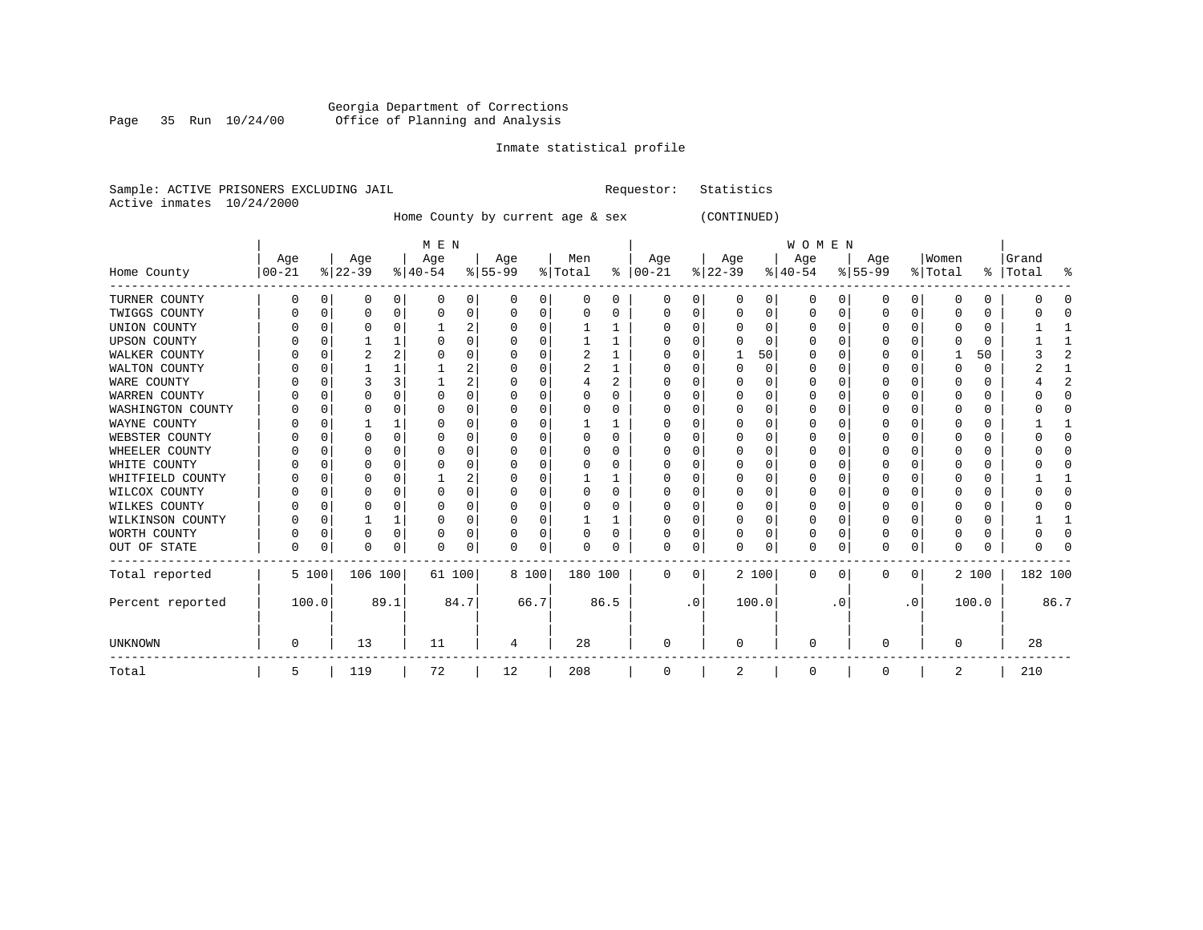Georgia Department of Corrections
Office of Planning and Analysis

Inmate statistical profile

Sample: ACTIVE PRISONERS EXCLUDING JAIL    Requestor: Statistics
Active inmates 10/24/2000

Home County by current age & sex (CONTINUED)

| | MEN | | | | | | | | | | WOMEN | | | | | | | | | | | |
|---|---|---|---|---|---|---|---|---|---|---|---|---|---|---|---|---|---|---|---|---|---|---|
| Home County | Age 00-21 | % | Age 22-39 | % | Age 40-54 | % | Age 55-99 | % | Men Total | % | Age 00-21 | % | Age 22-39 | % | Age 40-54 | % | Age 55-99 | % | Women Total | % | Grand Total | % |
| TURNER COUNTY | 0 | 0 | 0 | 0 | 0 | 0 | 0 | 0 | 0 | 0 | 0 | 0 | 0 | 0 | 0 | 0 | 0 | 0 | 0 | 0 | 0 | 0 |
| TWIGGS COUNTY | 0 | 0 | 0 | 0 | 0 | 0 | 0 | 0 | 0 | 0 | 0 | 0 | 0 | 0 | 0 | 0 | 0 | 0 | 0 | 0 | 0 | 0 |
| UNION COUNTY | 0 | 0 | 0 | 0 | 1 | 2 | 0 | 0 | 1 | 1 | 0 | 0 | 0 | 0 | 0 | 0 | 0 | 0 | 0 | 0 | 1 | 1 |
| UPSON COUNTY | 0 | 0 | 1 | 1 | 0 | 0 | 0 | 0 | 1 | 1 | 0 | 0 | 0 | 0 | 0 | 0 | 0 | 0 | 0 | 0 | 1 | 1 |
| WALKER COUNTY | 0 | 0 | 2 | 2 | 0 | 0 | 0 | 0 | 2 | 1 | 0 | 0 | 1 | 50 | 0 | 0 | 0 | 0 | 1 | 50 | 3 | 2 |
| WALTON COUNTY | 0 | 0 | 1 | 1 | 1 | 2 | 0 | 0 | 2 | 1 | 0 | 0 | 0 | 0 | 0 | 0 | 0 | 0 | 0 | 0 | 2 | 1 |
| WARE COUNTY | 0 | 0 | 3 | 3 | 1 | 2 | 0 | 0 | 4 | 2 | 0 | 0 | 0 | 0 | 0 | 0 | 0 | 0 | 0 | 0 | 4 | 2 |
| WARREN COUNTY | 0 | 0 | 0 | 0 | 0 | 0 | 0 | 0 | 0 | 0 | 0 | 0 | 0 | 0 | 0 | 0 | 0 | 0 | 0 | 0 | 0 | 0 |
| WASHINGTON COUNTY | 0 | 0 | 0 | 0 | 0 | 0 | 0 | 0 | 0 | 0 | 0 | 0 | 0 | 0 | 0 | 0 | 0 | 0 | 0 | 0 | 0 | 0 |
| WAYNE COUNTY | 0 | 0 | 1 | 1 | 0 | 0 | 0 | 0 | 1 | 1 | 0 | 0 | 0 | 0 | 0 | 0 | 0 | 0 | 0 | 0 | 1 | 1 |
| WEBSTER COUNTY | 0 | 0 | 0 | 0 | 0 | 0 | 0 | 0 | 0 | 0 | 0 | 0 | 0 | 0 | 0 | 0 | 0 | 0 | 0 | 0 | 0 | 0 |
| WHEELER COUNTY | 0 | 0 | 0 | 0 | 0 | 0 | 0 | 0 | 0 | 0 | 0 | 0 | 0 | 0 | 0 | 0 | 0 | 0 | 0 | 0 | 0 | 0 |
| WHITE COUNTY | 0 | 0 | 0 | 0 | 0 | 0 | 0 | 0 | 0 | 0 | 0 | 0 | 0 | 0 | 0 | 0 | 0 | 0 | 0 | 0 | 0 | 0 |
| WHITFIELD COUNTY | 0 | 0 | 0 | 0 | 1 | 2 | 0 | 0 | 1 | 1 | 0 | 0 | 0 | 0 | 0 | 0 | 0 | 0 | 0 | 0 | 1 | 1 |
| WILCOX COUNTY | 0 | 0 | 0 | 0 | 0 | 0 | 0 | 0 | 0 | 0 | 0 | 0 | 0 | 0 | 0 | 0 | 0 | 0 | 0 | 0 | 0 | 0 |
| WILKES COUNTY | 0 | 0 | 0 | 0 | 0 | 0 | 0 | 0 | 0 | 0 | 0 | 0 | 0 | 0 | 0 | 0 | 0 | 0 | 0 | 0 | 0 | 0 |
| WILKINSON COUNTY | 0 | 0 | 1 | 1 | 0 | 0 | 0 | 0 | 1 | 1 | 0 | 0 | 0 | 0 | 0 | 0 | 0 | 0 | 0 | 0 | 1 | 1 |
| WORTH COUNTY | 0 | 0 | 0 | 0 | 0 | 0 | 0 | 0 | 0 | 0 | 0 | 0 | 0 | 0 | 0 | 0 | 0 | 0 | 0 | 0 | 0 | 0 |
| OUT OF STATE | 0 | 0 | 0 | 0 | 0 | 0 | 0 | 0 | 0 | 0 | 0 | 0 | 0 | 0 | 0 | 0 | 0 | 0 | 0 | 0 | 0 | 0 |
| Total reported | 5 | 100 | 106 | 100 | 61 | 100 | 8 | 100 | 180 | 100 | 0 | 0 | 2 | 100 | 0 | 0 | 0 | 0 | 2 | 100 | 182 | 100 |
| Percent reported | | 100.0 | | 89.1 | | 84.7 | | 66.7 | | 86.5 | | .0 | | 100.0 | | .0 | | .0 | | 100.0 | | 86.7 |
| UNKNOWN | 0 | | 13 | | 11 | | 4 | | 28 | | 0 | | 0 | | 0 | | 0 | | 0 | | 28 | |
| Total | 5 | | 119 | | 72 | | 12 | | 208 | | 0 | | 2 | | 0 | | 0 | | 2 | | 210 | |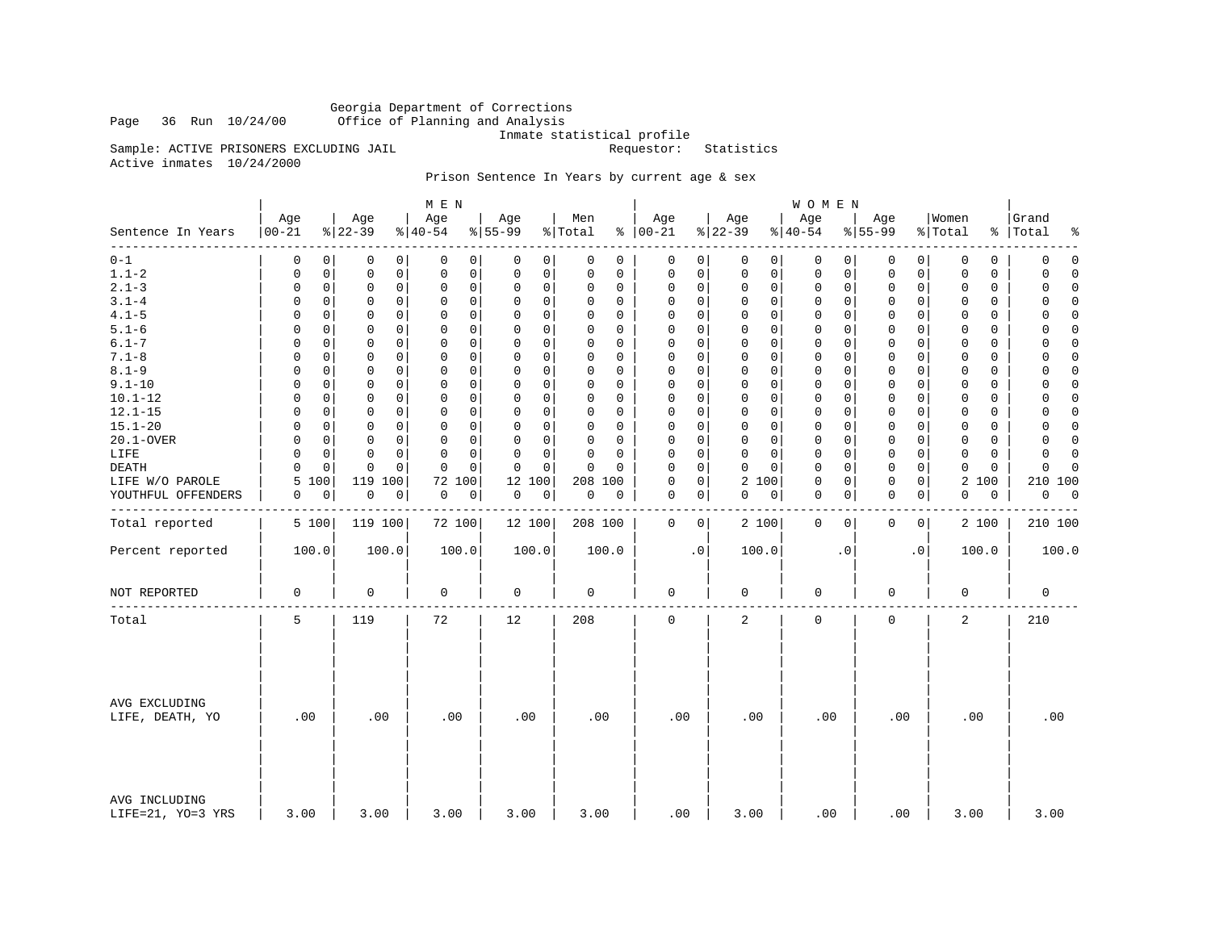Georgia Department of Corrections
Office of Planning and Analysis
Inmate statistical profile

Sample: ACTIVE PRISONERS EXCLUDING JAIL — Requestor: Statistics

Active inmates 10/24/2000

## Prison Sentence In Years by current age & sex

| Sentence In Years | MEN Age 00-21 | % | Age 22-39 | % | Age 40-54 | % | Age 55-99 | % | Men Total | % | WOMEN Age 00-21 | % | Age 22-39 | % | Age 40-54 | % | Age 55-99 | % | Women Total | % | Grand Total | % |
|---|---|---|---|---|---|---|---|---|---|---|---|---|---|---|---|---|---|---|---|---|---|---|
| 0-1 | 0 | 0 | 0 | 0 | 0 | 0 | 0 | 0 | 0 | 0 | 0 | 0 | 0 | 0 | 0 | 0 | 0 | 0 | 0 | 0 | 0 | 0 |
| 1.1-2 | 0 | 0 | 0 | 0 | 0 | 0 | 0 | 0 | 0 | 0 | 0 | 0 | 0 | 0 | 0 | 0 | 0 | 0 | 0 | 0 | 0 | 0 |
| 2.1-3 | 0 | 0 | 0 | 0 | 0 | 0 | 0 | 0 | 0 | 0 | 0 | 0 | 0 | 0 | 0 | 0 | 0 | 0 | 0 | 0 | 0 | 0 |
| 3.1-4 | 0 | 0 | 0 | 0 | 0 | 0 | 0 | 0 | 0 | 0 | 0 | 0 | 0 | 0 | 0 | 0 | 0 | 0 | 0 | 0 | 0 | 0 |
| 4.1-5 | 0 | 0 | 0 | 0 | 0 | 0 | 0 | 0 | 0 | 0 | 0 | 0 | 0 | 0 | 0 | 0 | 0 | 0 | 0 | 0 | 0 | 0 |
| 5.1-6 | 0 | 0 | 0 | 0 | 0 | 0 | 0 | 0 | 0 | 0 | 0 | 0 | 0 | 0 | 0 | 0 | 0 | 0 | 0 | 0 | 0 | 0 |
| 6.1-7 | 0 | 0 | 0 | 0 | 0 | 0 | 0 | 0 | 0 | 0 | 0 | 0 | 0 | 0 | 0 | 0 | 0 | 0 | 0 | 0 | 0 | 0 |
| 7.1-8 | 0 | 0 | 0 | 0 | 0 | 0 | 0 | 0 | 0 | 0 | 0 | 0 | 0 | 0 | 0 | 0 | 0 | 0 | 0 | 0 | 0 | 0 |
| 8.1-9 | 0 | 0 | 0 | 0 | 0 | 0 | 0 | 0 | 0 | 0 | 0 | 0 | 0 | 0 | 0 | 0 | 0 | 0 | 0 | 0 | 0 | 0 |
| 9.1-10 | 0 | 0 | 0 | 0 | 0 | 0 | 0 | 0 | 0 | 0 | 0 | 0 | 0 | 0 | 0 | 0 | 0 | 0 | 0 | 0 | 0 | 0 |
| 10.1-12 | 0 | 0 | 0 | 0 | 0 | 0 | 0 | 0 | 0 | 0 | 0 | 0 | 0 | 0 | 0 | 0 | 0 | 0 | 0 | 0 | 0 | 0 |
| 12.1-15 | 0 | 0 | 0 | 0 | 0 | 0 | 0 | 0 | 0 | 0 | 0 | 0 | 0 | 0 | 0 | 0 | 0 | 0 | 0 | 0 | 0 | 0 |
| 15.1-20 | 0 | 0 | 0 | 0 | 0 | 0 | 0 | 0 | 0 | 0 | 0 | 0 | 0 | 0 | 0 | 0 | 0 | 0 | 0 | 0 | 0 | 0 |
| 20.1-OVER | 0 | 0 | 0 | 0 | 0 | 0 | 0 | 0 | 0 | 0 | 0 | 0 | 0 | 0 | 0 | 0 | 0 | 0 | 0 | 0 | 0 | 0 |
| LIFE | 0 | 0 | 0 | 0 | 0 | 0 | 0 | 0 | 0 | 0 | 0 | 0 | 0 | 0 | 0 | 0 | 0 | 0 | 0 | 0 | 0 | 0 |
| DEATH | 0 | 0 | 0 | 0 | 0 | 0 | 0 | 0 | 0 | 0 | 0 | 0 | 0 | 0 | 0 | 0 | 0 | 0 | 0 | 0 | 0 | 0 |
| LIFE W/O PAROLE | 5 | 100 | 119 | 100 | 72 | 100 | 12 | 100 | 208 | 100 | 0 | 0 | 2 | 100 | 0 | 0 | 0 | 0 | 2 | 100 | 210 | 100 |
| YOUTHFUL OFFENDERS | 0 | 0 | 0 | 0 | 0 | 0 | 0 | 0 | 0 | 0 | 0 | 0 | 0 | 0 | 0 | 0 | 0 | 0 | 0 | 0 | 0 | 0 |
| Total reported | 5 | 100 | 119 | 100 | 72 | 100 | 12 | 100 | 208 | 100 | 0 | 0 | 2 | 100 | 0 | 0 | 0 | 0 | 2 | 100 | 210 | 100 |
| Percent reported | 100.0 | | 100.0 | | 100.0 | | 100.0 | | 100.0 | | .0 | | 100.0 | | .0 | | .0 | | 100.0 | | 100.0 | |
| NOT REPORTED | 0 | | 0 | | 0 | | 0 | | 0 | | 0 | | 0 | | 0 | | 0 | | 0 | | 0 | |
| Total | 5 | | 119 | | 72 | | 12 | | 208 | | 0 | | 2 | | 0 | | 0 | | 2 | | 210 | |
| AVG EXCLUDING LIFE, DEATH, YO | .00 | | .00 | | .00 | | .00 | | .00 | | .00 | | .00 | | .00 | | .00 | | .00 | | .00 | |
| AVG INCLUDING LIFE=21, YO=3 YRS | 3.00 | | 3.00 | | 3.00 | | 3.00 | | 3.00 | | .00 | | 3.00 | | .00 | | .00 | | 3.00 | | 3.00 | |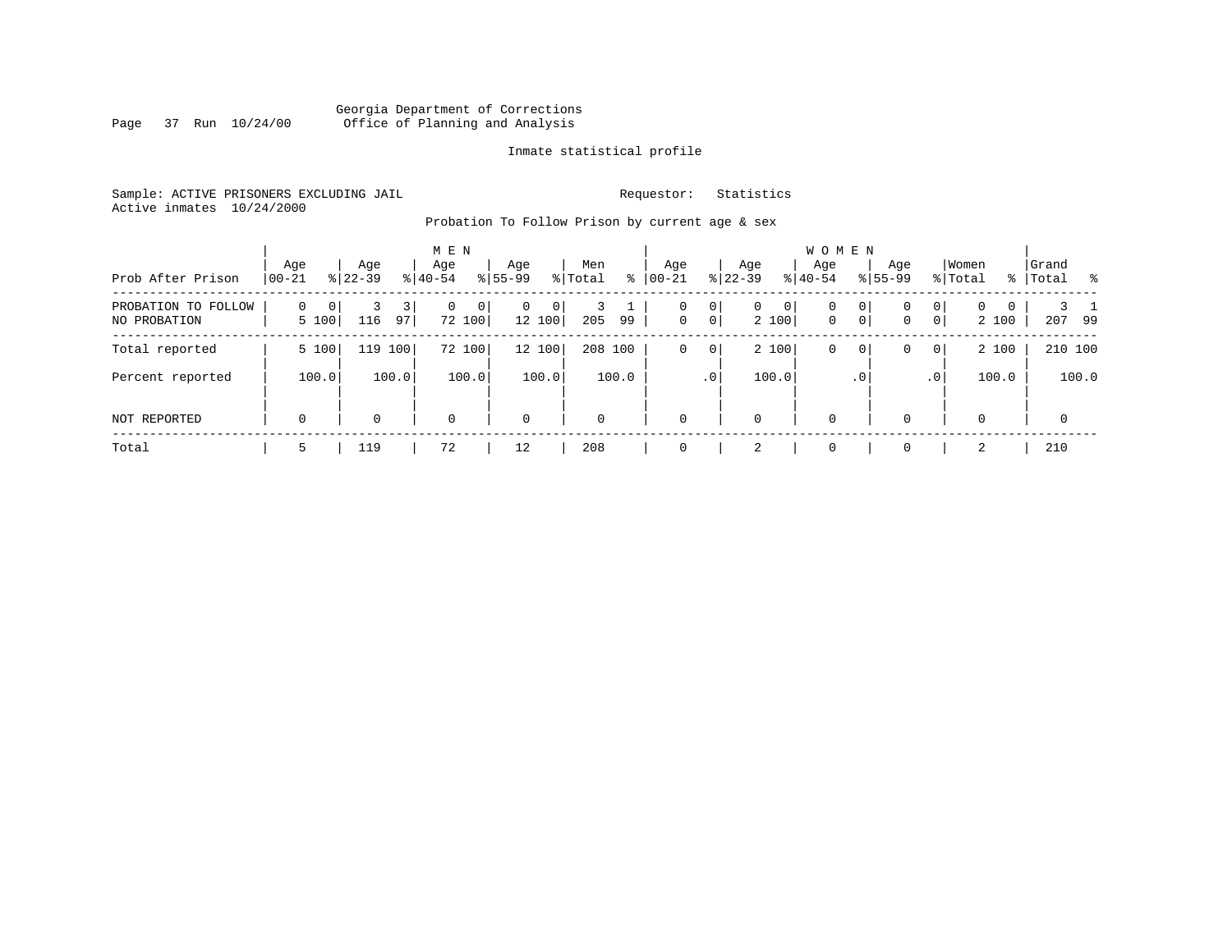Georgia Department of Corrections
Office of Planning and Analysis

Inmate statistical profile

Sample: ACTIVE PRISONERS EXCLUDING JAIL        Requestor: Statistics
Active inmates 10/24/2000

Probation To Follow Prison by current age & sex

| Prob After Prison | MEN Age 00-21 | % | Age 22-39 | % | Age 40-54 | % | Age 55-99 | % | Men Total | % | WOMEN Age 00-21 | % | Age 22-39 | % | Age 40-54 | % | Age 55-99 | % | Women Total | % | Grand Total | % |
|---|---|---|---|---|---|---|---|---|---|---|---|---|---|---|---|---|---|---|---|---|---|---|
| PROBATION TO FOLLOW | 0 | 0 | 3 | 3 | 0 | 0 | 0 | 0 | 3 | 1 | 0 | 0 | 0 | 0 | 0 | 0 | 0 | 0 | 0 | 0 | 3 | 1 |
| NO PROBATION | 5 | 100 | 116 | 97 | 72 | 100 | 12 | 100 | 205 | 99 | 0 | 0 | 2 | 100 | 0 | 0 | 0 | 0 | 2 | 100 | 207 | 99 |
| Total reported | 5 | 100 | 119 | 100 | 72 | 100 | 12 | 100 | 208 | 100 | 0 | 0 | 2 | 100 | 0 | 0 | 0 | 0 | 2 | 100 | 210 | 100 |
| Percent reported | | 100.0 | | 100.0 | | 100.0 | | 100.0 | | 100.0 | | .0 | | 100.0 | | .0 | | .0 | | 100.0 | | 100.0 |
| NOT REPORTED | 0 | | 0 | | 0 | | 0 | | 0 | | 0 | | 0 | | 0 | | 0 | | 0 | | 0 | |
| Total | 5 | | 119 | | 72 | | 12 | | 208 | | 0 | | 2 | | 0 | | 0 | | 2 | | 210 | |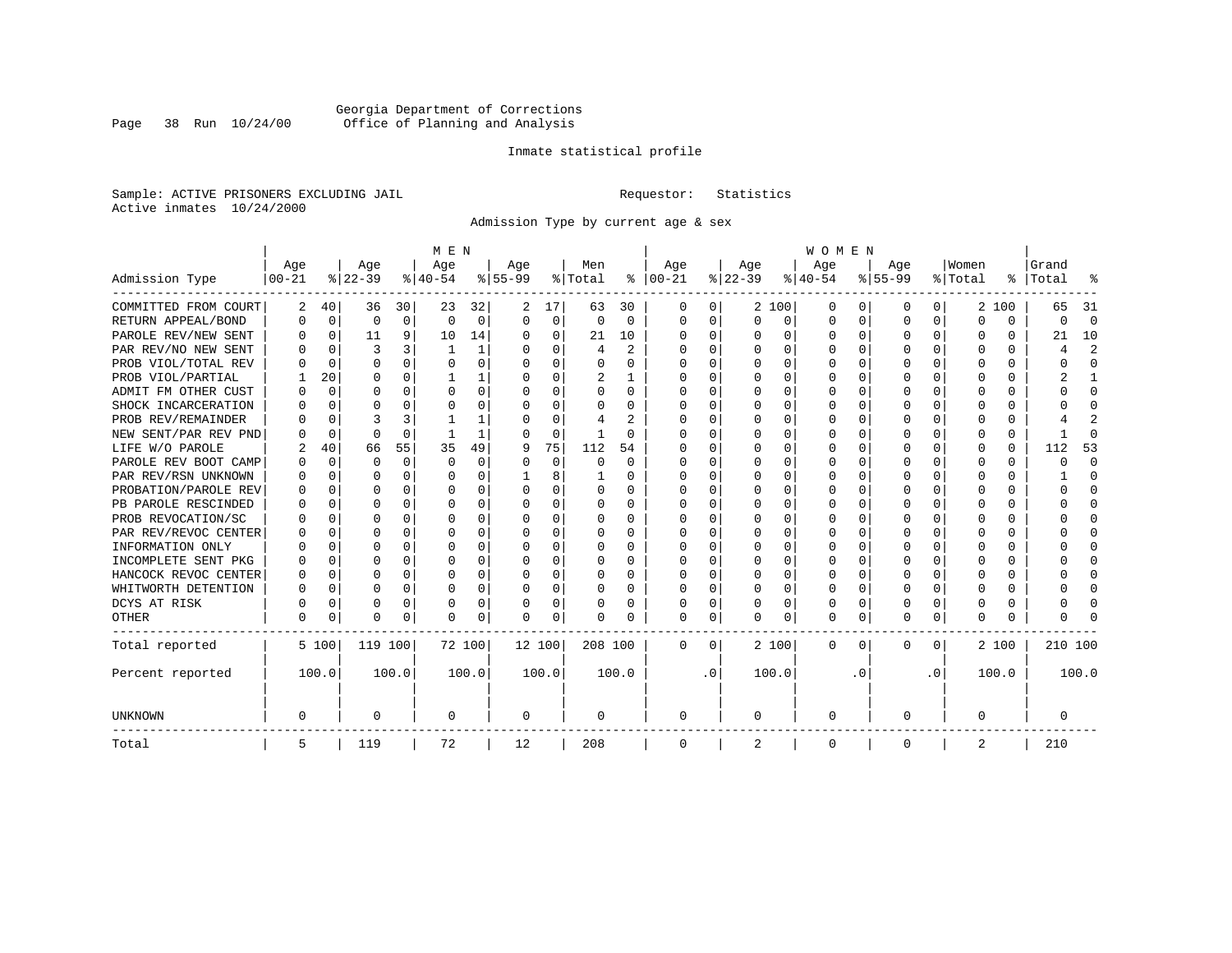Georgia Department of Corrections
Office of Planning and Analysis

Inmate statistical profile

Sample: ACTIVE PRISONERS EXCLUDING JAIL

Requestor: Statistics

Active inmates 10/24/2000

Admission Type by current age & sex

| Admission Type | MEN Age 00-21 | % | Age 22-39 | % | Age 40-54 | % | Age 55-99 | % | Men Total | % | WOMEN Age 00-21 | % | Age 22-39 | % | Age 40-54 | % | Age 55-99 | % | Women Total | % | Grand Total | % |
|---|---|---|---|---|---|---|---|---|---|---|---|---|---|---|---|---|---|---|---|---|---|---|
| COMMITTED FROM COURT | 2 | 40 | 36 | 30 | 23 | 32 | 2 | 17 | 63 | 30 | 0 | 0 | 2 | 100 | 0 | 0 | 0 | 0 | 2 | 100 | 65 | 31 |
| RETURN APPEAL/BOND | 0 | 0 | 0 | 0 | 0 | 0 | 0 | 0 | 0 | 0 | 0 | 0 | 0 | 0 | 0 | 0 | 0 | 0 | 0 | 0 | 0 | 0 |
| PAROLE REV/NEW SENT | 0 | 0 | 11 | 9 | 10 | 14 | 0 | 0 | 21 | 10 | 0 | 0 | 0 | 0 | 0 | 0 | 0 | 0 | 0 | 0 | 21 | 10 |
| PAR REV/NO NEW SENT | 0 | 0 | 3 | 3 | 1 | 1 | 0 | 0 | 4 | 2 | 0 | 0 | 0 | 0 | 0 | 0 | 0 | 0 | 0 | 0 | 4 | 2 |
| PROB VIOL/TOTAL REV | 0 | 0 | 0 | 0 | 0 | 0 | 0 | 0 | 0 | 0 | 0 | 0 | 0 | 0 | 0 | 0 | 0 | 0 | 0 | 0 | 0 | 0 |
| PROB VIOL/PARTIAL | 1 | 20 | 0 | 0 | 1 | 1 | 0 | 0 | 2 | 1 | 0 | 0 | 0 | 0 | 0 | 0 | 0 | 0 | 0 | 0 | 2 | 1 |
| ADMIT FM OTHER CUST | 0 | 0 | 0 | 0 | 0 | 0 | 0 | 0 | 0 | 0 | 0 | 0 | 0 | 0 | 0 | 0 | 0 | 0 | 0 | 0 | 0 | 0 |
| SHOCK INCARCERATION | 0 | 0 | 0 | 0 | 0 | 0 | 0 | 0 | 0 | 0 | 0 | 0 | 0 | 0 | 0 | 0 | 0 | 0 | 0 | 0 | 0 | 0 |
| PROB REV/REMAINDER | 0 | 0 | 3 | 3 | 1 | 1 | 0 | 0 | 4 | 2 | 0 | 0 | 0 | 0 | 0 | 0 | 0 | 0 | 0 | 0 | 4 | 2 |
| NEW SENT/PAR REV PND | 0 | 0 | 0 | 0 | 1 | 1 | 0 | 0 | 1 | 0 | 0 | 0 | 0 | 0 | 0 | 0 | 0 | 0 | 0 | 0 | 1 | 0 |
| LIFE W/O PAROLE | 2 | 40 | 66 | 55 | 35 | 49 | 9 | 75 | 112 | 54 | 0 | 0 | 0 | 0 | 0 | 0 | 0 | 0 | 0 | 0 | 112 | 53 |
| PAROLE REV BOOT CAMP | 0 | 0 | 0 | 0 | 0 | 0 | 0 | 0 | 0 | 0 | 0 | 0 | 0 | 0 | 0 | 0 | 0 | 0 | 0 | 0 | 0 | 0 |
| PAR REV/RSN UNKNOWN | 0 | 0 | 0 | 0 | 0 | 0 | 1 | 8 | 1 | 0 | 0 | 0 | 0 | 0 | 0 | 0 | 0 | 0 | 0 | 0 | 1 | 0 |
| PROBATION/PAROLE REV | 0 | 0 | 0 | 0 | 0 | 0 | 0 | 0 | 0 | 0 | 0 | 0 | 0 | 0 | 0 | 0 | 0 | 0 | 0 | 0 | 0 | 0 |
| PB PAROLE RESCINDED | 0 | 0 | 0 | 0 | 0 | 0 | 0 | 0 | 0 | 0 | 0 | 0 | 0 | 0 | 0 | 0 | 0 | 0 | 0 | 0 | 0 | 0 |
| PROB REVOCATION/SC | 0 | 0 | 0 | 0 | 0 | 0 | 0 | 0 | 0 | 0 | 0 | 0 | 0 | 0 | 0 | 0 | 0 | 0 | 0 | 0 | 0 | 0 |
| PAR REV/REVOC CENTER | 0 | 0 | 0 | 0 | 0 | 0 | 0 | 0 | 0 | 0 | 0 | 0 | 0 | 0 | 0 | 0 | 0 | 0 | 0 | 0 | 0 | 0 |
| INFORMATION ONLY | 0 | 0 | 0 | 0 | 0 | 0 | 0 | 0 | 0 | 0 | 0 | 0 | 0 | 0 | 0 | 0 | 0 | 0 | 0 | 0 | 0 | 0 |
| INCOMPLETE SENT PKG | 0 | 0 | 0 | 0 | 0 | 0 | 0 | 0 | 0 | 0 | 0 | 0 | 0 | 0 | 0 | 0 | 0 | 0 | 0 | 0 | 0 | 0 |
| HANCOCK REVOC CENTER | 0 | 0 | 0 | 0 | 0 | 0 | 0 | 0 | 0 | 0 | 0 | 0 | 0 | 0 | 0 | 0 | 0 | 0 | 0 | 0 | 0 | 0 |
| WHITWORTH DETENTION | 0 | 0 | 0 | 0 | 0 | 0 | 0 | 0 | 0 | 0 | 0 | 0 | 0 | 0 | 0 | 0 | 0 | 0 | 0 | 0 | 0 | 0 |
| DCYS AT RISK | 0 | 0 | 0 | 0 | 0 | 0 | 0 | 0 | 0 | 0 | 0 | 0 | 0 | 0 | 0 | 0 | 0 | 0 | 0 | 0 | 0 | 0 |
| OTHER | 0 | 0 | 0 | 0 | 0 | 0 | 0 | 0 | 0 | 0 | 0 | 0 | 0 | 0 | 0 | 0 | 0 | 0 | 0 | 0 | 0 | 0 |
| Total reported | 5 | 100 | 119 | 100 | 72 | 100 | 12 | 100 | 208 | 100 | 0 | 0 | 2 | 100 | 0 | 0 | 0 | 0 | 2 | 100 | 210 | 100 |
| Percent reported | | 100.0 | | 100.0 | | 100.0 | | 100.0 | | 100.0 | | .0 | | 100.0 | | .0 | | .0 | | 100.0 | | 100.0 |
| UNKNOWN | 0 | | 0 | | 0 | | 0 | | 0 | | 0 | | 0 | | 0 | | 0 | | 0 | | 0 | |
| Total | 5 | | 119 | | 72 | | 12 | | 208 | | 0 | | 2 | | 0 | | 0 | | 2 | | 210 | |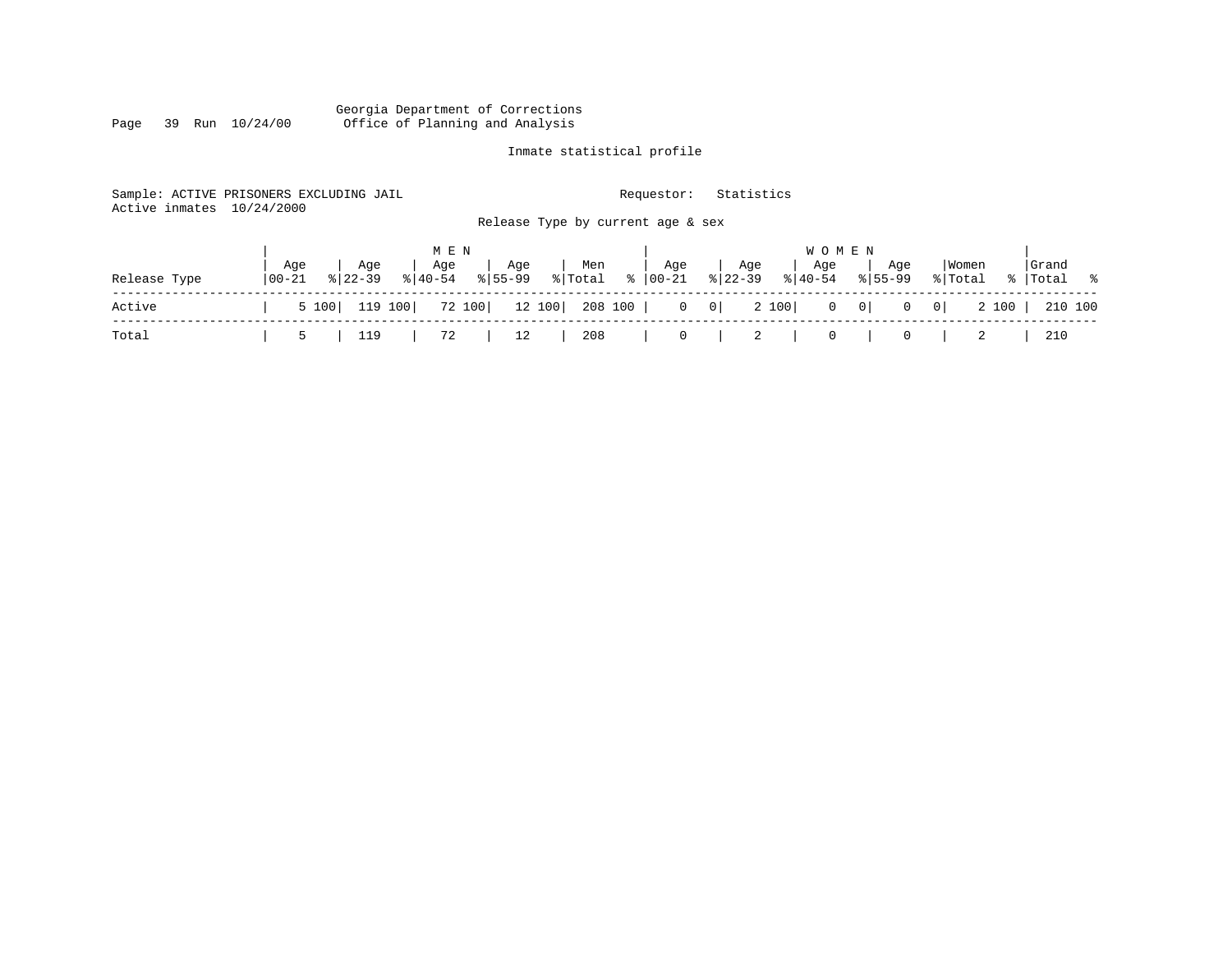Georgia Department of Corrections
Office of Planning and Analysis

Inmate statistical profile

Sample: ACTIVE PRISONERS EXCLUDING JAIL

Requestor: Statistics

Active inmates 10/24/2000

Release Type by current age & sex

| Release Type | MEN Age 00-21 | % | Age 22-39 | % | Age 40-54 | % | Age 55-99 | % | Men Total | % | WOMEN Age 00-21 | % | Age 22-39 | % | Age 40-54 | % | Age 55-99 | % | Women Total | % | Grand Total | % |
|---|---|---|---|---|---|---|---|---|---|---|---|---|---|---|---|---|---|---|---|---|---|---|
| Active | 5 | 100 | 119 | 100 | 72 | 100 | 12 | 100 | 208 | 100 | 0 | 0 | 2 | 100 | 0 | 0 | 0 | 0 | 2 | 100 | 210 | 100 |
| Total | 5 | | 119 | | 72 | | 12 | | 208 | | 0 | | 2 | | 0 | | 0 | | 2 | | 210 | |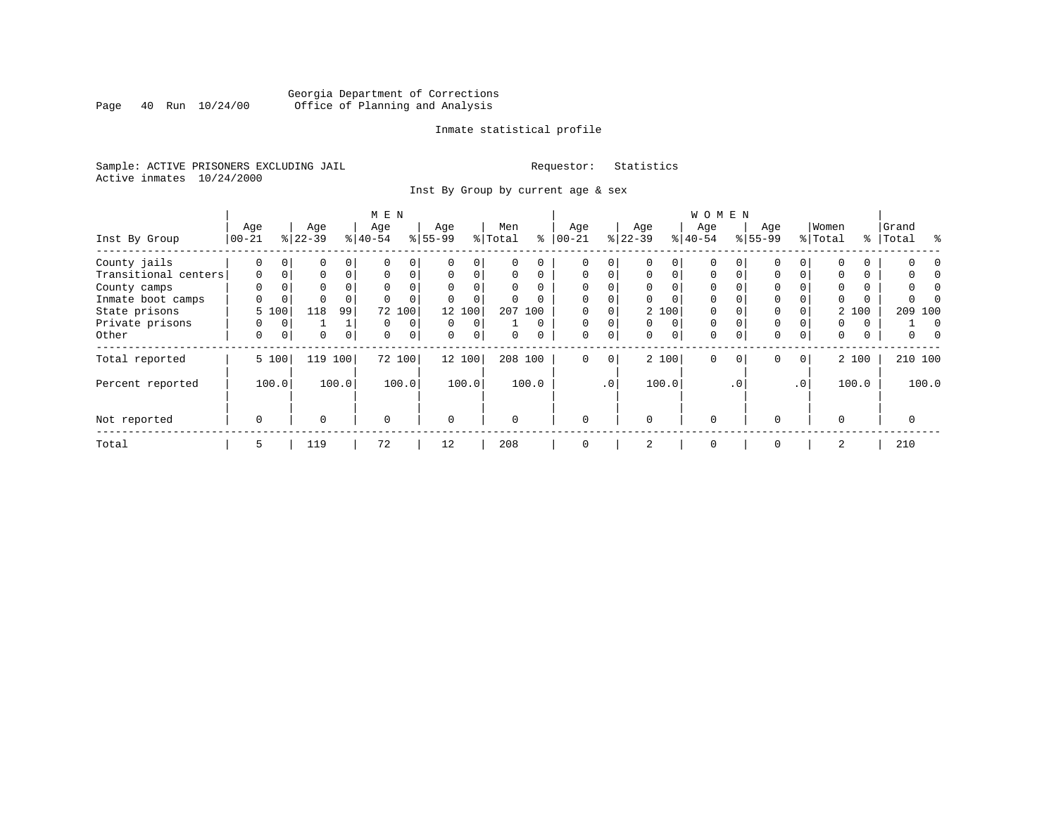Georgia Department of Corrections
Office of Planning and Analysis

Inmate statistical profile

Sample: ACTIVE PRISONERS EXCLUDING JAIL    Requestor: Statistics
Active inmates 10/24/2000

Inst By Group by current age & sex

| Inst By Group | MEN Age 00-21 | % | Age 22-39 | % | Age 40-54 | % | Age 55-99 | % | Men Total | % | WOMEN Age 00-21 | % | Age 22-39 | % | Age 40-54 | % | Age 55-99 | % | Women Total | % | Grand Total | % |
|---|---|---|---|---|---|---|---|---|---|---|---|---|---|---|---|---|---|---|---|---|---|---|
| County jails | 0 | 0 | 0 | 0 | 0 | 0 | 0 | 0 | 0 | 0 | 0 | 0 | 0 | 0 | 0 | 0 | 0 | 0 | 0 | 0 | 0 | 0 |
| Transitional centers | 0 | 0 | 0 | 0 | 0 | 0 | 0 | 0 | 0 | 0 | 0 | 0 | 0 | 0 | 0 | 0 | 0 | 0 | 0 | 0 | 0 | 0 |
| County camps | 0 | 0 | 0 | 0 | 0 | 0 | 0 | 0 | 0 | 0 | 0 | 0 | 0 | 0 | 0 | 0 | 0 | 0 | 0 | 0 | 0 | 0 |
| Inmate boot camps | 0 | 0 | 0 | 0 | 0 | 0 | 0 | 0 | 0 | 0 | 0 | 0 | 0 | 0 | 0 | 0 | 0 | 0 | 0 | 0 | 0 | 0 |
| State prisons | 5 | 100 | 118 | 99 | 72 | 100 | 12 | 100 | 207 | 100 | 0 | 0 | 2 | 100 | 0 | 0 | 0 | 0 | 2 | 100 | 209 | 100 |
| Private prisons | 0 | 0 | 1 | 1 | 0 | 0 | 0 | 0 | 1 | 0 | 0 | 0 | 0 | 0 | 0 | 0 | 0 | 0 | 0 | 0 | 1 | 0 |
| Other | 0 | 0 | 0 | 0 | 0 | 0 | 0 | 0 | 0 | 0 | 0 | 0 | 0 | 0 | 0 | 0 | 0 | 0 | 0 | 0 | 0 | 0 |
| Total reported | 5 | 100 | 119 | 100 | 72 | 100 | 12 | 100 | 208 | 100 | 0 | 0 | 2 | 100 | 0 | 0 | 0 | 0 | 2 | 100 | 210 | 100 |
| Percent reported | | 100.0 | | 100.0 | | 100.0 | | 100.0 | | 100.0 | | .0 | | 100.0 | | .0 | | .0 | | 100.0 | | 100.0 |
| Not reported | 0 | | 0 | | 0 | | 0 | | 0 | | 0 | | 0 | | 0 | | 0 | | 0 | | 0 | |
| Total | 5 | | 119 | | 72 | | 12 | | 208 | | 0 | | 2 | | 0 | | 0 | | 2 | | 210 | |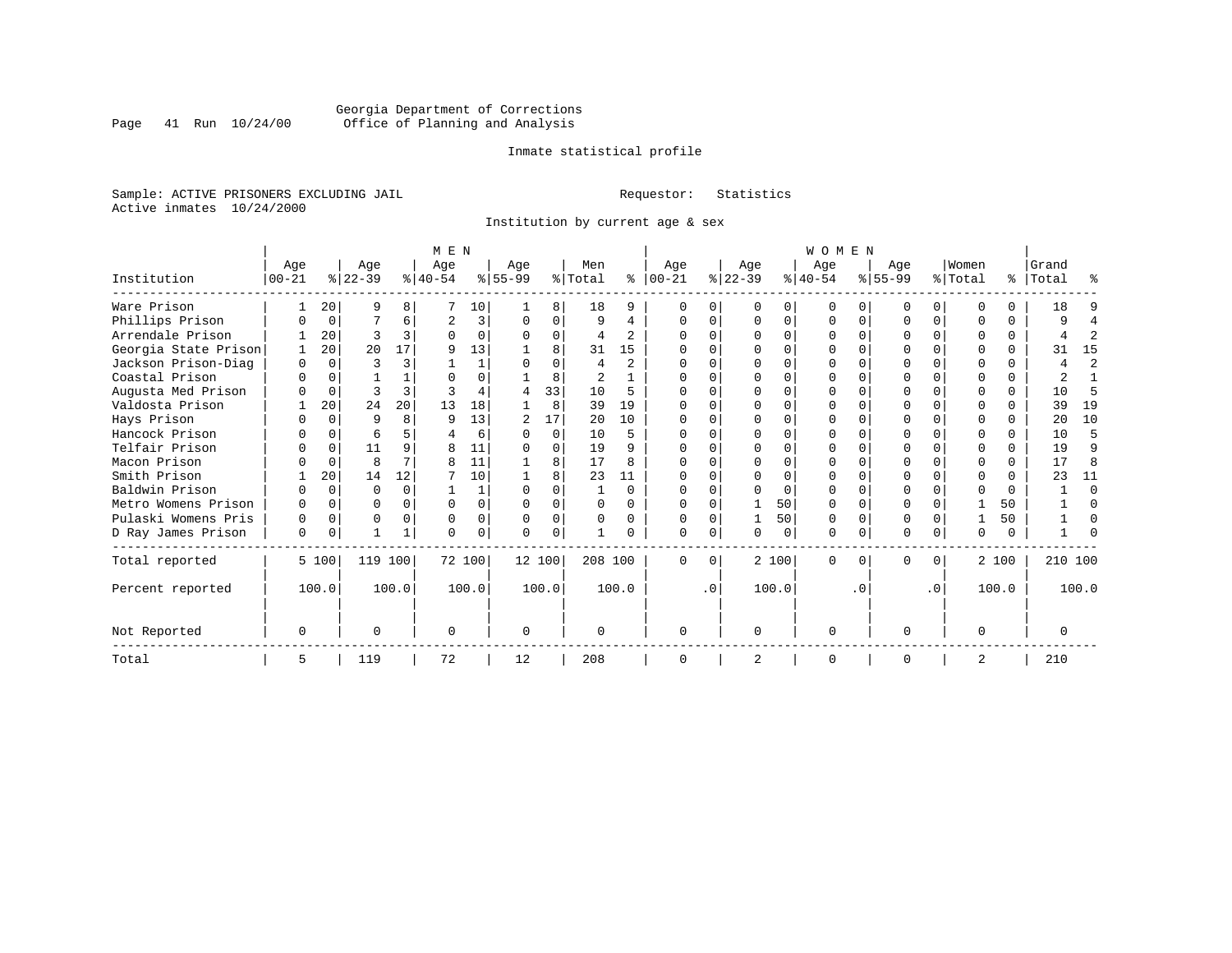Georgia Department of Corrections
Office of Planning and Analysis

Inmate statistical profile

Sample: ACTIVE PRISONERS EXCLUDING JAIL
Active inmates 10/24/2000

Requestor: Statistics

Institution by current age & sex

| Institution | MEN Age 00-21 | % | Age 22-39 | % | Age 40-54 | % | Age 55-99 | % | Men Total | % | WOMEN Age 00-21 | % | Age 22-39 | % | Age 40-54 | % | Age 55-99 | % | Women Total | % | Grand Total | % |
|---|---|---|---|---|---|---|---|---|---|---|---|---|---|---|---|---|---|---|---|---|---|---|
| Ware Prison | 1 | 20 | 9 | 8 | 7 | 10 | 1 | 8 | 18 | 9 | 0 | 0 | 0 | 0 | 0 | 0 | 0 | 0 | 0 | 0 | 18 | 9 |
| Phillips Prison | 0 | 0 | 7 | 6 | 2 | 3 | 0 | 0 | 9 | 4 | 0 | 0 | 0 | 0 | 0 | 0 | 0 | 0 | 0 | 0 | 9 | 4 |
| Arrendale Prison | 1 | 20 | 3 | 3 | 0 | 0 | 0 | 0 | 4 | 2 | 0 | 0 | 0 | 0 | 0 | 0 | 0 | 0 | 0 | 0 | 4 | 2 |
| Georgia State Prison | 1 | 20 | 20 | 17 | 9 | 13 | 1 | 8 | 31 | 15 | 0 | 0 | 0 | 0 | 0 | 0 | 0 | 0 | 0 | 0 | 31 | 15 |
| Jackson Prison-Diag | 0 | 0 | 3 | 3 | 1 | 1 | 0 | 0 | 4 | 2 | 0 | 0 | 0 | 0 | 0 | 0 | 0 | 0 | 0 | 0 | 4 | 2 |
| Coastal Prison | 0 | 0 | 1 | 1 | 0 | 0 | 1 | 8 | 2 | 1 | 0 | 0 | 0 | 0 | 0 | 0 | 0 | 0 | 0 | 0 | 2 | 1 |
| Augusta Med Prison | 0 | 0 | 3 | 3 | 3 | 4 | 4 | 33 | 10 | 5 | 0 | 0 | 0 | 0 | 0 | 0 | 0 | 0 | 0 | 0 | 10 | 5 |
| Valdosta Prison | 1 | 20 | 24 | 20 | 13 | 18 | 1 | 8 | 39 | 19 | 0 | 0 | 0 | 0 | 0 | 0 | 0 | 0 | 0 | 0 | 39 | 19 |
| Hays Prison | 0 | 0 | 9 | 8 | 9 | 13 | 2 | 17 | 20 | 10 | 0 | 0 | 0 | 0 | 0 | 0 | 0 | 0 | 0 | 0 | 20 | 10 |
| Hancock Prison | 0 | 0 | 6 | 5 | 4 | 6 | 0 | 0 | 10 | 5 | 0 | 0 | 0 | 0 | 0 | 0 | 0 | 0 | 0 | 0 | 10 | 5 |
| Telfair Prison | 0 | 0 | 11 | 9 | 8 | 11 | 0 | 0 | 19 | 9 | 0 | 0 | 0 | 0 | 0 | 0 | 0 | 0 | 0 | 0 | 19 | 9 |
| Macon Prison | 0 | 0 | 8 | 7 | 8 | 11 | 1 | 8 | 17 | 8 | 0 | 0 | 0 | 0 | 0 | 0 | 0 | 0 | 0 | 0 | 17 | 8 |
| Smith Prison | 1 | 20 | 14 | 12 | 7 | 10 | 1 | 8 | 23 | 11 | 0 | 0 | 0 | 0 | 0 | 0 | 0 | 0 | 0 | 0 | 23 | 11 |
| Baldwin Prison | 0 | 0 | 0 | 0 | 1 | 1 | 0 | 0 | 1 | 0 | 0 | 0 | 0 | 0 | 0 | 0 | 0 | 0 | 0 | 0 | 1 | 0 |
| Metro Womens Prison | 0 | 0 | 0 | 0 | 0 | 0 | 0 | 0 | 0 | 0 | 0 | 0 | 1 | 50 | 0 | 0 | 0 | 0 | 1 | 50 | 1 | 0 |
| Pulaski Womens Pris | 0 | 0 | 0 | 0 | 0 | 0 | 0 | 0 | 0 | 0 | 0 | 0 | 1 | 50 | 0 | 0 | 0 | 0 | 1 | 50 | 1 | 0 |
| D Ray James Prison | 0 | 0 | 1 | 1 | 0 | 0 | 0 | 0 | 1 | 0 | 0 | 0 | 0 | 0 | 0 | 0 | 0 | 0 | 0 | 0 | 1 | 0 |
| Total reported | 5 | 100 | 119 | 100 | 72 | 100 | 12 | 100 | 208 | 100 | 0 | 0 | 2 | 100 | 0 | 0 | 0 | 0 | 2 | 100 | 210 | 100 |
| Percent reported | | 100.0 | | 100.0 | | 100.0 | | 100.0 | | 100.0 | | .0 | | 100.0 | | .0 | | .0 | | 100.0 | | 100.0 |
| Not Reported | 0 | | 0 | | 0 | | 0 | | 0 | | 0 | | 0 | | 0 | | 0 | | 0 | | 0 | |
| Total | 5 | | 119 | | 72 | | 12 | | 208 | | 0 | | 2 | | 0 | | 0 | | 2 | | 210 | |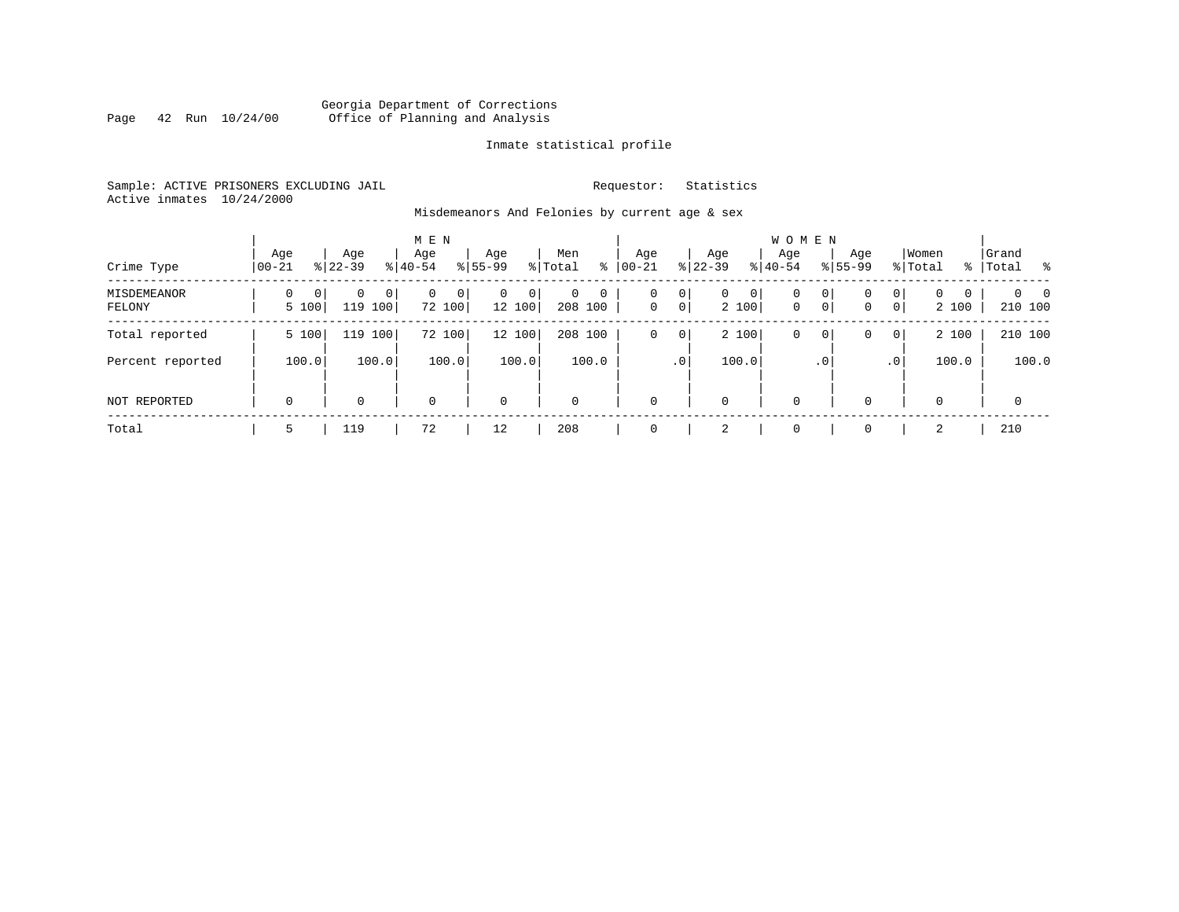Georgia Department of Corrections
Office of Planning and Analysis

Inmate statistical profile

Sample: ACTIVE PRISONERS EXCLUDING JAIL
Active inmates 10/24/2000

Requestor: Statistics

Misdemeanors And Felonies by current age & sex

| Crime Type | MEN Age 00-21 | % | Age 22-39 | % | Age 40-54 | % | Age 55-99 | % | Men Total | % | WOMEN Age 00-21 | % | Age 22-39 | % | Age 40-54 | % | Age 55-99 | % | Women Total | % | Grand Total | % |
|---|---|---|---|---|---|---|---|---|---|---|---|---|---|---|---|---|---|---|---|---|---|---|
| MISDEMEANOR | 0 | 0 | 0 | 0 | 0 | 0 | 0 | 0 | 0 | 0 | 0 | 0 | 0 | 0 | 0 | 0 | 0 | 0 | 0 | 0 | 0 | 0 |
| FELONY | 5 | 100 | 119 | 100 | 72 | 100 | 12 | 100 | 208 | 100 | 0 | 0 | 2 | 100 | 0 | 0 | 0 | 0 | 2 | 100 | 210 | 100 |
| Total reported | 5 | 100 | 119 | 100 | 72 | 100 | 12 | 100 | 208 | 100 | 0 | 0 | 2 | 100 | 0 | 0 | 0 | 0 | 2 | 100 | 210 | 100 |
| Percent reported | | 100.0 | | 100.0 | | 100.0 | | 100.0 | | 100.0 | | .0 | | 100.0 | | .0 | | .0 | | 100.0 | | 100.0 |
| NOT REPORTED | 0 | | 0 | | 0 | | 0 | | 0 | | 0 | | 0 | | 0 | | 0 | | 0 | | 0 | |
| Total | 5 | | 119 | | 72 | | 12 | | 208 | | 0 | | 2 | | 0 | | 0 | | 2 | | 210 | |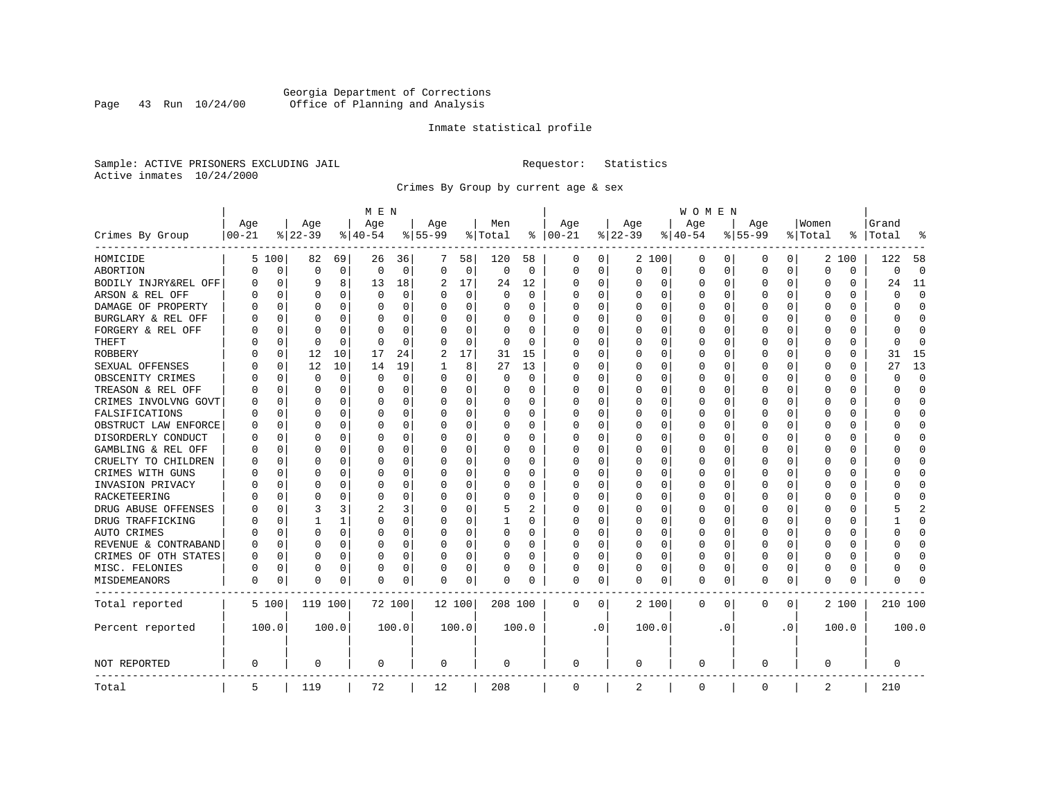Georgia Department of Corrections
Office of Planning and Analysis

Inmate statistical profile

Sample: ACTIVE PRISONERS EXCLUDING JAIL

Requestor: Statistics

Active inmates 10/24/2000

Crimes By Group by current age & sex

| Crimes By Group | MEN Age 00-21 | % | Age 22-39 | % | Age 40-54 | % | Age 55-99 | % | Men Total | % | WOMEN Age 00-21 | % | Age 22-39 | % | Age 40-54 | % | Age 55-99 | % | Women Total | % | Grand Total | % |
|---|---|---|---|---|---|---|---|---|---|---|---|---|---|---|---|---|---|---|---|---|---|---|
| HOMICIDE | 5 | 100 | 82 | 69 | 26 | 36 | 7 | 58 | 120 | 58 | 0 | 0 | 2 | 100 | 0 | 0 | 0 | 0 | 2 | 100 | 122 | 58 |
| ABORTION | 0 | 0 | 0 | 0 | 0 | 0 | 0 | 0 | 0 | 0 | 0 | 0 | 0 | 0 | 0 | 0 | 0 | 0 | 0 | 0 | 0 | 0 |
| BODILY INJRY&REL OFF | 0 | 0 | 9 | 8 | 13 | 18 | 2 | 17 | 24 | 12 | 0 | 0 | 0 | 0 | 0 | 0 | 0 | 0 | 0 | 0 | 24 | 11 |
| ARSON & REL OFF | 0 | 0 | 0 | 0 | 0 | 0 | 0 | 0 | 0 | 0 | 0 | 0 | 0 | 0 | 0 | 0 | 0 | 0 | 0 | 0 | 0 | 0 |
| DAMAGE OF PROPERTY | 0 | 0 | 0 | 0 | 0 | 0 | 0 | 0 | 0 | 0 | 0 | 0 | 0 | 0 | 0 | 0 | 0 | 0 | 0 | 0 | 0 | 0 |
| BURGLARY & REL OFF | 0 | 0 | 0 | 0 | 0 | 0 | 0 | 0 | 0 | 0 | 0 | 0 | 0 | 0 | 0 | 0 | 0 | 0 | 0 | 0 | 0 | 0 |
| FORGERY & REL OFF | 0 | 0 | 0 | 0 | 0 | 0 | 0 | 0 | 0 | 0 | 0 | 0 | 0 | 0 | 0 | 0 | 0 | 0 | 0 | 0 | 0 | 0 |
| THEFT | 0 | 0 | 0 | 0 | 0 | 0 | 0 | 0 | 0 | 0 | 0 | 0 | 0 | 0 | 0 | 0 | 0 | 0 | 0 | 0 | 0 | 0 |
| ROBBERY | 0 | 0 | 12 | 10 | 17 | 24 | 2 | 17 | 31 | 15 | 0 | 0 | 0 | 0 | 0 | 0 | 0 | 0 | 0 | 0 | 31 | 15 |
| SEXUAL OFFENSES | 0 | 0 | 12 | 10 | 14 | 19 | 1 | 8 | 27 | 13 | 0 | 0 | 0 | 0 | 0 | 0 | 0 | 0 | 0 | 0 | 27 | 13 |
| OBSCENITY CRIMES | 0 | 0 | 0 | 0 | 0 | 0 | 0 | 0 | 0 | 0 | 0 | 0 | 0 | 0 | 0 | 0 | 0 | 0 | 0 | 0 | 0 | 0 |
| TREASON & REL OFF | 0 | 0 | 0 | 0 | 0 | 0 | 0 | 0 | 0 | 0 | 0 | 0 | 0 | 0 | 0 | 0 | 0 | 0 | 0 | 0 | 0 | 0 |
| CRIMES INVOLVNG GOVT | 0 | 0 | 0 | 0 | 0 | 0 | 0 | 0 | 0 | 0 | 0 | 0 | 0 | 0 | 0 | 0 | 0 | 0 | 0 | 0 | 0 | 0 |
| FALSIFICATIONS | 0 | 0 | 0 | 0 | 0 | 0 | 0 | 0 | 0 | 0 | 0 | 0 | 0 | 0 | 0 | 0 | 0 | 0 | 0 | 0 | 0 | 0 |
| OBSTRUCT LAW ENFORCE | 0 | 0 | 0 | 0 | 0 | 0 | 0 | 0 | 0 | 0 | 0 | 0 | 0 | 0 | 0 | 0 | 0 | 0 | 0 | 0 | 0 | 0 |
| DISORDERLY CONDUCT | 0 | 0 | 0 | 0 | 0 | 0 | 0 | 0 | 0 | 0 | 0 | 0 | 0 | 0 | 0 | 0 | 0 | 0 | 0 | 0 | 0 | 0 |
| GAMBLING & REL OFF | 0 | 0 | 0 | 0 | 0 | 0 | 0 | 0 | 0 | 0 | 0 | 0 | 0 | 0 | 0 | 0 | 0 | 0 | 0 | 0 | 0 | 0 |
| CRUELTY TO CHILDREN | 0 | 0 | 0 | 0 | 0 | 0 | 0 | 0 | 0 | 0 | 0 | 0 | 0 | 0 | 0 | 0 | 0 | 0 | 0 | 0 | 0 | 0 |
| CRIMES WITH GUNS | 0 | 0 | 0 | 0 | 0 | 0 | 0 | 0 | 0 | 0 | 0 | 0 | 0 | 0 | 0 | 0 | 0 | 0 | 0 | 0 | 0 | 0 |
| INVASION PRIVACY | 0 | 0 | 0 | 0 | 0 | 0 | 0 | 0 | 0 | 0 | 0 | 0 | 0 | 0 | 0 | 0 | 0 | 0 | 0 | 0 | 0 | 0 |
| RACKETEERING | 0 | 0 | 0 | 0 | 0 | 0 | 0 | 0 | 0 | 0 | 0 | 0 | 0 | 0 | 0 | 0 | 0 | 0 | 0 | 0 | 0 | 0 |
| DRUG ABUSE OFFENSES | 0 | 0 | 3 | 3 | 2 | 3 | 0 | 0 | 5 | 2 | 0 | 0 | 0 | 0 | 0 | 0 | 0 | 0 | 0 | 0 | 5 | 2 |
| DRUG TRAFFICKING | 0 | 0 | 1 | 1 | 0 | 0 | 0 | 0 | 1 | 0 | 0 | 0 | 0 | 0 | 0 | 0 | 0 | 0 | 0 | 0 | 1 | 0 |
| AUTO CRIMES | 0 | 0 | 0 | 0 | 0 | 0 | 0 | 0 | 0 | 0 | 0 | 0 | 0 | 0 | 0 | 0 | 0 | 0 | 0 | 0 | 0 | 0 |
| REVENUE & CONTRABAND | 0 | 0 | 0 | 0 | 0 | 0 | 0 | 0 | 0 | 0 | 0 | 0 | 0 | 0 | 0 | 0 | 0 | 0 | 0 | 0 | 0 | 0 |
| CRIMES OF OTH STATES | 0 | 0 | 0 | 0 | 0 | 0 | 0 | 0 | 0 | 0 | 0 | 0 | 0 | 0 | 0 | 0 | 0 | 0 | 0 | 0 | 0 | 0 |
| MISC. FELONIES | 0 | 0 | 0 | 0 | 0 | 0 | 0 | 0 | 0 | 0 | 0 | 0 | 0 | 0 | 0 | 0 | 0 | 0 | 0 | 0 | 0 | 0 |
| MISDEMEANORS | 0 | 0 | 0 | 0 | 0 | 0 | 0 | 0 | 0 | 0 | 0 | 0 | 0 | 0 | 0 | 0 | 0 | 0 | 0 | 0 | 0 | 0 |
| Total reported | 5 | 100 | 119 | 100 | 72 | 100 | 12 | 100 | 208 | 100 | 0 | 0 | 2 | 100 | 0 | 0 | 0 | 0 | 2 | 100 | 210 | 100 |
| Percent reported | 100.0 | | 100.0 | | 100.0 | | 100.0 | | 100.0 | | .0 | | 100.0 | | .0 | | .0 | | 100.0 | | 100.0 | |
| NOT REPORTED | 0 | | 0 | | 0 | | 0 | | 0 | | 0 | | 0 | | 0 | | 0 | | 0 | | 0 | |
| Total | 5 | | 119 | | 72 | | 12 | | 208 | | 0 | | 2 | | 0 | | 0 | | 2 | | 210 | |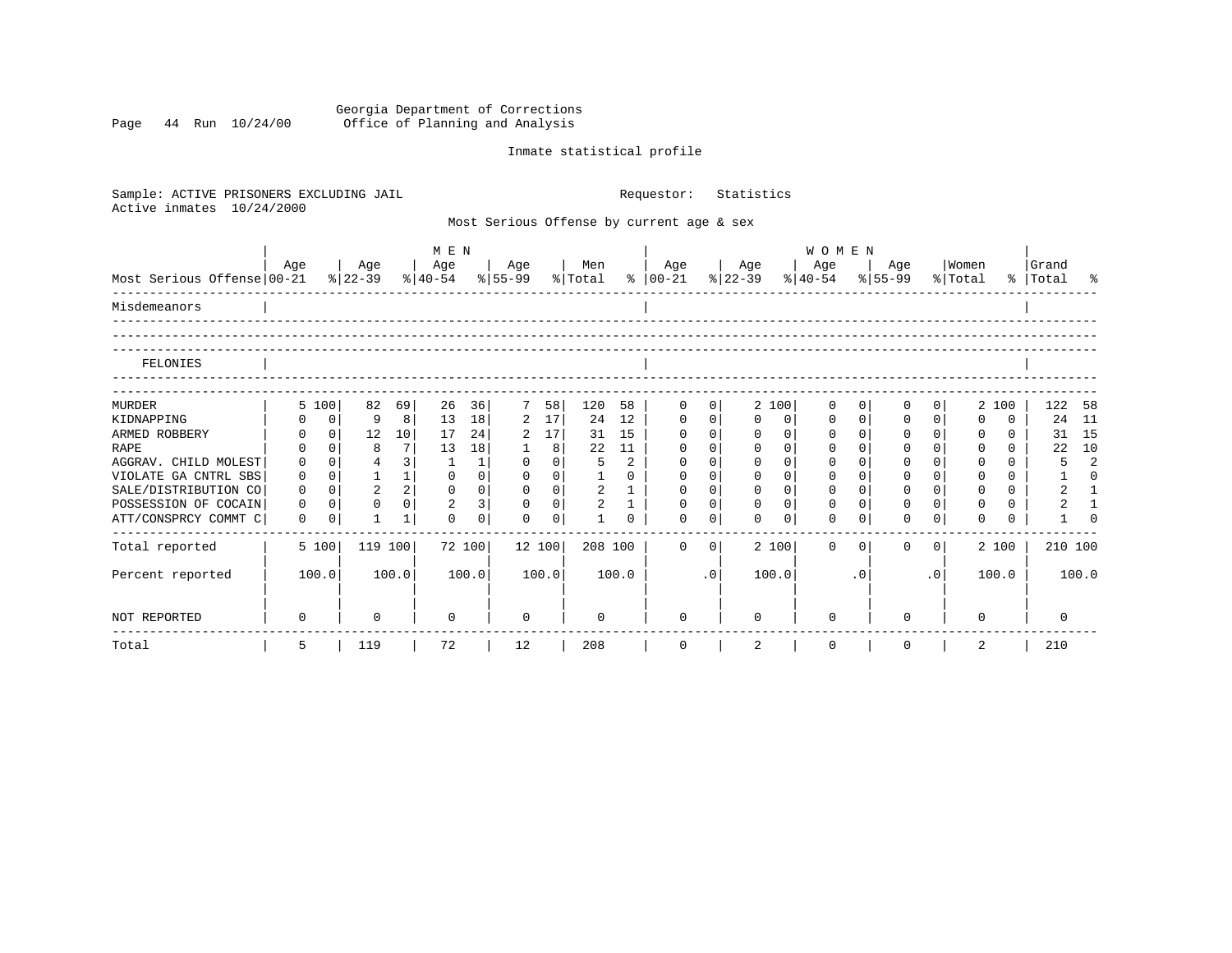Georgia Department of Corrections
Office of Planning and Analysis

Inmate statistical profile

Sample: ACTIVE PRISONERS EXCLUDING JAIL    Requestor: Statistics
Active inmates 10/24/2000

Most Serious Offense by current age & sex

| Most Serious Offense | MEN Age 00-21 | % | Age 22-39 | % | Age 40-54 | % | Age 55-99 | % | Men Total | % | WOMEN Age 00-21 | % | Age 22-39 | % | Age 40-54 | % | Age 55-99 | % | Women Total | % | Grand Total | % |
|---|---|---|---|---|---|---|---|---|---|---|---|---|---|---|---|---|---|---|---|---|---|---|
| Misdemeanors | | | | | | | | | | | | | | | | | | | | | | |
| FELONIES | | | | | | | | | | | | | | | | | | | | | | |
| MURDER | 5 | 100 | 82 | 69 | 26 | 36 | 7 | 58 | 120 | 58 | 0 | 0 | 2 | 100 | 0 | 0 | 0 | 0 | 2 | 100 | 122 | 58 |
| KIDNAPPING | 0 | 0 | 9 | 8 | 13 | 18 | 2 | 17 | 24 | 12 | 0 | 0 | 0 | 0 | 0 | 0 | 0 | 0 | 0 | 0 | 24 | 11 |
| ARMED ROBBERY | 0 | 0 | 12 | 10 | 17 | 24 | 2 | 17 | 31 | 15 | 0 | 0 | 0 | 0 | 0 | 0 | 0 | 0 | 0 | 0 | 31 | 15 |
| RAPE | 0 | 0 | 8 | 7 | 13 | 18 | 1 | 8 | 22 | 11 | 0 | 0 | 0 | 0 | 0 | 0 | 0 | 0 | 0 | 0 | 22 | 10 |
| AGGRAV. CHILD MOLEST | 0 | 0 | 4 | 3 | 1 | 1 | 0 | 0 | 5 | 2 | 0 | 0 | 0 | 0 | 0 | 0 | 0 | 0 | 0 | 0 | 5 | 2 |
| VIOLATE GA CNTRL SBS | 0 | 0 | 1 | 1 | 0 | 0 | 0 | 0 | 1 | 0 | 0 | 0 | 0 | 0 | 0 | 0 | 0 | 0 | 0 | 0 | 1 | 0 |
| SALE/DISTRIBUTION CO | 0 | 0 | 2 | 2 | 0 | 0 | 0 | 0 | 2 | 1 | 0 | 0 | 0 | 0 | 0 | 0 | 0 | 0 | 0 | 0 | 2 | 1 |
| POSSESSION OF COCAIN | 0 | 0 | 0 | 0 | 2 | 3 | 0 | 0 | 2 | 1 | 0 | 0 | 0 | 0 | 0 | 0 | 0 | 0 | 0 | 0 | 2 | 1 |
| ATT/CONSPRCY COMMT C | 0 | 0 | 1 | 1 | 0 | 0 | 0 | 0 | 1 | 0 | 0 | 0 | 0 | 0 | 0 | 0 | 0 | 0 | 0 | 0 | 1 | 0 |
| Total reported | 5 | 100 | 119 | 100 | 72 | 100 | 12 | 100 | 208 | 100 | 0 | 0 | 2 | 100 | 0 | 0 | 0 | 0 | 2 | 100 | 210 | 100 |
| Percent reported | | 100.0 | | 100.0 | | 100.0 | | 100.0 | | 100.0 | | .0 | | 100.0 | | .0 | | .0 | | 100.0 | | 100.0 |
| NOT REPORTED | 0 | | 0 | | 0 | | 0 | | 0 | | 0 | | 0 | | 0 | | 0 | | 0 | | 0 | |
| Total | 5 | | 119 | | 72 | | 12 | | 208 | | 0 | | 2 | | 0 | | 0 | | 2 | | 210 | |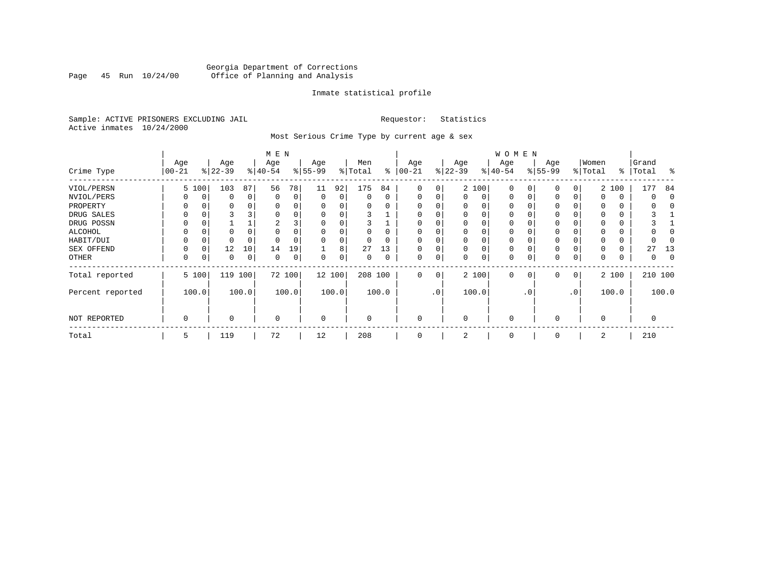Georgia Department of Corrections
Office of Planning and Analysis

Inmate statistical profile

Sample: ACTIVE PRISONERS EXCLUDING JAIL    Requestor: Statistics
Active inmates 10/24/2000

Most Serious Crime Type by current age & sex

| | MEN | | | | | | | | | | WOMEN | | | | | | | | | | | |
|---|---|---|---|---|---|---|---|---|---|---|---|---|---|---|---|---|---|---|---|---|---|---|
| Crime Type | Age 00-21 | % | Age 22-39 | % | Age 40-54 | % | Age 55-99 | % | Men Total | % | Age 00-21 | % | Age 22-39 | % | Age 40-54 | % | Age 55-99 | % | Women Total | % | Grand Total | % |
| VIOL/PERSN | 5 | 100 | 103 | 87 | 56 | 78 | 11 | 92 | 175 | 84 | 0 | 0 | 2 | 100 | 0 | 0 | 0 | 0 | 2 | 100 | 177 | 84 |
| NVIOL/PERS | 0 | 0 | 0 | 0 | 0 | 0 | 0 | 0 | 0 | 0 | 0 | 0 | 0 | 0 | 0 | 0 | 0 | 0 | 0 | 0 | 0 | 0 |
| PROPERTY | 0 | 0 | 0 | 0 | 0 | 0 | 0 | 0 | 0 | 0 | 0 | 0 | 0 | 0 | 0 | 0 | 0 | 0 | 0 | 0 | 0 | 0 |
| DRUG SALES | 0 | 0 | 3 | 3 | 0 | 0 | 0 | 0 | 3 | 1 | 0 | 0 | 0 | 0 | 0 | 0 | 0 | 0 | 0 | 0 | 3 | 1 |
| DRUG POSSN | 0 | 0 | 1 | 1 | 2 | 3 | 0 | 0 | 3 | 1 | 0 | 0 | 0 | 0 | 0 | 0 | 0 | 0 | 0 | 0 | 3 | 1 |
| ALCOHOL | 0 | 0 | 0 | 0 | 0 | 0 | 0 | 0 | 0 | 0 | 0 | 0 | 0 | 0 | 0 | 0 | 0 | 0 | 0 | 0 | 0 | 0 |
| HABIT/DUI | 0 | 0 | 0 | 0 | 0 | 0 | 0 | 0 | 0 | 0 | 0 | 0 | 0 | 0 | 0 | 0 | 0 | 0 | 0 | 0 | 0 | 0 |
| SEX OFFEND | 0 | 0 | 12 | 10 | 14 | 19 | 1 | 8 | 27 | 13 | 0 | 0 | 0 | 0 | 0 | 0 | 0 | 0 | 0 | 0 | 27 | 13 |
| OTHER | 0 | 0 | 0 | 0 | 0 | 0 | 0 | 0 | 0 | 0 | 0 | 0 | 0 | 0 | 0 | 0 | 0 | 0 | 0 | 0 | 0 | 0 |
| Total reported | 5 | 100 | 119 | 100 | 72 | 100 | 12 | 100 | 208 | 100 | 0 | 0 | 2 | 100 | 0 | 0 | 0 | 0 | 2 | 100 | 210 | 100 |
| Percent reported | 100.0 | | 100.0 | | 100.0 | | 100.0 | | 100.0 | | .0 | | 100.0 | | .0 | | .0 | | 100.0 | | 100.0 | |
| NOT REPORTED | 0 | | 0 | | 0 | | 0 | | 0 | | 0 | | 0 | | 0 | | 0 | | 0 | | 0 | |
| Total | 5 | | 119 | | 72 | | 12 | | 208 | | 0 | | 2 | | 0 | | 0 | | 2 | | 210 | |